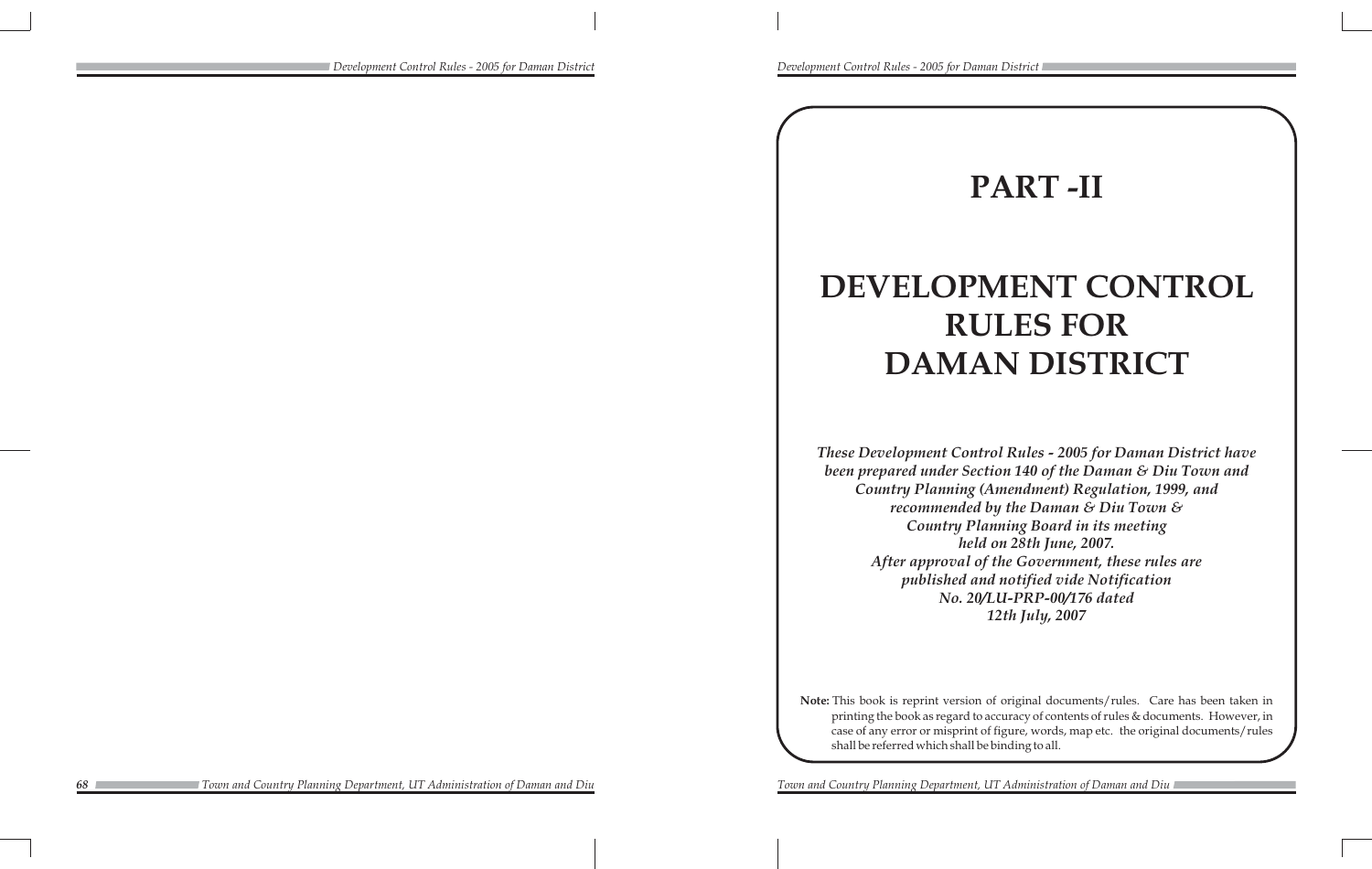# PART -II

# DEVELOPMENT CONTROL RULES FOR DAMAN DISTRICT

*These Development Control Rules - 2005 for Daman District have been prepared under Section 140 of the Daman & Diu Town and Country Planning (Amendment) Regulation, 1999, and recommended by the Daman & Diu Town & Country Planning Board in its meeting held on 28th June, 2007.*
*After approval of the Government, these rules are published and notified vide Notification No. 20/LU-PRP-00/176 dated 12th July, 2007*

**Note:** This book is reprint version of original documents/rules. Care has been taken in printing the book as regard to accuracy of contents of rules & documents. However, in case of any error or misprint of figure, words, map etc. the original documents/rules shall be referred which shall be binding to all.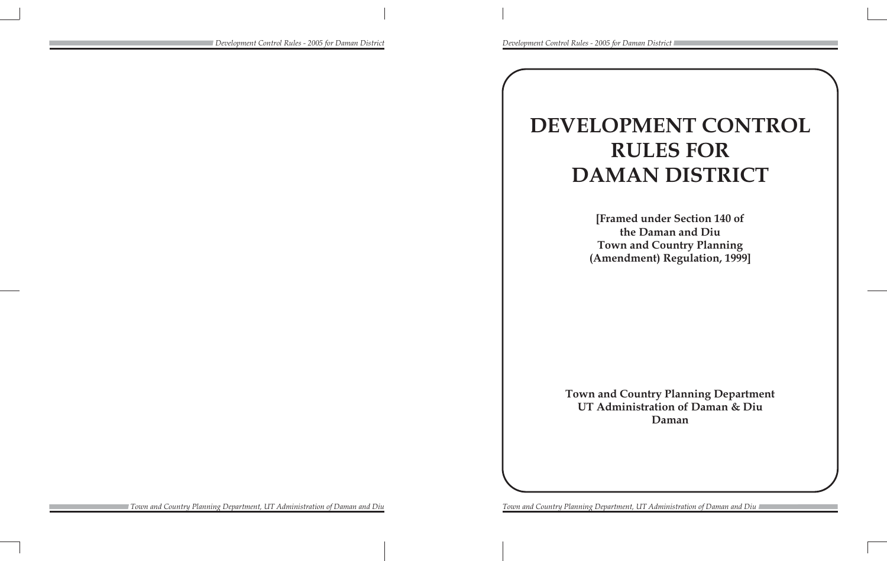# DEVELOPMENT CONTROL RULES FOR DAMAN DISTRICT

**[Framed under Section 140 of the Daman and Diu Town and Country Planning (Amendment) Regulation, 1999]**

**Town and Country Planning Department**
**UT Administration of Daman & Diu**
**Daman**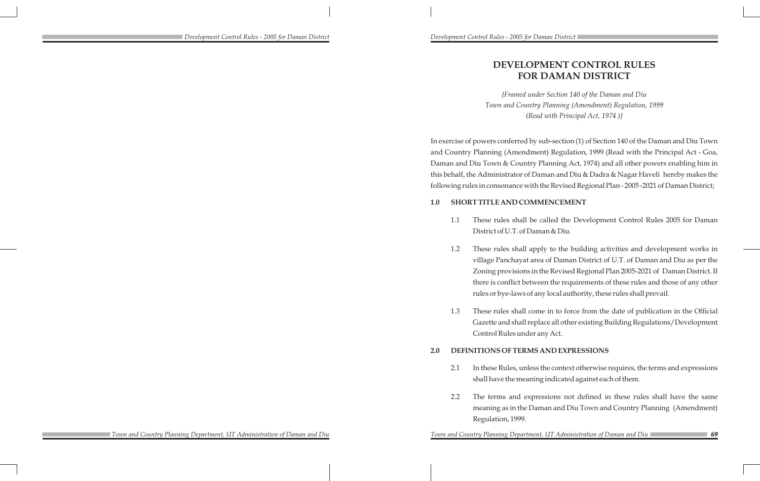# DEVELOPMENT CONTROL RULES FOR DAMAN DISTRICT

*{Framed under Section 140 of the Daman and Diu Town and Country Planning (Amendment) Regulation, 1999 (Read with Principal Act, 1974 )}*

In exercise of powers conferred by sub-section (1) of Section 140 of the Daman and Diu Town and Country Planning (Amendment) Regulation, 1999 (Read with the Principal Act - Goa, Daman and Diu Town & Country Planning Act, 1974) and all other powers enabling him in this behalf, the Administrator of Daman and Diu & Dadra & Nagar Haveli hereby makes the following rules in consonance with the Revised Regional Plan - 2005 -2021 of Daman District;

## 1.0 SHORT TITLE AND COMMENCEMENT

1.1 These rules shall be called the Development Control Rules 2005 for Daman District of U.T. of Daman & Diu.

1.2 These rules shall apply to the building activities and development works in village Panchayat area of Daman District of U.T. of Daman and Diu as per the Zoning provisions in the Revised Regional Plan 2005-2021 of Daman District. If there is conflict between the requirements of these rules and those of any other rules or bye-laws of any local authority, these rules shall prevail.

1.3 These rules shall come in to force from the date of publication in the Official Gazette and shall replace all other existing Building Regulations/Development Control Rules under any Act.

## 2.0 DEFINITIONS OF TERMS AND EXPRESSIONS

2.1 In these Rules, unless the context otherwise requires, the terms and expressions shall have the meaning indicated against each of them.

2.2 The terms and expressions not defined in these rules shall have the same meaning as in the Daman and Diu Town and Country Planning (Amendment) Regulation, 1999.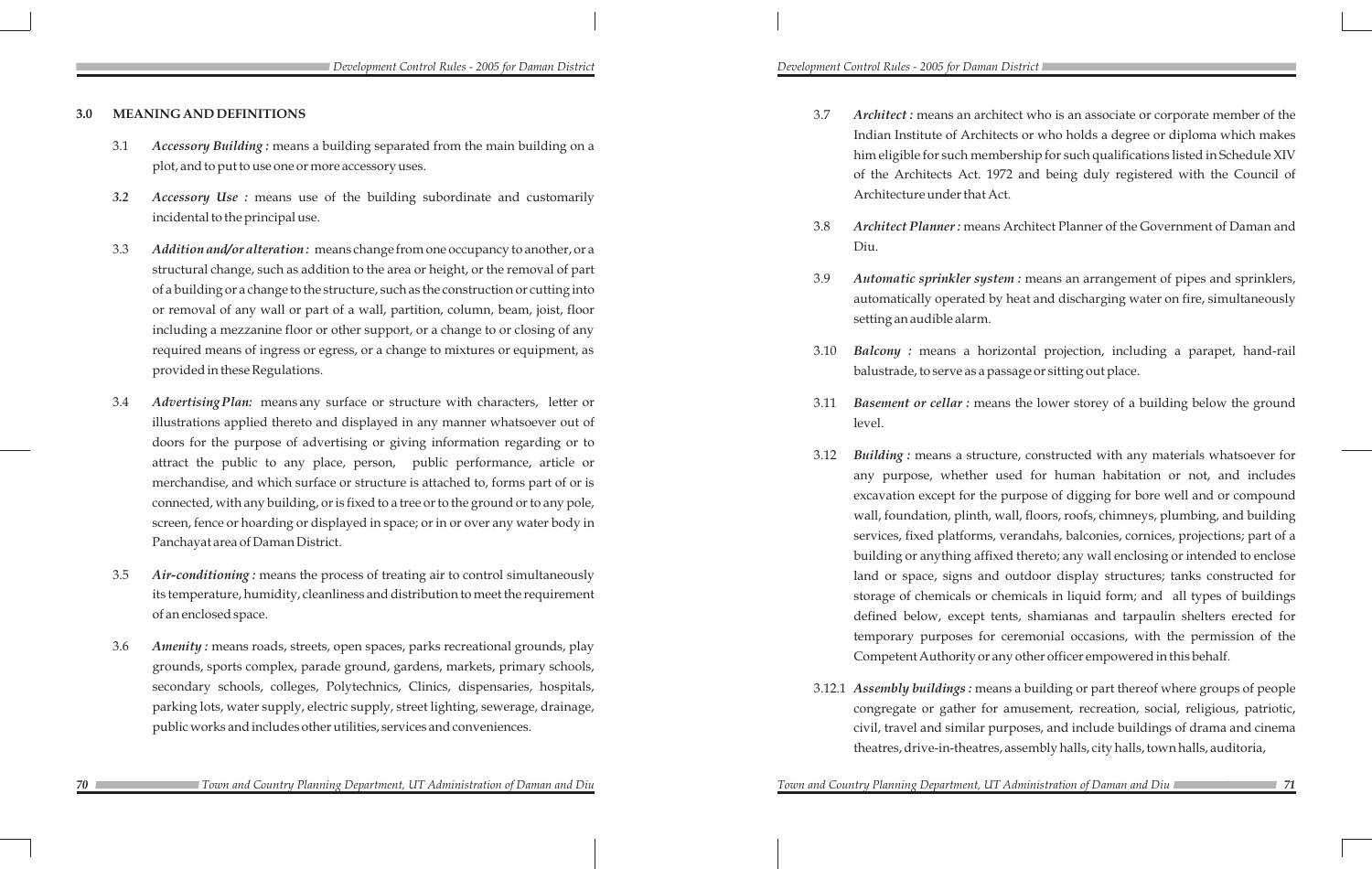## 3.0 MEANING AND DEFINITIONS

3.1 ***Accessory Building :*** means a building separated from the main building on a plot, and to put to use one or more accessory uses.

*3.2* ***Accessory Use :*** means use of the building subordinate and customarily incidental to the principal use.

3.3 ***Addition and/or alteration :*** means change from one occupancy to another, or a structural change, such as addition to the area or height, or the removal of part of a building or a change to the structure, such as the construction or cutting into or removal of any wall or part of a wall, partition, column, beam, joist, floor including a mezzanine floor or other support, or a change to or closing of any required means of ingress or egress, or a change to mixtures or equipment, as provided in these Regulations.

3.4 ***Advertising Plan:*** means any surface or structure with characters, letter or illustrations applied thereto and displayed in any manner whatsoever out of doors for the purpose of advertising or giving information regarding or to attract the public to any place, person, public performance, article or merchandise, and which surface or structure is attached to, forms part of or is connected, with any building, or is fixed to a tree or to the ground or to any pole, screen, fence or hoarding or displayed in space; or in or over any water body in Panchayat area of Daman District.

3.5 ***Air-conditioning :*** means the process of treating air to control simultaneously its temperature, humidity, cleanliness and distribution to meet the requirement of an enclosed space.

3.6 ***Amenity :*** means roads, streets, open spaces, parks recreational grounds, play grounds, sports complex, parade ground, gardens, markets, primary schools, secondary schools, colleges, Polytechnics, Clinics, dispensaries, hospitals, parking lots, water supply, electric supply, street lighting, sewerage, drainage, public works and includes other utilities, services and conveniences.

3.7 ***Architect :*** means an architect who is an associate or corporate member of the Indian Institute of Architects or who holds a degree or diploma which makes him eligible for such membership for such qualifications listed in Schedule XIV of the Architects Act. 1972 and being duly registered with the Council of Architecture under that Act.

3.8 ***Architect Planner :*** means Architect Planner of the Government of Daman and Diu.

3.9 ***Automatic sprinkler system :*** means an arrangement of pipes and sprinklers, automatically operated by heat and discharging water on fire, simultaneously setting an audible alarm.

3.10 ***Balcony :*** means a horizontal projection, including a parapet, hand-rail balustrade, to serve as a passage or sitting out place.

3.11 ***Basement or cellar :*** means the lower storey of a building below the ground level.

3.12 ***Building :*** means a structure, constructed with any materials whatsoever for any purpose, whether used for human habitation or not, and includes excavation except for the purpose of digging for bore well and or compound wall, foundation, plinth, wall, floors, roofs, chimneys, plumbing, and building services, fixed platforms, verandahs, balconies, cornices, projections; part of a building or anything affixed thereto; any wall enclosing or intended to enclose land or space, signs and outdoor display structures; tanks constructed for storage of chemicals or chemicals in liquid form; and all types of buildings defined below, except tents, shamianas and tarpaulin shelters erected for temporary purposes for ceremonial occasions, with the permission of the Competent Authority or any other officer empowered in this behalf.

3.12.1 ***Assembly buildings :*** means a building or part thereof where groups of people congregate or gather for amusement, recreation, social, religious, patriotic, civil, travel and similar purposes, and include buildings of drama and cinema theatres, drive-in-theatres, assembly halls, city halls, town halls, auditoria,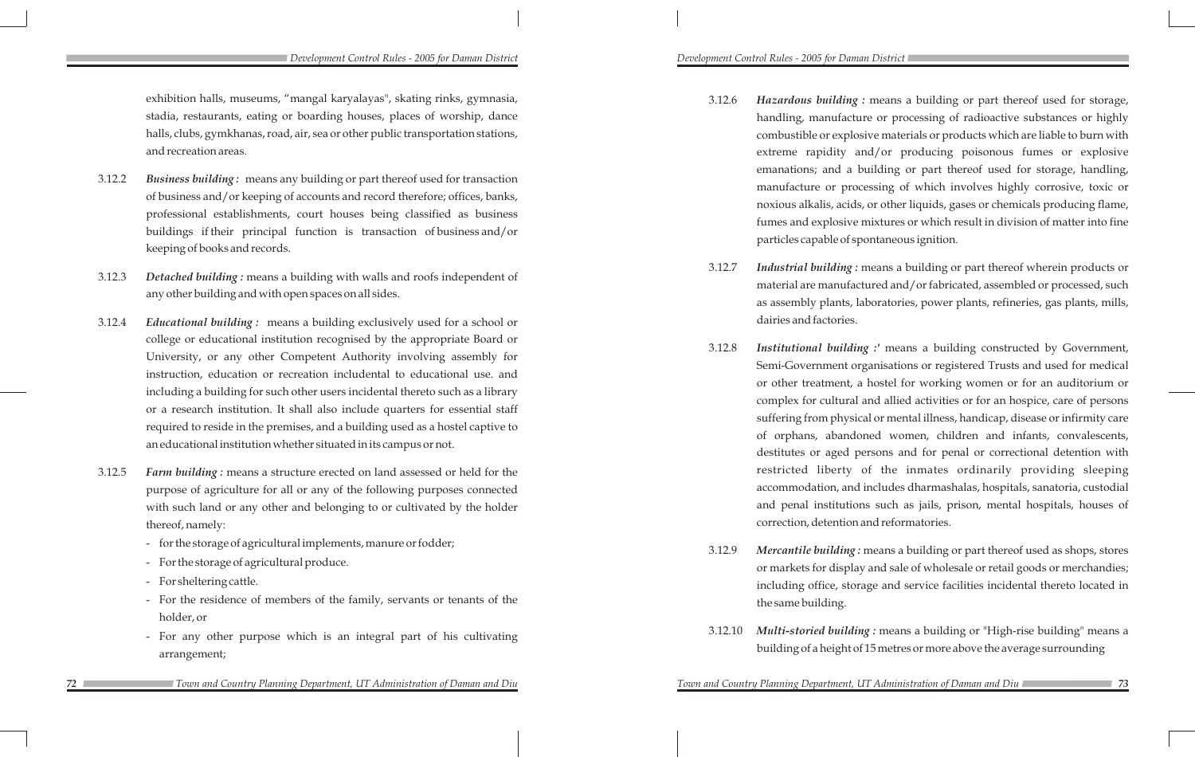exhibition halls, museums, "mangal karyalayas", skating rinks, gymnasia, stadia, restaurants, eating or boarding houses, places of worship, dance halls, clubs, gymkhanas, road, air, sea or other public transportation stations, and recreation areas.

3.12.2 ***Business building :*** means any building or part thereof used for transaction of business and/or keeping of accounts and record therefore; offices, banks, professional establishments, court houses being classified as business buildings if their principal function is transaction of business and/or keeping of books and records.

3.12.3 ***Detached building :*** means a building with walls and roofs independent of any other building and with open spaces on all sides.

3.12.4 ***Educational building :*** means a building exclusively used for a school or college or educational institution recognised by the appropriate Board or University, or any other Competent Authority involving assembly for instruction, education or recreation includental to educational use. and including a building for such other users incidental thereto such as a library or a research institution. It shall also include quarters for essential staff required to reside in the premises, and a building used as a hostel captive to an educational institution whether situated in its campus or not.

3.12.5 ***Farm building :*** means a structure erected on land assessed or held for the purpose of agriculture for all or any of the following purposes connected with such land or any other and belonging to or cultivated by the holder thereof, namely:

- for the storage of agricultural implements, manure or fodder;
- For the storage of agricultural produce.
- For sheltering cattle.
- For the residence of members of the family, servants or tenants of the holder, or
- For any other purpose which is an integral part of his cultivating arrangement;

3.12.6 ***Hazardous building :*** means a building or part thereof used for storage, handling, manufacture or processing of radioactive substances or highly combustible or explosive materials or products which are liable to burn with extreme rapidity and/or producing poisonous fumes or explosive emanations; and a building or part thereof used for storage, handling, manufacture or processing of which involves highly corrosive, toxic or noxious alkalis, acids, or other liquids, gases or chemicals producing flame, fumes and explosive mixtures or which result in division of matter into fine particles capable of spontaneous ignition.

3.12.7 ***Industrial building :*** means a building or part thereof wherein products or material are manufactured and/or fabricated, assembled or processed, such as assembly plants, laboratories, power plants, refineries, gas plants, mills, dairies and factories.

3.12.8 ***Institutional building :'*** means a building constructed by Government, Semi-Government organisations or registered Trusts and used for medical or other treatment, a hostel for working women or for an auditorium or complex for cultural and allied activities or for an hospice, care of persons suffering from physical or mental illness, handicap, disease or infirmity care of orphans, abandoned women, children and infants, convalescents, destitutes or aged persons and for penal or correctional detention with restricted liberty of the inmates ordinarily providing sleeping accommodation, and includes dharmashalas, hospitals, sanatoria, custodial and penal institutions such as jails, prison, mental hospitals, houses of correction, detention and reformatories.

3.12.9 ***Mercantile building :*** means a building or part thereof used as shops, stores or markets for display and sale of wholesale or retail goods or merchandies; including office, storage and service facilities incidental thereto located in the same building.

3.12.10 ***Multi-storied building :*** means a building or "High-rise building" means a building of a height of 15 metres or more above the average surrounding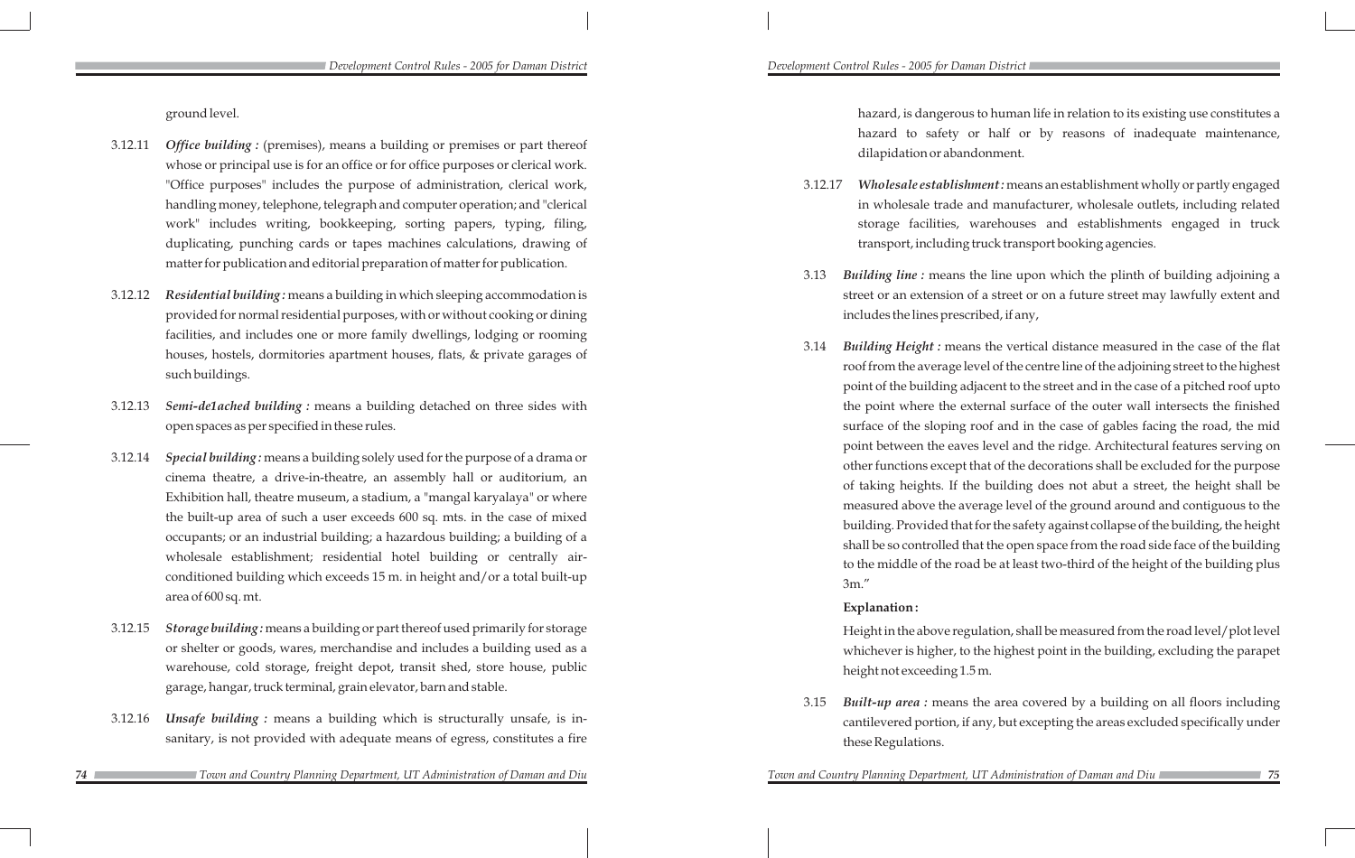ground level.

3.12.11 ***Office building :*** (premises), means a building or premises or part thereof whose or principal use is for an office or for office purposes or clerical work. "Office purposes" includes the purpose of administration, clerical work, handling money, telephone, telegraph and computer operation; and "clerical work" includes writing, bookkeeping, sorting papers, typing, filing, duplicating, punching cards or tapes machines calculations, drawing of matter for publication and editorial preparation of matter for publication.

3.12.12 ***Residential building :*** means a building in which sleeping accommodation is provided for normal residential purposes, with or without cooking or dining facilities, and includes one or more family dwellings, lodging or rooming houses, hostels, dormitories apartment houses, flats, & private garages of such buildings.

3.12.13 ***Semi-de1ached building :*** means a building detached on three sides with open spaces as per specified in these rules.

3.12.14 ***Special building :*** means a building solely used for the purpose of a drama or cinema theatre, a drive-in-theatre, an assembly hall or auditorium, an Exhibition hall, theatre museum, a stadium, a "mangal karyalaya" or where the built-up area of such a user exceeds 600 sq. mts. in the case of mixed occupants; or an industrial building; a hazardous building; a building of a wholesale establishment; residential hotel building or centrally air-conditioned building which exceeds 15 m. in height and/or a total built-up area of 600 sq. mt.

3.12.15 ***Storage building :*** means a building or part thereof used primarily for storage or shelter or goods, wares, merchandise and includes a building used as a warehouse, cold storage, freight depot, transit shed, store house, public garage, hangar, truck terminal, grain elevator, barn and stable.

3.12.16 ***Unsafe building :*** means a building which is structurally unsafe, is in-sanitary, is not provided with adequate means of egress, constitutes a fire hazard, is dangerous to human life in relation to its existing use constitutes a hazard to safety or half or by reasons of inadequate maintenance, dilapidation or abandonment.

3.12.17 ***Wholesale establishment :*** means an establishment wholly or partly engaged in wholesale trade and manufacturer, wholesale outlets, including related storage facilities, warehouses and establishments engaged in truck transport, including truck transport booking agencies.

3.13 ***Building line :*** means the line upon which the plinth of building adjoining a street or an extension of a street or on a future street may lawfully extent and includes the lines prescribed, if any,

3.14 ***Building Height :*** means the vertical distance measured in the case of the flat roof from the average level of the centre line of the adjoining street to the highest point of the building adjacent to the street and in the case of a pitched roof upto the point where the external surface of the outer wall intersects the finished surface of the sloping roof and in the case of gables facing the road, the mid point between the eaves level and the ridge. Architectural features serving on other functions except that of the decorations shall be excluded for the purpose of taking heights. If the building does not abut a street, the height shall be measured above the average level of the ground around and contiguous to the building. Provided that for the safety against collapse of the building, the height shall be so controlled that the open space from the road side face of the building to the middle of the road be at least two-third of the height of the building plus 3m."

**Explanation :**

Height in the above regulation, shall be measured from the road level/plot level whichever is higher, to the highest point in the building, excluding the parapet height not exceeding 1.5 m.

3.15 ***Built-up area :*** means the area covered by a building on all floors including cantilevered portion, if any, but excepting the areas excluded specifically under these Regulations.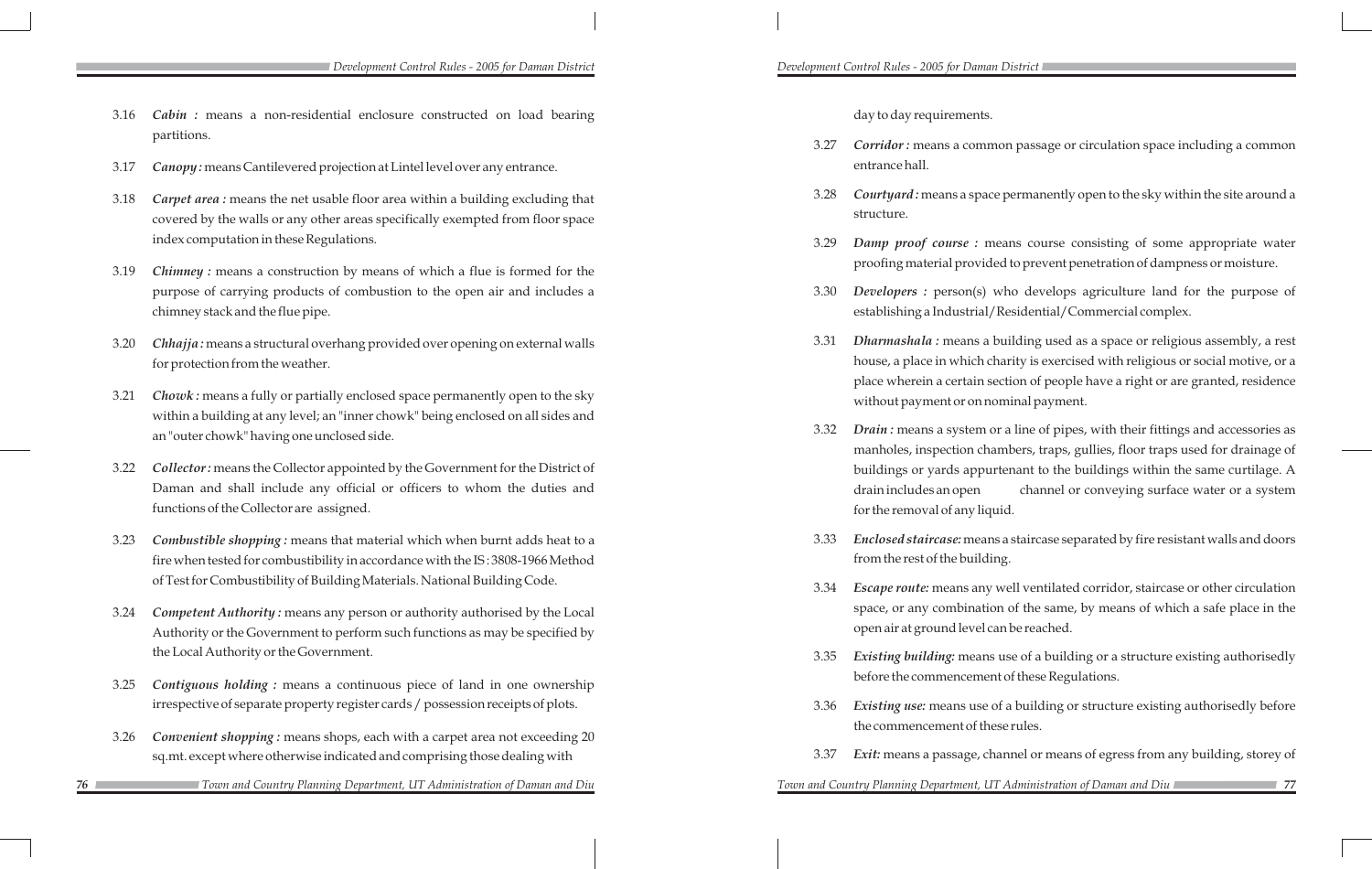3.16 ***Cabin :*** means a non-residential enclosure constructed on load bearing partitions.

3.17 ***Canopy :*** means Cantilevered projection at Lintel level over any entrance.

3.18 ***Carpet area :*** means the net usable floor area within a building excluding that covered by the walls or any other areas specifically exempted from floor space index computation in these Regulations.

3.19 ***Chimney :*** means a construction by means of which a flue is formed for the purpose of carrying products of combustion to the open air and includes a chimney stack and the flue pipe.

3.20 ***Chhajja :*** means a structural overhang provided over opening on external walls for protection from the weather.

3.21 ***Chowk :*** means a fully or partially enclosed space permanently open to the sky within a building at any level; an "inner chowk" being enclosed on all sides and an "outer chowk" having one unclosed side.

3.22 ***Collector :*** means the Collector appointed by the Government for the District of Daman and shall include any official or officers to whom the duties and functions of the Collector are assigned.

3.23 ***Combustible shopping :*** means that material which when burnt adds heat to a fire when tested for combustibility in accordance with the IS : 3808-1966 Method of Test for Combustibility of Building Materials. National Building Code.

3.24 ***Competent Authority :*** means any person or authority authorised by the Local Authority or the Government to perform such functions as may be specified by the Local Authority or the Government.

3.25 ***Contiguous holding :*** means a continuous piece of land in one ownership irrespective of separate property register cards / possession receipts of plots.

3.26 ***Convenient shopping :*** means shops, each with a carpet area not exceeding 20 sq.mt. except where otherwise indicated and comprising those dealing with day to day requirements.

3.27 ***Corridor :*** means a common passage or circulation space including a common entrance hall.

3.28 ***Courtyard :*** means a space permanently open to the sky within the site around a structure.

3.29 ***Damp proof course :*** means course consisting of some appropriate water proofing material provided to prevent penetration of dampness or moisture.

3.30 ***Developers :*** person(s) who develops agriculture land for the purpose of establishing a Industrial/Residential/Commercial complex.

3.31 ***Dharmashala :*** means a building used as a space or religious assembly, a rest house, a place in which charity is exercised with religious or social motive, or a place wherein a certain section of people have a right or are granted, residence without payment or on nominal payment.

3.32 ***Drain :*** means a system or a line of pipes, with their fittings and accessories as manholes, inspection chambers, traps, gullies, floor traps used for drainage of buildings or yards appurtenant to the buildings within the same curtilage. A drain includes an open channel or conveying surface water or a system for the removal of any liquid.

3.33 ***Enclosed staircase:*** means a staircase separated by fire resistant walls and doors from the rest of the building.

3.34 ***Escape route:*** means any well ventilated corridor, staircase or other circulation space, or any combination of the same, by means of which a safe place in the open air at ground level can be reached.

3.35 ***Existing building:*** means use of a building or a structure existing authorisedly before the commencement of these Regulations.

3.36 ***Existing use:*** means use of a building or structure existing authorisedly before the commencement of these rules.

3.37 ***Exit:*** means a passage, channel or means of egress from any building, storey of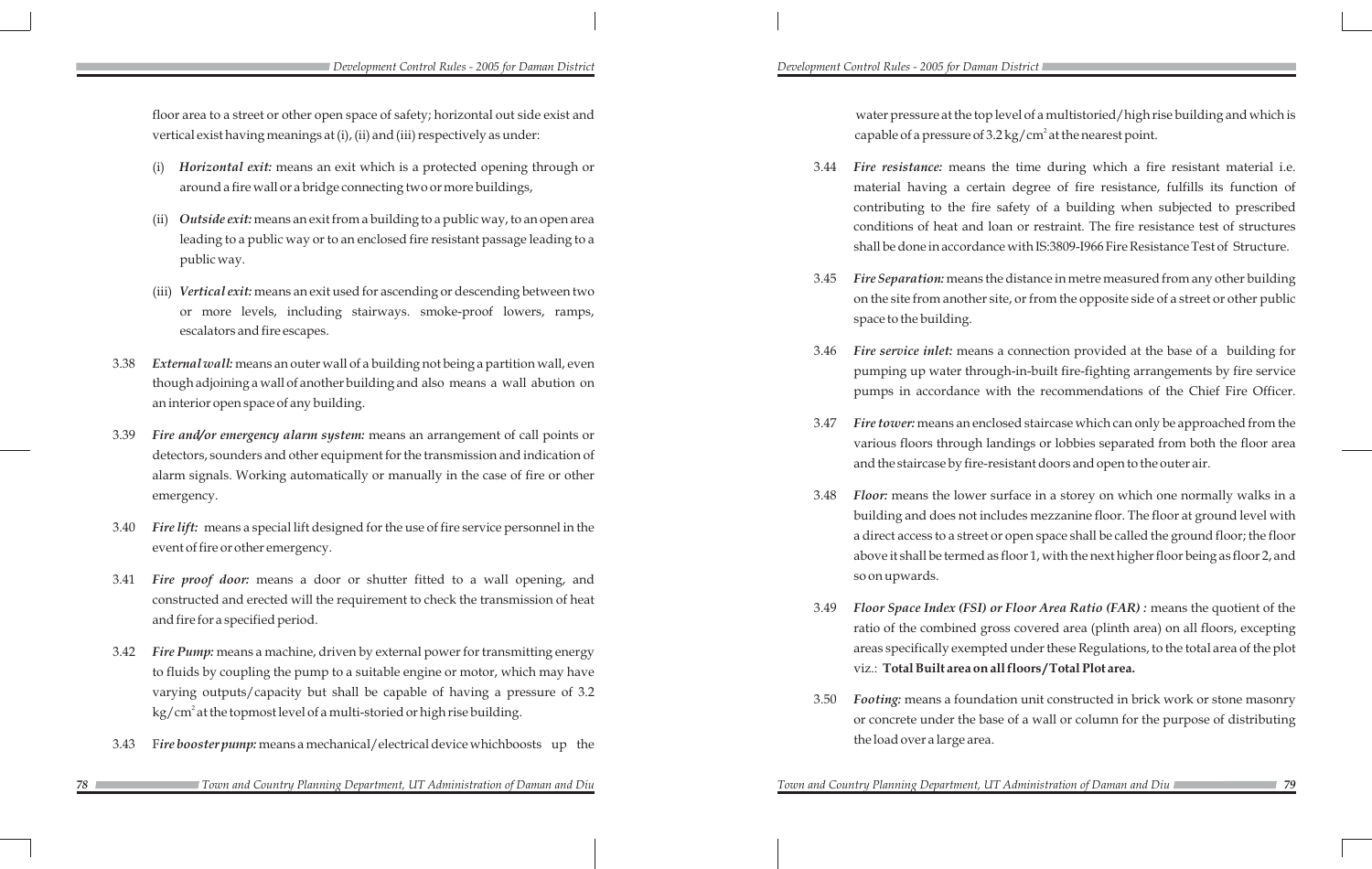floor area to a street or other open space of safety; horizontal out side exist and vertical exist having meanings at (i), (ii) and (iii) respectively as under:

(i) ***Horizontal exit:*** means an exit which is a protected opening through or around a fire wall or a bridge connecting two or more buildings,

(ii) ***Outside exit:*** means an exit from a building to a public way, to an open area leading to a public way or to an enclosed fire resistant passage leading to a public way.

(iii) ***Vertical exit:*** means an exit used for ascending or descending between two or more levels, including stairways. smoke-proof lowers, ramps, escalators and fire escapes.

3.38 ***External wall:*** means an outer wall of a building not being a partition wall, even though adjoining a wall of another building and also means a wall abution on an interior open space of any building.

3.39 ***Fire and/or emergency alarm system:*** means an arrangement of call points or detectors, sounders and other equipment for the transmission and indication of alarm signals. Working automatically or manually in the case of fire or other emergency.

3.40 ***Fire lift:*** means a special lift designed for the use of fire service personnel in the event of fire or other emergency.

3.41 ***Fire proof door:*** means a door or shutter fitted to a wall opening, and constructed and erected will the requirement to check the transmission of heat and fire for a specified period.

3.42 ***Fire Pump:*** means a machine, driven by external power for transmitting energy to fluids by coupling the pump to a suitable engine or motor, which may have varying outputs/capacity but shall be capable of having a pressure of 3.2 $kg/cm^2$ at the topmost level of a multi-storied or high rise building.

3.43 F***ire booster pump:*** means a mechanical/electrical device whichboosts up the water pressure at the top level of a multistoried/high rise building and which is capable of a pressure of 3.2 $kg/cm^2$ at the nearest point.

3.44 ***Fire resistance:*** means the time during which a fire resistant material i.e. material having a certain degree of fire resistance, fulfills its function of contributing to the fire safety of a building when subjected to prescribed conditions of heat and loan or restraint. The fire resistance test of structures shall be done in accordance with IS:3809-I966 Fire Resistance Test of Structure.

3.45 ***Fire Separation:*** means the distance in metre measured from any other building on the site from another site, or from the opposite side of a street or other public space to the building.

3.46 ***Fire service inlet:*** means a connection provided at the base of a building for pumping up water through-in-built fire-fighting arrangements by fire service pumps in accordance with the recommendations of the Chief Fire Officer.

3.47 ***Fire tower:*** means an enclosed staircase which can only be approached from the various floors through landings or lobbies separated from both the floor area and the staircase by fire-resistant doors and open to the outer air.

3.48 ***Floor:*** means the lower surface in a storey on which one normally walks in a building and does not includes mezzanine floor. The floor at ground level with a direct access to a street or open space shall be called the ground floor; the floor above it shall be termed as floor 1, with the next higher floor being as floor 2, and so on upwards.

3.49 ***Floor Space Index (FSI) or Floor Area Ratio (FAR) :*** means the quotient of the ratio of the combined gross covered area (plinth area) on all floors, excepting areas specifically exempted under these Regulations, to the total area of the plot viz.: **Total Built area on all floors/Total Plot area.**

3.50 ***Footing:*** means a foundation unit constructed in brick work or stone masonry or concrete under the base of a wall or column for the purpose of distributing the load over a large area.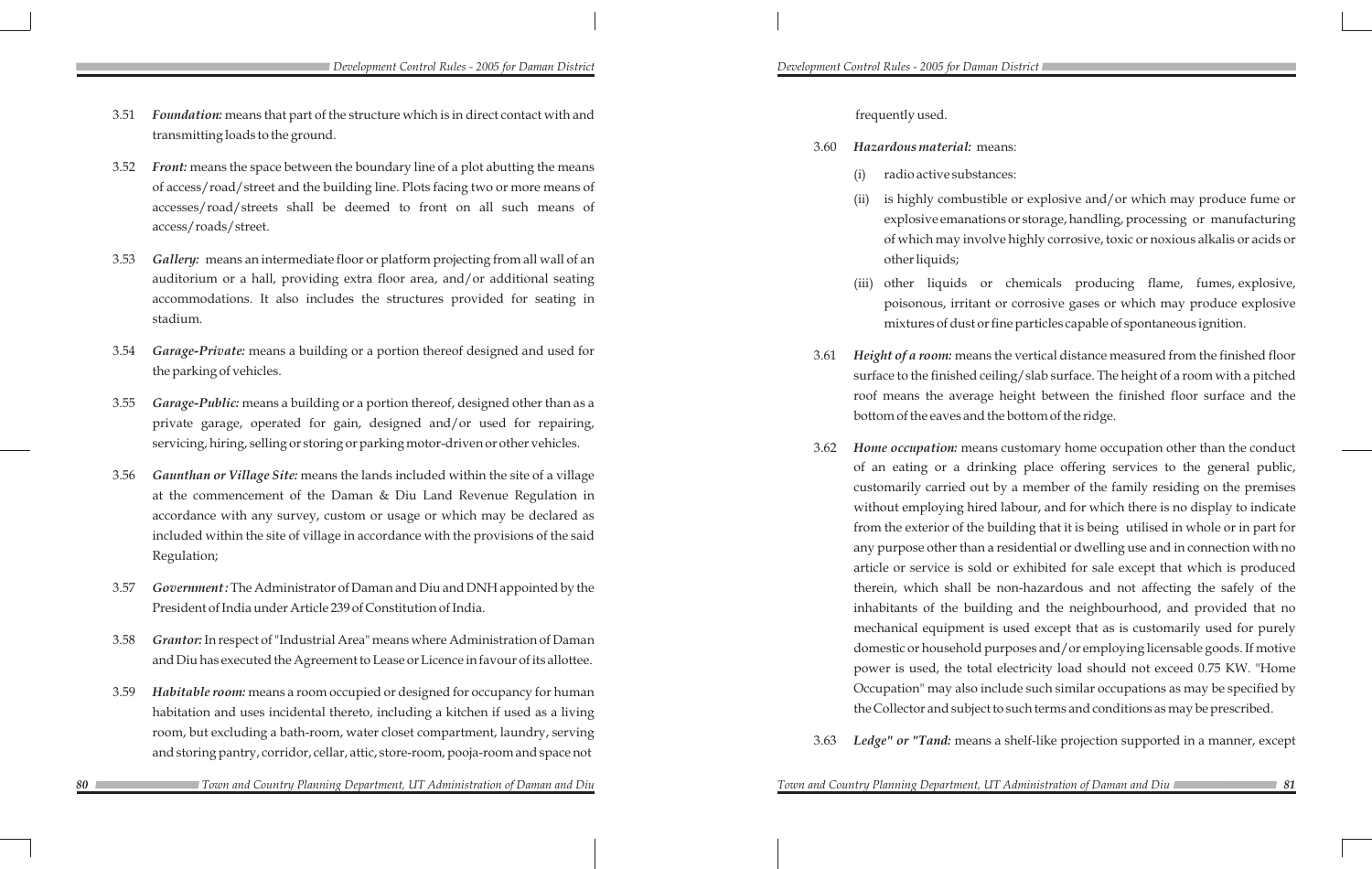3.51 ***Foundation:*** means that part of the structure which is in direct contact with and transmitting loads to the ground.

3.52 ***Front:*** means the space between the boundary line of a plot abutting the means of access/road/street and the building line. Plots facing two or more means of accesses/road/streets shall be deemed to front on all such means of access/roads/street.

3.53 ***Gallery:*** means an intermediate floor or platform projecting from all wall of an auditorium or a hall, providing extra floor area, and/or additional seating accommodations. It also includes the structures provided for seating in stadium.

3.54 ***Garage-Private:*** means a building or a portion thereof designed and used for the parking of vehicles.

3.55 ***Garage-Public:*** means a building or a portion thereof, designed other than as a private garage, operated for gain, designed and/or used for repairing, servicing, hiring, selling or storing or parking motor-driven or other vehicles.

3.56 ***Gaunthan or Village Site:*** means the lands included within the site of a village at the commencement of the Daman & Diu Land Revenue Regulation in accordance with any survey, custom or usage or which may be declared as included within the site of village in accordance with the provisions of the said Regulation;

3.57 ***Government :*** The Administrator of Daman and Diu and DNH appointed by the President of India under Article 239 of Constitution of India.

3.58 ***Grantor:*** In respect of "Industrial Area" means where Administration of Daman and Diu has executed the Agreement to Lease or Licence in favour of its allottee.

3.59 ***Habitable room:*** means a room occupied or designed for occupancy for human habitation and uses incidental thereto, including a kitchen if used as a living room, but excluding a bath-room, water closet compartment, laundry, serving and storing pantry, corridor, cellar, attic, store-room, pooja-room and space not frequently used.

3.60 ***Hazardous material:*** means:

(i) radio active substances:

(ii) is highly combustible or explosive and/or which may produce fume or explosive emanations or storage, handling, processing or manufacturing of which may involve highly corrosive, toxic or noxious alkalis or acids or other liquids;

(iii) other liquids or chemicals producing flame, fumes, explosive, poisonous, irritant or corrosive gases or which may produce explosive mixtures of dust or fine particles capable of spontaneous ignition.

3.61 ***Height of a room:*** means the vertical distance measured from the finished floor surface to the finished ceiling/slab surface. The height of a room with a pitched roof means the average height between the finished floor surface and the bottom of the eaves and the bottom of the ridge.

3.62 ***Home occupation:*** means customary home occupation other than the conduct of an eating or a drinking place offering services to the general public, customarily carried out by a member of the family residing on the premises without employing hired labour, and for which there is no display to indicate from the exterior of the building that it is being utilised in whole or in part for any purpose other than a residential or dwelling use and in connection with no article or service is sold or exhibited for sale except that which is produced therein, which shall be non-hazardous and not affecting the safely of the inhabitants of the building and the neighbourhood, and provided that no mechanical equipment is used except that as is customarily used for purely domestic or household purposes and/or employing licensable goods. If motive power is used, the total electricity load should not exceed 0.75 KW. "Home Occupation" may also include such similar occupations as may be specified by the Collector and subject to such terms and conditions as may be prescribed.

3.63 ***Ledge" or "Tand:*** means a shelf-like projection supported in a manner, except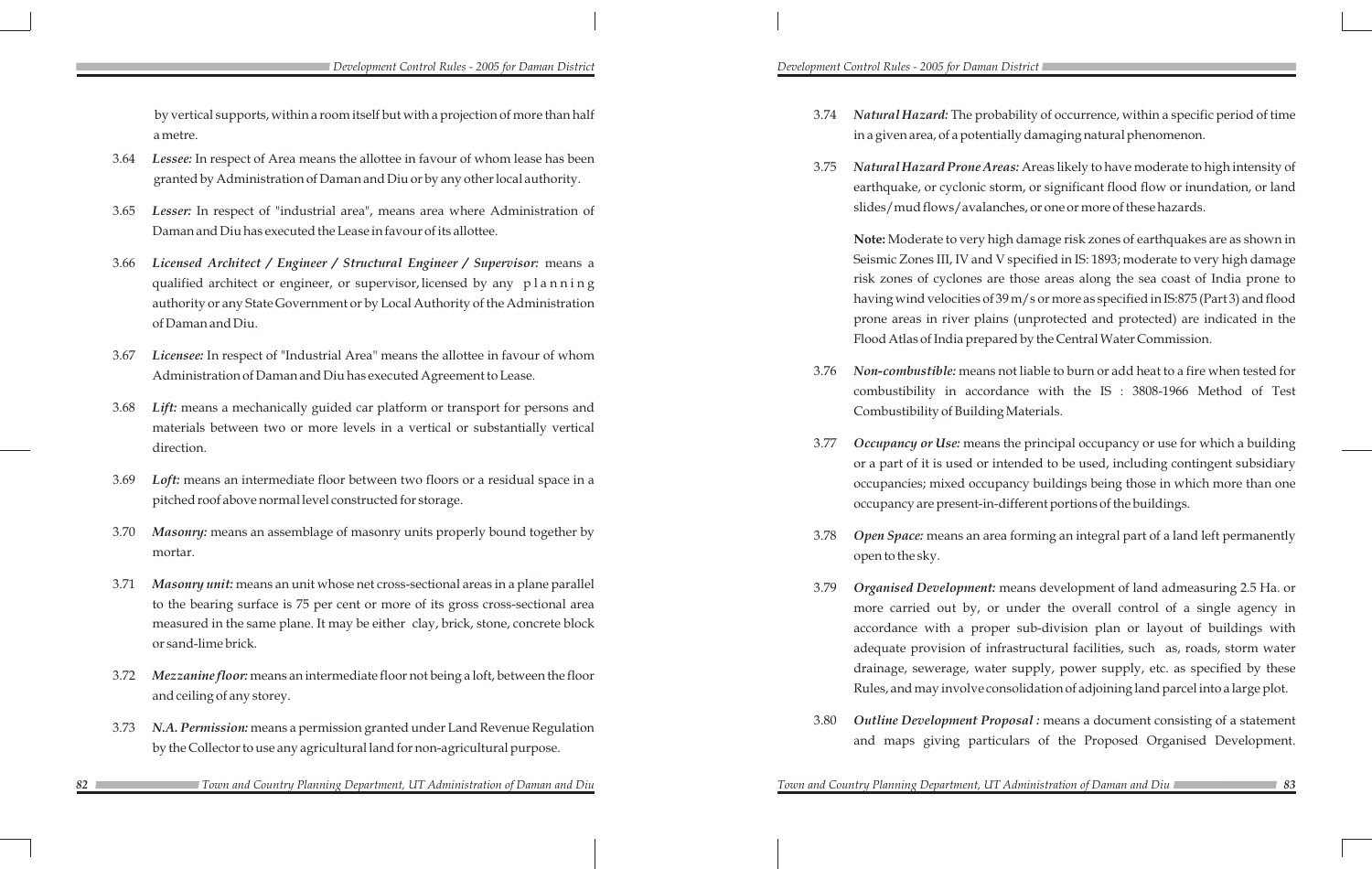by vertical supports, within a room itself but with a projection of more than half a metre.

3.64 ***Lessee:*** In respect of Area means the allottee in favour of whom lease has been granted by Administration of Daman and Diu or by any other local authority.

3.65 ***Lesser:*** In respect of "industrial area", means area where Administration of Daman and Diu has executed the Lease in favour of its allottee.

3.66 ***Licensed Architect / Engineer / Structural Engineer / Supervisor:*** means a qualified architect or engineer, or supervisor, licensed by any planning authority or any State Government or by Local Authority of the Administration of Daman and Diu.

3.67 ***Licensee:*** In respect of "Industrial Area" means the allottee in favour of whom Administration of Daman and Diu has executed Agreement to Lease.

3.68 ***Lift:*** means a mechanically guided car platform or transport for persons and materials between two or more levels in a vertical or substantially vertical direction.

3.69 ***Loft:*** means an intermediate floor between two floors or a residual space in a pitched roof above normal level constructed for storage.

3.70 ***Masonry:*** means an assemblage of masonry units properly bound together by mortar.

3.71 ***Masonry unit:*** means an unit whose net cross-sectional areas in a plane parallel to the bearing surface is 75 per cent or more of its gross cross-sectional area measured in the same plane. It may be either clay, brick, stone, concrete block or sand-lime brick.

3.72 ***Mezzanine floor:*** means an intermediate floor not being a loft, between the floor and ceiling of any storey.

3.73 ***N.A. Permission:*** means a permission granted under Land Revenue Regulation by the Collector to use any agricultural land for non-agricultural purpose.

3.74 ***Natural Hazard:*** The probability of occurrence, within a specific period of time in a given area, of a potentially damaging natural phenomenon.

3.75 ***Natural Hazard Prone Areas:*** Areas likely to have moderate to high intensity of earthquake, or cyclonic storm, or significant flood flow or inundation, or land slides/mud flows/avalanches, or one or more of these hazards.

**Note:** Moderate to very high damage risk zones of earthquakes are as shown in Seismic Zones III, IV and V specified in IS: 1893; moderate to very high damage risk zones of cyclones are those areas along the sea coast of India prone to having wind velocities of 39 m/s or more as specified in IS:875 (Part 3) and flood prone areas in river plains (unprotected and protected) are indicated in the Flood Atlas of India prepared by the Central Water Commission.

3.76 ***Non-combustible:*** means not liable to burn or add heat to a fire when tested for combustibility in accordance with the IS : 3808-1966 Method of Test Combustibility of Building Materials.

3.77 ***Occupancy or Use:*** means the principal occupancy or use for which a building or a part of it is used or intended to be used, including contingent subsidiary occupancies; mixed occupancy buildings being those in which more than one occupancy are present-in-different portions of the buildings.

3.78 ***Open Space:*** means an area forming an integral part of a land left permanently open to the sky.

3.79 ***Organised Development:*** means development of land admeasuring 2.5 Ha. or more carried out by, or under the overall control of a single agency in accordance with a proper sub-division plan or layout of buildings with adequate provision of infrastructural facilities, such as, roads, storm water drainage, sewerage, water supply, power supply, etc. as specified by these Rules, and may involve consolidation of adjoining land parcel into a large plot.

3.80 ***Outline Development Proposal :*** means a document consisting of a statement and maps giving particulars of the Proposed Organised Development.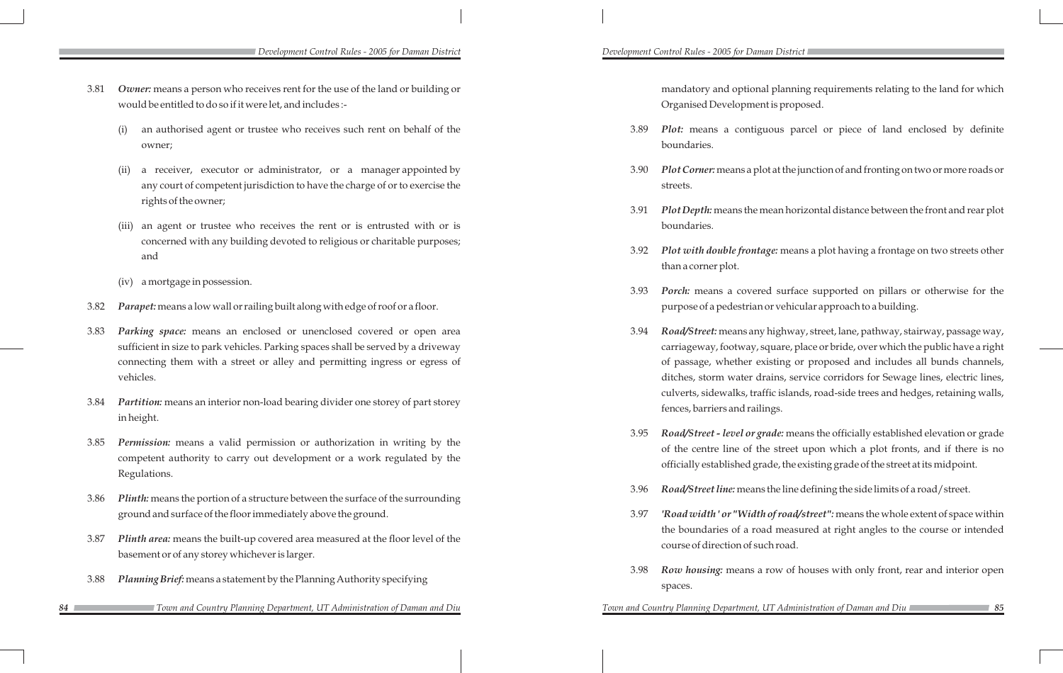3.81 ***Owner:*** means a person who receives rent for the use of the land or building or would be entitled to do so if it were let, and includes :-

   (i) an authorised agent or trustee who receives such rent on behalf of the owner;

   (ii) a receiver, executor or administrator, or a manager appointed by any court of competent jurisdiction to have the charge of or to exercise the rights of the owner;

   (iii) an agent or trustee who receives the rent or is entrusted with or is concerned with any building devoted to religious or charitable purposes; and

   (iv) a mortgage in possession.

3.82 ***Parapet:*** means a low wall or railing built along with edge of roof or a floor.

3.83 ***Parking space:*** means an enclosed or unenclosed covered or open area sufficient in size to park vehicles. Parking spaces shall be served by a driveway connecting them with a street or alley and permitting ingress or egress of vehicles.

3.84 ***Partition:*** means an interior non-load bearing divider one storey of part storey in height.

3.85 ***Permission:*** means a valid permission or authorization in writing by the competent authority to carry out development or a work regulated by the Regulations.

3.86 ***Plinth:*** means the portion of a structure between the surface of the surrounding ground and surface of the floor immediately above the ground.

3.87 ***Plinth area:*** means the built-up covered area measured at the floor level of the basement or of any storey whichever is larger.

3.88 ***Planning Brief:*** means a statement by the Planning Authority specifying mandatory and optional planning requirements relating to the land for which Organised Development is proposed.

3.89 ***Plot:*** means a contiguous parcel or piece of land enclosed by definite boundaries.

3.90 ***Plot Corner:*** means a plot at the junction of and fronting on two or more roads or streets.

3.91 ***Plot Depth:*** means the mean horizontal distance between the front and rear plot boundaries.

3.92 ***Plot with double frontage:*** means a plot having a frontage on two streets other than a corner plot.

3.93 ***Porch:*** means a covered surface supported on pillars or otherwise for the purpose of a pedestrian or vehicular approach to a building.

3.94 ***Road/Street:*** means any highway, street, lane, pathway, stairway, passage way, carriageway, footway, square, place or bride, over which the public have a right of passage, whether existing or proposed and includes all bunds channels, ditches, storm water drains, service corridors for Sewage lines, electric lines, culverts, sidewalks, traffic islands, road-side trees and hedges, retaining walls, fences, barriers and railings.

3.95 ***Road/Street - level or grade:*** means the officially established elevation or grade of the centre line of the street upon which a plot fronts, and if there is no officially established grade, the existing grade of the street at its midpoint.

3.96 ***Road/Street line:*** means the line defining the side limits of a road / street.

3.97 ***'Road width ' or "Width of road/street":*** means the whole extent of space within the boundaries of a road measured at right angles to the course or intended course of direction of such road.

3.98 ***Row housing:*** means a row of houses with only front, rear and interior open spaces.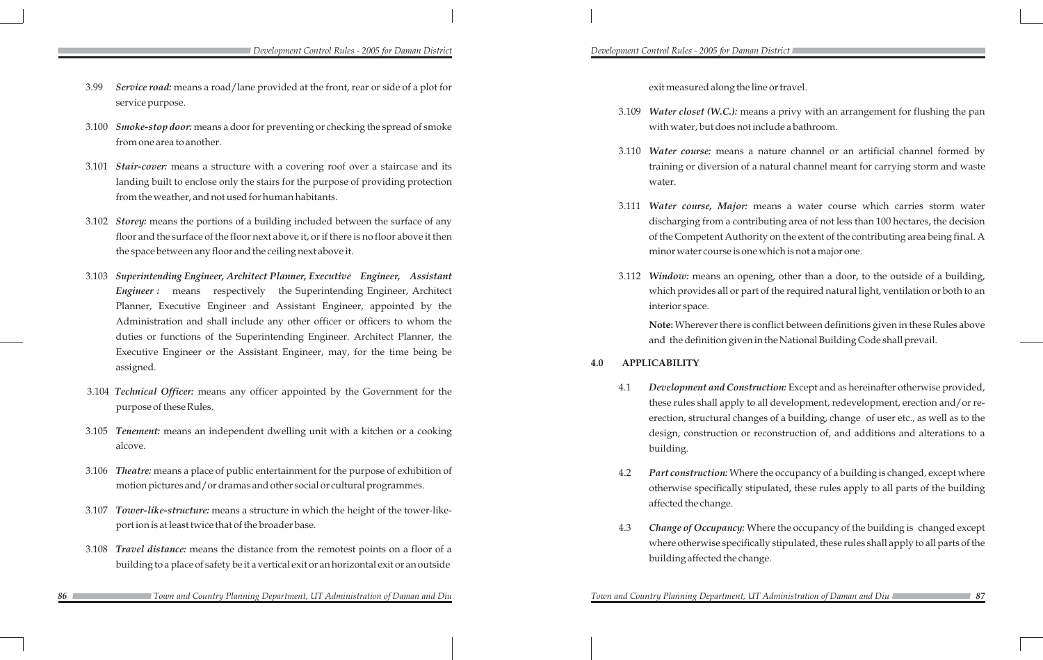3.99 ***Service road:*** means a road/lane provided at the front, rear or side of a plot for service purpose.

3.100 ***Smoke-stop door:*** means a door for preventing or checking the spread of smoke from one area to another.

3.101 ***Stair-cover:*** means a structure with a covering roof over a staircase and its landing built to enclose only the stairs for the purpose of providing protection from the weather, and not used for human habitants.

3.102 ***Storey:*** means the portions of a building included between the surface of any floor and the surface of the floor next above it, or if there is no floor above it then the space between any floor and the ceiling next above it.

3.103 ***Superintending Engineer, Architect Planner, Executive Engineer, Assistant Engineer :*** means respectively the Superintending Engineer, Architect Planner, Executive Engineer and Assistant Engineer, appointed by the Administration and shall include any other officer or officers to whom the duties or functions of the Superintending Engineer. Architect Planner, the Executive Engineer or the Assistant Engineer, may, for the time being be assigned.

3.104 ***Technical Officer:*** means any officer appointed by the Government for the purpose of these Rules.

3.105 ***Tenement:*** means an independent dwelling unit with a kitchen or a cooking alcove.

3.106 ***Theatre:*** means a place of public entertainment for the purpose of exhibition of motion pictures and/or dramas and other social or cultural programmes.

3.107 ***Tower-like-structure:*** means a structure in which the height of the tower-like-port ion is at least twice that of the broader base.

3.108 ***Travel distance:*** means the distance from the remotest points on a floor of a building to a place of safety be it a vertical exit or an horizontal exit or an outside exit measured along the line or travel.

3.109 ***Water closet (W.C.):*** means a privy with an arrangement for flushing the pan with water, but does not include a bathroom.

3.110 ***Water course:*** means a nature channel or an artificial channel formed by training or diversion of a natural channel meant for carrying storm and waste water.

3.111 ***Water course, Major:*** means a water course which carries storm water discharging from a contributing area of not less than 100 hectares, the decision of the Competent Authority on the extent of the contributing area being final. A minor water course is one which is not a major one.

3.112 ***Window:*** means an opening, other than a door, to the outside of a building, which provides all or part of the required natural light, ventilation or both to an interior space.

**Note:** Wherever there is conflict between definitions given in these Rules above and the definition given in the National Building Code shall prevail.

## 4.0 APPLICABILITY

4.1 ***Development and Construction:*** Except and as hereinafter otherwise provided, these rules shall apply to all development, redevelopment, erection and/or re-erection, structural changes of a building, change of user etc., as well as to the design, construction or reconstruction of, and additions and alterations to a building.

4.2 ***Part construction:*** Where the occupancy of a building is changed, except where otherwise specifically stipulated, these rules apply to all parts of the building affected the change.

4.3 ***Change of Occupancy:*** Where the occupancy of the building is changed except where otherwise specifically stipulated, these rules shall apply to all parts of the building affected the change.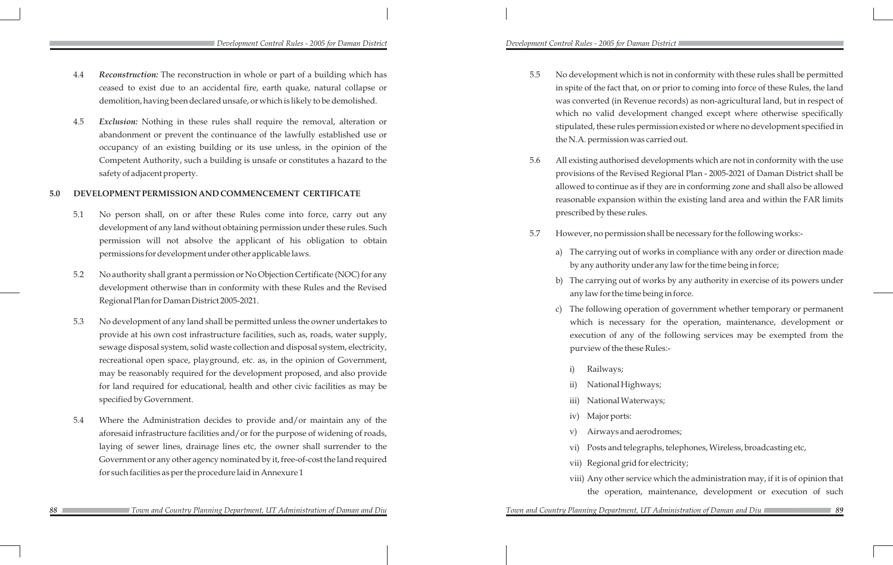4.4 ***Reconstruction:*** The reconstruction in whole or part of a building which has ceased to exist due to an accidental fire, earth quake, natural collapse or demolition, having been declared unsafe, or which is likely to be demolished.

4.5 ***Exclusion:*** Nothing in these rules shall require the removal, alteration or abandonment or prevent the continuance of the lawfully established use or occupancy of an existing building or its use unless, in the opinion of the Competent Authority, such a building is unsafe or constitutes a hazard to the safety of adjacent property.

## 5.0 DEVELOPMENT PERMISSION AND COMMENCEMENT CERTIFICATE

5.1 No person shall, on or after these Rules come into force, carry out any development of any land without obtaining permission under these rules. Such permission will not absolve the applicant of his obligation to obtain permissions for development under other applicable laws.

5.2 No authority shall grant a permission or No Objection Certificate (NOC) for any development otherwise than in conformity with these Rules and the Revised Regional Plan for Daman District 2005-2021.

5.3 No development of any land shall be permitted unless the owner undertakes to provide at his own cost infrastructure facilities, such as, roads, water supply, sewage disposal system, solid waste collection and disposal system, electricity, recreational open space, playground, etc. as, in the opinion of Government, may be reasonably required for the development proposed, and also provide for land required for educational, health and other civic facilities as may be specified by Government.

5.4 Where the Administration decides to provide and/or maintain any of the aforesaid infrastructure facilities and/or for the purpose of widening of roads, laying of sewer lines, drainage lines etc, the owner shall surrender to the Government or any other agency nominated by it, free-of-cost the land required for such facilities as per the procedure laid in Annexure 1

5.5 No development which is not in conformity with these rules shall be permitted in spite of the fact that, on or prior to coming into force of these Rules, the land was converted (in Revenue records) as non-agricultural land, but in respect of which no valid development changed except where otherwise specifically stipulated, these rules permission existed or where no development specified in the N.A. permission was carried out.

5.6 All existing authorised developments which are not in conformity with the use provisions of the Revised Regional Plan - 2005-2021 of Daman District shall be allowed to continue as if they are in conforming zone and shall also be allowed reasonable expansion within the existing land area and within the FAR limits prescribed by these rules.

5.7 However, no permission shall be necessary for the following works:-

a) The carrying out of works in compliance with any order or direction made by any authority under any law for the time being in force;

b) The carrying out of works by any authority in exercise of its powers under any law for the time being in force.

c) The following operation of government whether temporary or permanent which is necessary for the operation, maintenance, development or execution of any of the following services may be exempted from the purview of the these Rules:-

i) Railways;

ii) National Highways;

iii) National Waterways;

iv) Major ports:

v) Airways and aerodromes;

vi) Posts and telegraphs, telephones, Wireless, broadcasting etc,

vii) Regional grid for electricity;

viii) Any other service which the administration may, if it is of opinion that the operation, maintenance, development or execution of such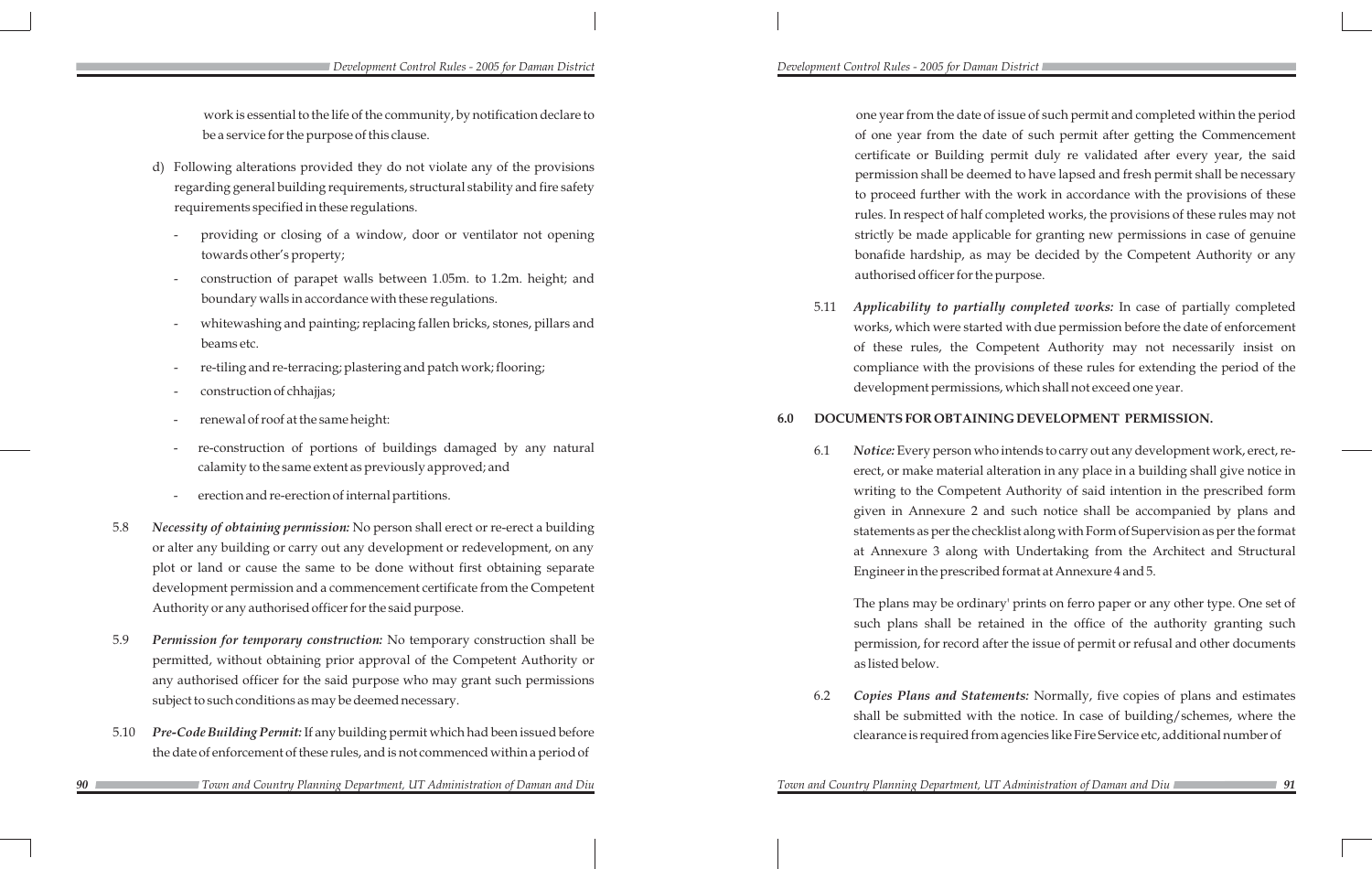work is essential to the life of the community, by notification declare to be a service for the purpose of this clause.

d) Following alterations provided they do not violate any of the provisions regarding general building requirements, structural stability and fire safety requirements specified in these regulations.

- providing or closing of a window, door or ventilator not opening towards other's property;
- construction of parapet walls between 1.05m. to 1.2m. height; and boundary walls in accordance with these regulations.
- whitewashing and painting; replacing fallen bricks, stones, pillars and beams etc.
- re-tiling and re-terracing; plastering and patch work; flooring;
- construction of chhajjas;
- renewal of roof at the same height:
- re-construction of portions of buildings damaged by any natural calamity to the same extent as previously approved; and
- erection and re-erection of internal partitions.

5.8 *Necessity of obtaining permission:* No person shall erect or re-erect a building or alter any building or carry out any development or redevelopment, on any plot or land or cause the same to be done without first obtaining separate development permission and a commencement certificate from the Competent Authority or any authorised officer for the said purpose.

5.9 *Permission for temporary construction:* No temporary construction shall be permitted, without obtaining prior approval of the Competent Authority or any authorised officer for the said purpose who may grant such permissions subject to such conditions as may be deemed necessary.

5.10 *Pre-Code Building Permit:* If any building permit which had been issued before the date of enforcement of these rules, and is not commenced within a period of one year from the date of issue of such permit and completed within the period of one year from the date of such permit after getting the Commencement certificate or Building permit duly re validated after every year, the said permission shall be deemed to have lapsed and fresh permit shall be necessary to proceed further with the work in accordance with the provisions of these rules. In respect of half completed works, the provisions of these rules may not strictly be made applicable for granting new permissions in case of genuine bonafide hardship, as may be decided by the Competent Authority or any authorised officer for the purpose.

5.11 *Applicability to partially completed works:* In case of partially completed works, which were started with due permission before the date of enforcement of these rules, the Competent Authority may not necessarily insist on compliance with the provisions of these rules for extending the period of the development permissions, which shall not exceed one year.

## 6.0 DOCUMENTS FOR OBTAINING DEVELOPMENT PERMISSION.

6.1 *Notice:* Every person who intends to carry out any development work, erect, re-erect, or make material alteration in any place in a building shall give notice in writing to the Competent Authority of said intention in the prescribed form given in Annexure 2 and such notice shall be accompanied by plans and statements as per the checklist along with Form of Supervision as per the format at Annexure 3 along with Undertaking from the Architect and Structural Engineer in the prescribed format at Annexure 4 and 5.

The plans may be ordinary' prints on ferro paper or any other type. One set of such plans shall be retained in the office of the authority granting such permission, for record after the issue of permit or refusal and other documents as listed below.

6.2 *Copies Plans and Statements:* Normally, five copies of plans and estimates shall be submitted with the notice. In case of building/schemes, where the clearance is required from agencies like Fire Service etc, additional number of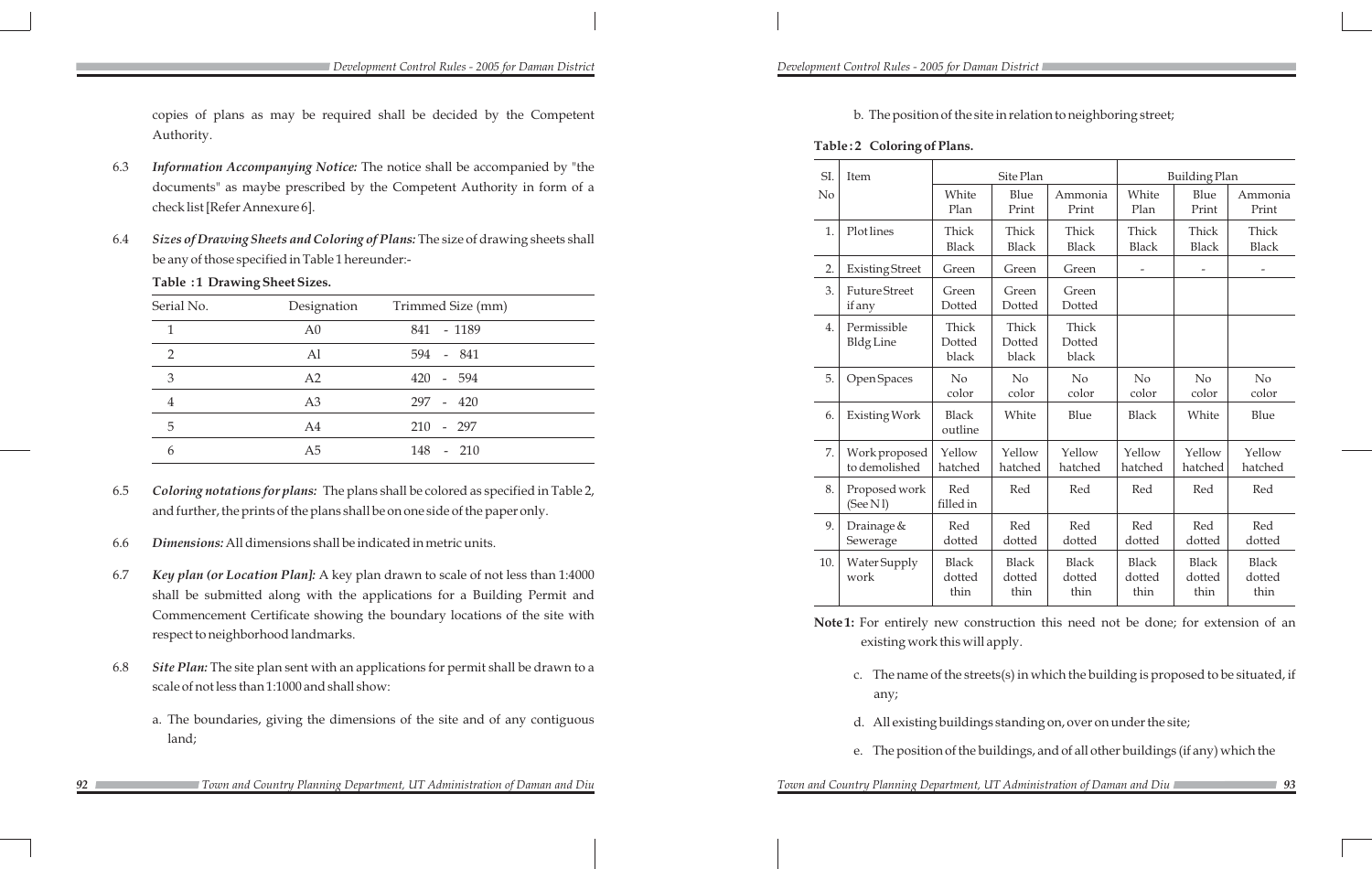copies of plans as may be required shall be decided by the Competent Authority.

6.3 ***Information Accompanying Notice:*** The notice shall be accompanied by "the documents" as maybe prescribed by the Competent Authority in form of a check list [Refer Annexure 6].

6.4 ***Sizes of Drawing Sheets and Coloring of Plans:*** The size of drawing sheets shall be any of those specified in Table 1 hereunder:-

**Table :1 Drawing Sheet Sizes.**

| Serial No. | Designation | Trimmed Size (mm) |
|---|---|---|
| 1 | A0 | 841 - 1189 |
| 2 | A1 | 594 - 841 |
| 3 | A2 | 420 - 594 |
| 4 | A3 | 297 - 420 |
| 5 | A4 | 210 - 297 |
| 6 | A5 | 148 - 210 |

6.5 ***Coloring notations for plans:*** The plans shall be colored as specified in Table 2, and further, the prints of the plans shall be on one side of the paper only.

6.6 ***Dimensions:*** All dimensions shall be indicated in metric units.

6.7 ***Key plan (or Location Plan]:*** A key plan drawn to scale of not less than 1:4000 shall be submitted along with the applications for a Building Permit and Commencement Certificate showing the boundary locations of the site with respect to neighborhood landmarks.

6.8 ***Site Plan:*** The site plan sent with an applications for permit shall be drawn to a scale of not less than 1:1000 and shall show:

a. The boundaries, giving the dimensions of the site and of any contiguous land;

b. The position of the site in relation to neighboring street;

**Table : 2 Coloring of Plans.**

| Sl. No | Item | Site Plan | | | Building Plan | | |
|---|---|---|---|---|---|---|---|
| | | White Plan | Blue Print | Ammonia Print | White Plan | Blue Print | Ammonia Print |
| 1. | Plot lines | Thick Black | Thick Black | Thick Black | Thick Black | Thick Black | Thick Black |
| 2. | Existing Street | Green | Green | Green | - | - | - |
| 3. | Future Street if any | Green Dotted | Green Dotted | Green Dotted | | | |
| 4. | Permissible Bldg Line | Thick Dotted black | Thick Dotted black | Thick Dotted black | | | |
| 5. | Open Spaces | No color | No color | No color | No color | No color | No color |
| 6. | Existing Work | Black outline | White | Blue | Black | White | Blue |
| 7. | Work proposed to demolished | Yellow hatched | Yellow hatched | Yellow hatched | Yellow hatched | Yellow hatched | Yellow hatched |
| 8. | Proposed work (See N1) | Red filled in | Red | Red | Red | Red | Red |
| 9. | Drainage & Sewerage | Red dotted | Red dotted | Red dotted | Red dotted | Red dotted | Red dotted |
| 10. | Water Supply work | Black dotted thin | Black dotted thin | Black dotted thin | Black dotted thin | Black dotted thin | Black dotted thin |

**Note 1:** For entirely new construction this need not be done; for extension of an existing work this will apply.

c. The name of the streets(s) in which the building is proposed to be situated, if any;

d. All existing buildings standing on, over on under the site;

e. The position of the buildings, and of all other buildings (if any) which the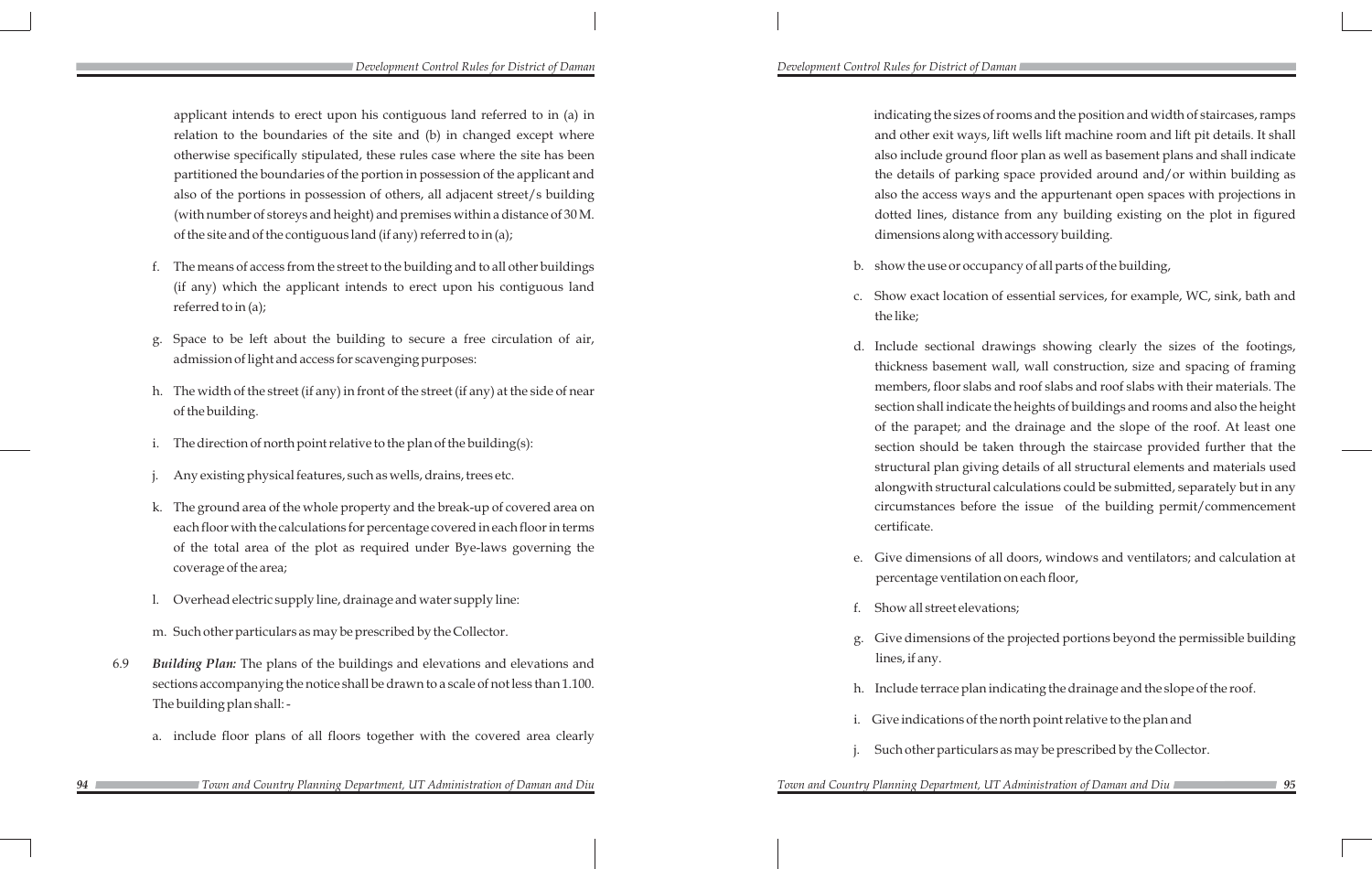applicant intends to erect upon his contiguous land referred to in (a) in relation to the boundaries of the site and (b) in changed except where otherwise specifically stipulated, these rules case where the site has been partitioned the boundaries of the portion in possession of the applicant and also of the portions in possession of others, all adjacent street/s building (with number of storeys and height) and premises within a distance of 30 M. of the site and of the contiguous land (if any) referred to in (a);

f. The means of access from the street to the building and to all other buildings (if any) which the applicant intends to erect upon his contiguous land referred to in (a);

g. Space to be left about the building to secure a free circulation of air, admission of light and access for scavenging purposes:

h. The width of the street (if any) in front of the street (if any) at the side of near of the building.

i. The direction of north point relative to the plan of the building(s):

j. Any existing physical features, such as wells, drains, trees etc.

k. The ground area of the whole property and the break-up of covered area on each floor with the calculations for percentage covered in each floor in terms of the total area of the plot as required under Bye-laws governing the coverage of the area;

l. Overhead electric supply line, drainage and water supply line:

m. Such other particulars as may be prescribed by the Collector.

6.9 ***Building Plan:*** The plans of the buildings and elevations and elevations and sections accompanying the notice shall be drawn to a scale of not less than 1.100. The building plan shall: -

a. include floor plans of all floors together with the covered area clearly indicating the sizes of rooms and the position and width of staircases, ramps and other exit ways, lift wells lift machine room and lift pit details. It shall also include ground floor plan as well as basement plans and shall indicate the details of parking space provided around and/or within building as also the access ways and the appurtenant open spaces with projections in dotted lines, distance from any building existing on the plot in figured dimensions along with accessory building.

b. show the use or occupancy of all parts of the building,

c. Show exact location of essential services, for example, WC, sink, bath and the like;

d. Include sectional drawings showing clearly the sizes of the footings, thickness basement wall, wall construction, size and spacing of framing members, floor slabs and roof slabs and roof slabs with their materials. The section shall indicate the heights of buildings and rooms and also the height of the parapet; and the drainage and the slope of the roof. At least one section should be taken through the staircase provided further that the structural plan giving details of all structural elements and materials used alongwith structural calculations could be submitted, separately but in any circumstances before the issue of the building permit/commencement certificate.

e. Give dimensions of all doors, windows and ventilators; and calculation at percentage ventilation on each floor,

f. Show all street elevations;

g. Give dimensions of the projected portions beyond the permissible building lines, if any.

h. Include terrace plan indicating the drainage and the slope of the roof.

i. Give indications of the north point relative to the plan and

j. Such other particulars as may be prescribed by the Collector.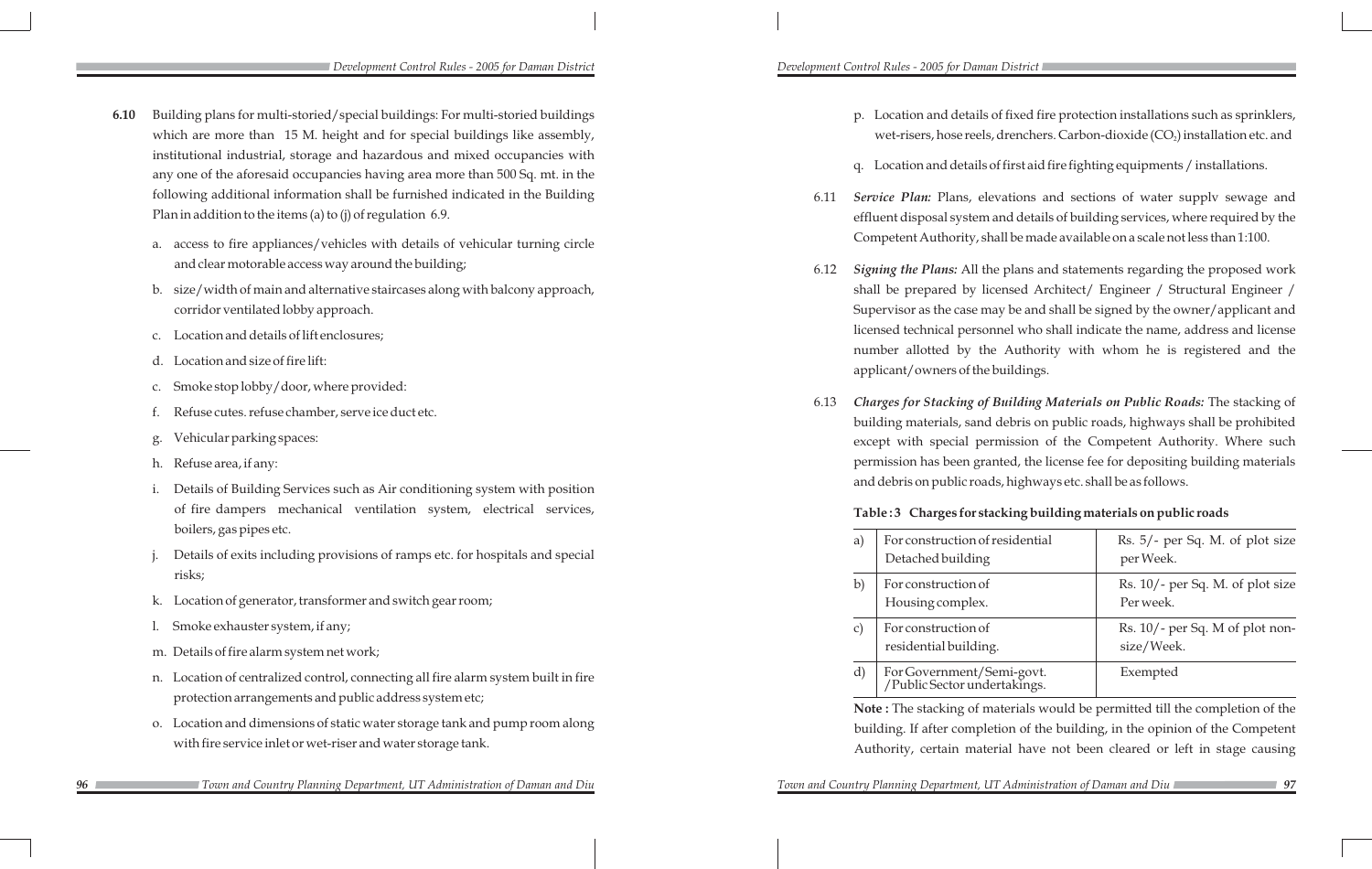**6.10** Building plans for multi-storied/special buildings: For multi-storied buildings which are more than 15 M. height and for special buildings like assembly, institutional industrial, storage and hazardous and mixed occupancies with any one of the aforesaid occupancies having area more than 500 Sq. mt. in the following additional information shall be furnished indicated in the Building Plan in addition to the items (a) to (j) of regulation 6.9.

a. access to fire appliances/vehicles with details of vehicular turning circle and clear motorable access way around the building;

b. size/width of main and alternative staircases along with balcony approach, corridor ventilated lobby approach.

c. Location and details of lift enclosures;

d. Location and size of fire lift:

c. Smoke stop lobby/door, where provided:

f. Refuse cutes. refuse chamber, serve ice duct etc.

g. Vehicular parking spaces:

h. Refuse area, if any:

i. Details of Building Services such as Air conditioning system with position of fire dampers mechanical ventilation system, electrical services, boilers, gas pipes etc.

j. Details of exits including provisions of ramps etc. for hospitals and special risks;

k. Location of generator, transformer and switch gear room;

l. Smoke exhauster system, if any;

m. Details of fire alarm system net work;

n. Location of centralized control, connecting all fire alarm system built in fire protection arrangements and public address system etc;

o. Location and dimensions of static water storage tank and pump room along with fire service inlet or wet-riser and water storage tank.

p. Location and details of fixed fire protection installations such as sprinklers, wet-risers, hose reels, drenchers. Carbon-dioxide ($CO_2$) installation etc. and

q. Location and details of first aid fire fighting equipments / installations.

6.11 ***Service Plan:*** Plans, elevations and sections of water supplv sewage and effluent disposal system and details of building services, where required by the Competent Authority, shall be made available on a scale not less than 1:100.

6.12 ***Signing the Plans:*** All the plans and statements regarding the proposed work shall be prepared by licensed Architect/ Engineer / Structural Engineer / Supervisor as the case may be and shall be signed by the owner/applicant and licensed technical personnel who shall indicate the name, address and license number allotted by the Authority with whom he is registered and the applicant/owners of the buildings.

6.13 ***Charges for Stacking of Building Materials on Public Roads:*** The stacking of building materials, sand debris on public roads, highways shall be prohibited except with special permission of the Competent Authority. Where such permission has been granted, the license fee for depositing building materials and debris on public roads, highways etc. shall be as follows.

**Table : 3 Charges for stacking building materials on public roads**

| | | |
|---|---|---|
| a) | For construction of residential Detached building | Rs. 5/- per Sq. M. of plot size per Week. |
| b) | For construction of Housing complex. | Rs. 10/- per Sq. M. of plot size Per week. |
| c) | For construction of residential building. | Rs. 10/- per Sq. M of plot non-size/Week. |
| d) | For Government/Semi-govt. /Public Sector undertakings. | Exempted |

**Note :** The stacking of materials would be permitted till the completion of the building. If after completion of the building, in the opinion of the Competent Authority, certain material have not been cleared or left in stage causing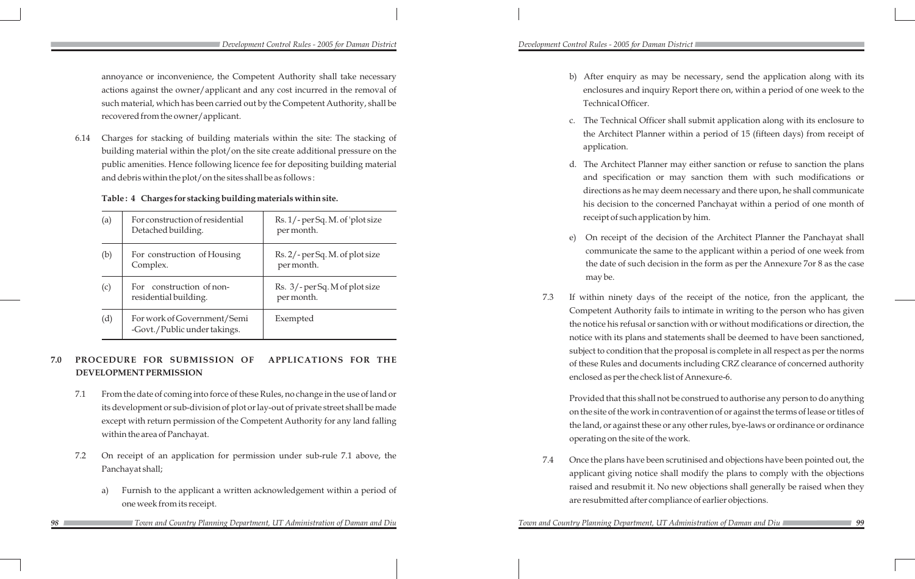annoyance or inconvenience, the Competent Authority shall take necessary actions against the owner/applicant and any cost incurred in the removal of such material, which has been carried out by the Competent Authority, shall be recovered from the owner/applicant.

6.14 Charges for stacking of building materials within the site: The stacking of building material within the plot/on the site create additional pressure on the public amenities. Hence following licence fee for depositing building material and debris within the plot/on the sites shall be as follows :

**Table : 4 Charges for stacking building materials within site.**

| | | |
|---|---|---|
| (a) | For construction of residential Detached building. | Rs. 1/- per Sq. M. of 'plot size per month. |
| (b) | For construction of Housing Complex. | Rs. 2/- per Sq. M. of plot size per month. |
| (c) | For construction of non-residential building. | Rs. 3/- per Sq. M of plot size per month. |
| (d) | For work of Government/Semi -Govt./Public under takings. | Exempted |

## 7.0 PROCEDURE FOR SUBMISSION OF APPLICATIONS FOR THE DEVELOPMENT PERMISSION

7.1 From the date of coming into force of these Rules, no change in the use of land or its development or sub-division of plot or lay-out of private street shall be made except with return permission of the Competent Authority for any land falling within the area of Panchayat.

7.2 On receipt of an application for permission under sub-rule 7.1 above, the Panchayat shall;

a) Furnish to the applicant a written acknowledgement within a period of one week from its receipt.

b) After enquiry as may be necessary, send the application along with its enclosures and inquiry Report there on, within a period of one week to the Technical Officer.

c. The Technical Officer shall submit application along with its enclosure to the Architect Planner within a period of 15 (fifteen days) from receipt of application.

d. The Architect Planner may either sanction or refuse to sanction the plans and specification or may sanction them with such modifications or directions as he may deem necessary and there upon, he shall communicate his decision to the concerned Panchayat within a period of one month of receipt of such application by him.

e) On receipt of the decision of the Architect Planner the Panchayat shall communicate the same to the applicant within a period of one week from the date of such decision in the form as per the Annexure 7or 8 as the case may be.

7.3 If within ninety days of the receipt of the notice, fron the applicant, the Competent Authority fails to intimate in writing to the person who has given the notice his refusal or sanction with or without modifications or direction, the notice with its plans and statements shall be deemed to have been sanctioned, subject to condition that the proposal is complete in all respect as per the norms of these Rules and documents including CRZ clearance of concerned authority enclosed as per the check list of Annexure-6.

Provided that this shall not be construed to authorise any person to do anything on the site of the work in contravention of or against the terms of lease or titles of the land, or against these or any other rules, bye-laws or ordinance or ordinance operating on the site of the work.

7.4 Once the plans have been scrutinised and objections have been pointed out, the applicant giving notice shall modify the plans to comply with the objections raised and resubmit it. No new objections shall generally be raised when they are resubmitted after compliance of earlier objections.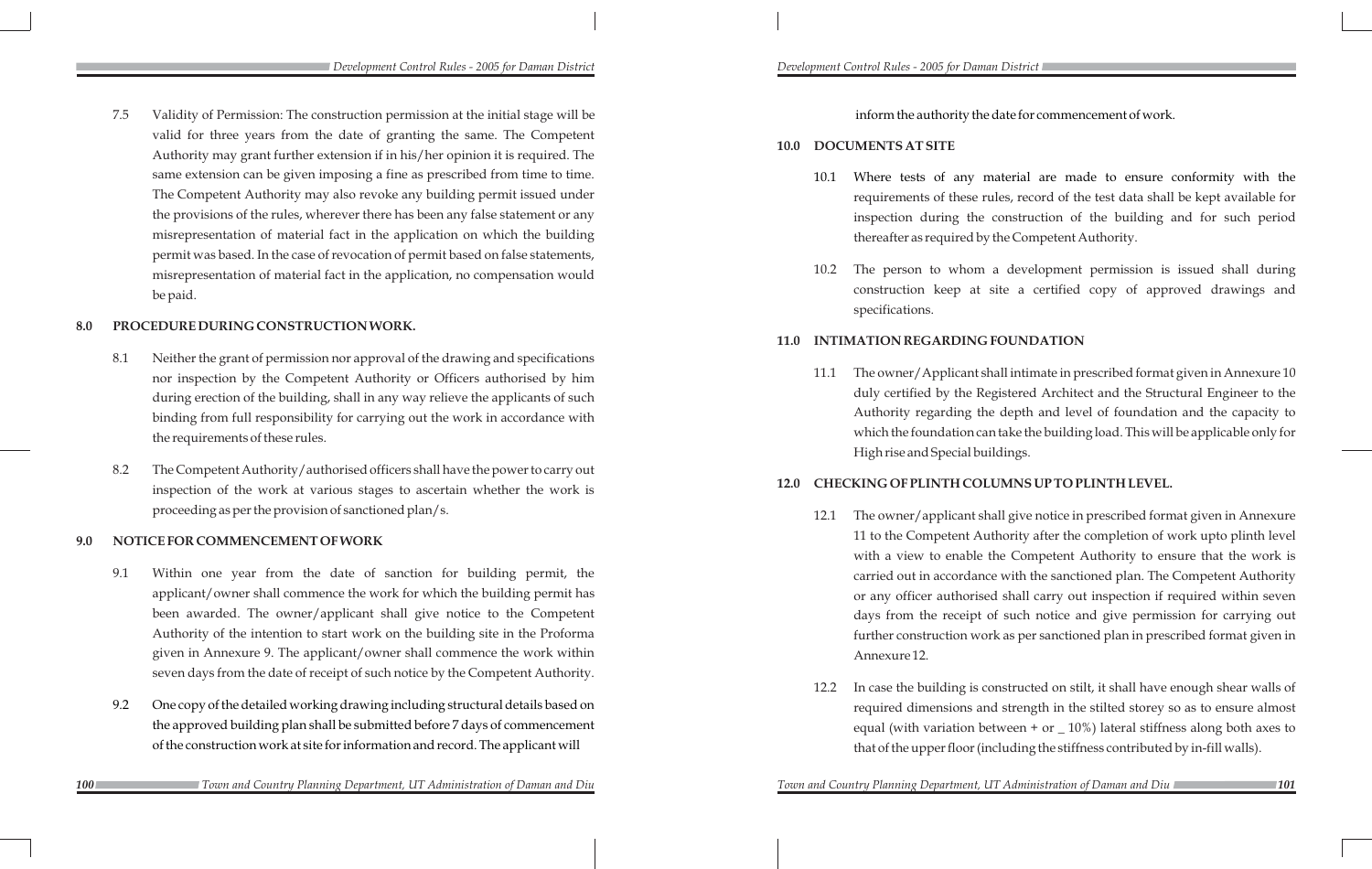7.5 Validity of Permission: The construction permission at the initial stage will be valid for three years from the date of granting the same. The Competent Authority may grant further extension if in his/her opinion it is required. The same extension can be given imposing a fine as prescribed from time to time. The Competent Authority may also revoke any building permit issued under the provisions of the rules, wherever there has been any false statement or any misrepresentation of material fact in the application on which the building permit was based. In the case of revocation of permit based on false statements, misrepresentation of material fact in the application, no compensation would be paid.

## 8.0 PROCEDURE DURING CONSTRUCTION WORK.

8.1 Neither the grant of permission nor approval of the drawing and specifications nor inspection by the Competent Authority or Officers authorised by him during erection of the building, shall in any way relieve the applicants of such binding from full responsibility for carrying out the work in accordance with the requirements of these rules.

8.2 The Competent Authority/authorised officers shall have the power to carry out inspection of the work at various stages to ascertain whether the work is proceeding as per the provision of sanctioned plan/s.

## 9.0 NOTICE FOR COMMENCEMENT OF WORK

9.1 Within one year from the date of sanction for building permit, the applicant/owner shall commence the work for which the building permit has been awarded. The owner/applicant shall give notice to the Competent Authority of the intention to start work on the building site in the Proforma given in Annexure 9. The applicant/owner shall commence the work within seven days from the date of receipt of such notice by the Competent Authority.

9.2 One copy of the detailed working drawing including structural details based on the approved building plan shall be submitted before 7 days of commencement of the construction work at site for information and record. The applicant will inform the authority the date for commencement of work.

## 10.0 DOCUMENTS AT SITE

10.1 Where tests of any material are made to ensure conformity with the requirements of these rules, record of the test data shall be kept available for inspection during the construction of the building and for such period thereafter as required by the Competent Authority.

10.2 The person to whom a development permission is issued shall during construction keep at site a certified copy of approved drawings and specifications.

## 11.0 INTIMATION REGARDING FOUNDATION

11.1 The owner/Applicant shall intimate in prescribed format given in Annexure 10 duly certified by the Registered Architect and the Structural Engineer to the Authority regarding the depth and level of foundation and the capacity to which the foundation can take the building load. This will be applicable only for High rise and Special buildings.

## 12.0 CHECKING OF PLINTH COLUMNS UP TO PLINTH LEVEL.

12.1 The owner/applicant shall give notice in prescribed format given in Annexure 11 to the Competent Authority after the completion of work upto plinth level with a view to enable the Competent Authority to ensure that the work is carried out in accordance with the sanctioned plan. The Competent Authority or any officer authorised shall carry out inspection if required within seven days from the receipt of such notice and give permission for carrying out further construction work as per sanctioned plan in prescribed format given in Annexure 12.

12.2 In case the building is constructed on stilt, it shall have enough shear walls of required dimensions and strength in the stilted storey so as to ensure almost equal (with variation between + or _ 10%) lateral stiffness along both axes to that of the upper floor (including the stiffness contributed by in-fill walls).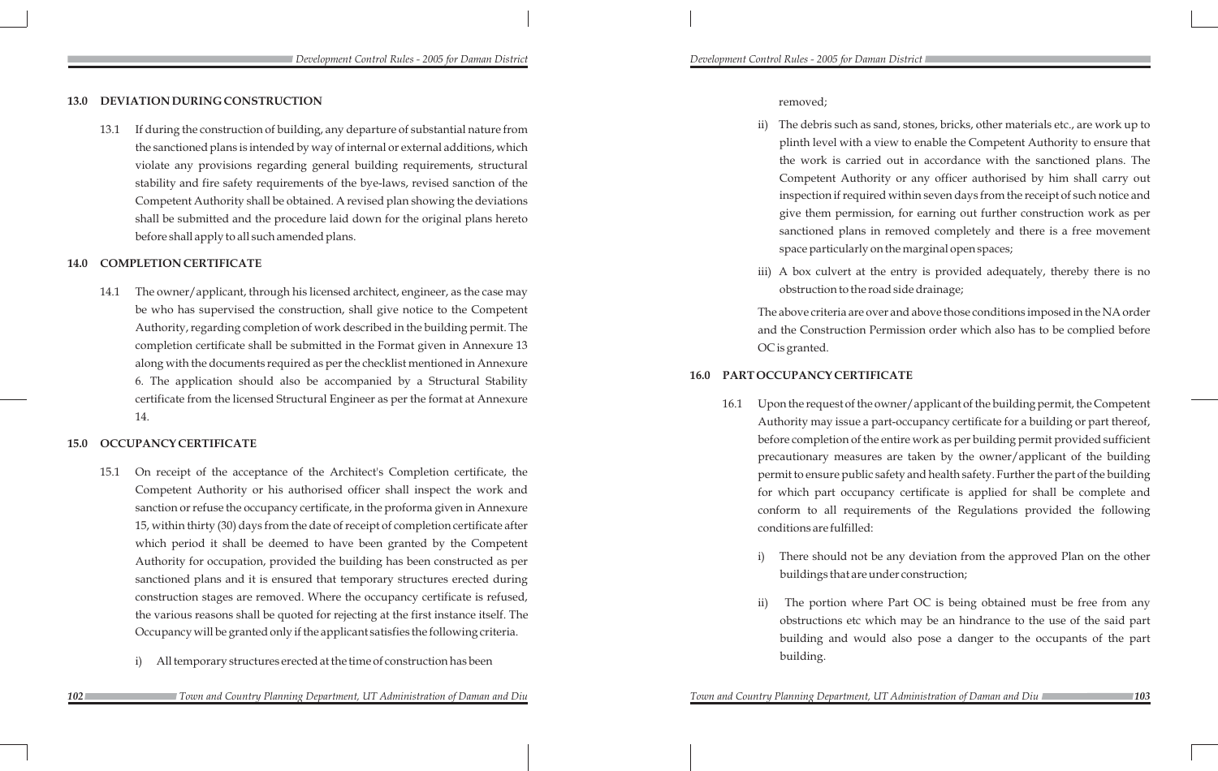## 13.0 DEVIATION DURING CONSTRUCTION

13.1 If during the construction of building, any departure of substantial nature from the sanctioned plans is intended by way of internal or external additions, which violate any provisions regarding general building requirements, structural stability and fire safety requirements of the bye-laws, revised sanction of the Competent Authority shall be obtained. A revised plan showing the deviations shall be submitted and the procedure laid down for the original plans hereto before shall apply to all such amended plans.

## 14.0 COMPLETION CERTIFICATE

14.1 The owner/applicant, through his licensed architect, engineer, as the case may be who has supervised the construction, shall give notice to the Competent Authority, regarding completion of work described in the building permit. The completion certificate shall be submitted in the Format given in Annexure 13 along with the documents required as per the checklist mentioned in Annexure 6. The application should also be accompanied by a Structural Stability certificate from the licensed Structural Engineer as per the format at Annexure 14.

## 15.0 OCCUPANCY CERTIFICATE

15.1 On receipt of the acceptance of the Architect's Completion certificate, the Competent Authority or his authorised officer shall inspect the work and sanction or refuse the occupancy certificate, in the proforma given in Annexure 15, within thirty (30) days from the date of receipt of completion certificate after which period it shall be deemed to have been granted by the Competent Authority for occupation, provided the building has been constructed as per sanctioned plans and it is ensured that temporary structures erected during construction stages are removed. Where the occupancy certificate is refused, the various reasons shall be quoted for rejecting at the first instance itself. The Occupancy will be granted only if the applicant satisfies the following criteria.

i) All temporary structures erected at the time of construction has been removed;

ii) The debris such as sand, stones, bricks, other materials etc., are work up to plinth level with a view to enable the Competent Authority to ensure that the work is carried out in accordance with the sanctioned plans. The Competent Authority or any officer authorised by him shall carry out inspection if required within seven days from the receipt of such notice and give them permission, for earning out further construction work as per sanctioned plans in removed completely and there is a free movement space particularly on the marginal open spaces;

iii) A box culvert at the entry is provided adequately, thereby there is no obstruction to the road side drainage;

The above criteria are over and above those conditions imposed in the NA order and the Construction Permission order which also has to be complied before OC is granted.

## 16.0 PART OCCUPANCY CERTIFICATE

16.1 Upon the request of the owner/applicant of the building permit, the Competent Authority may issue a part-occupancy certificate for a building or part thereof, before completion of the entire work as per building permit provided sufficient precautionary measures are taken by the owner/applicant of the building permit to ensure public safety and health safety. Further the part of the building for which part occupancy certificate is applied for shall be complete and conform to all requirements of the Regulations provided the following conditions are fulfilled:

i) There should not be any deviation from the approved Plan on the other buildings that are under construction;

ii) The portion where Part OC is being obtained must be free from any obstructions etc which may be an hindrance to the use of the said part building and would also pose a danger to the occupants of the part building.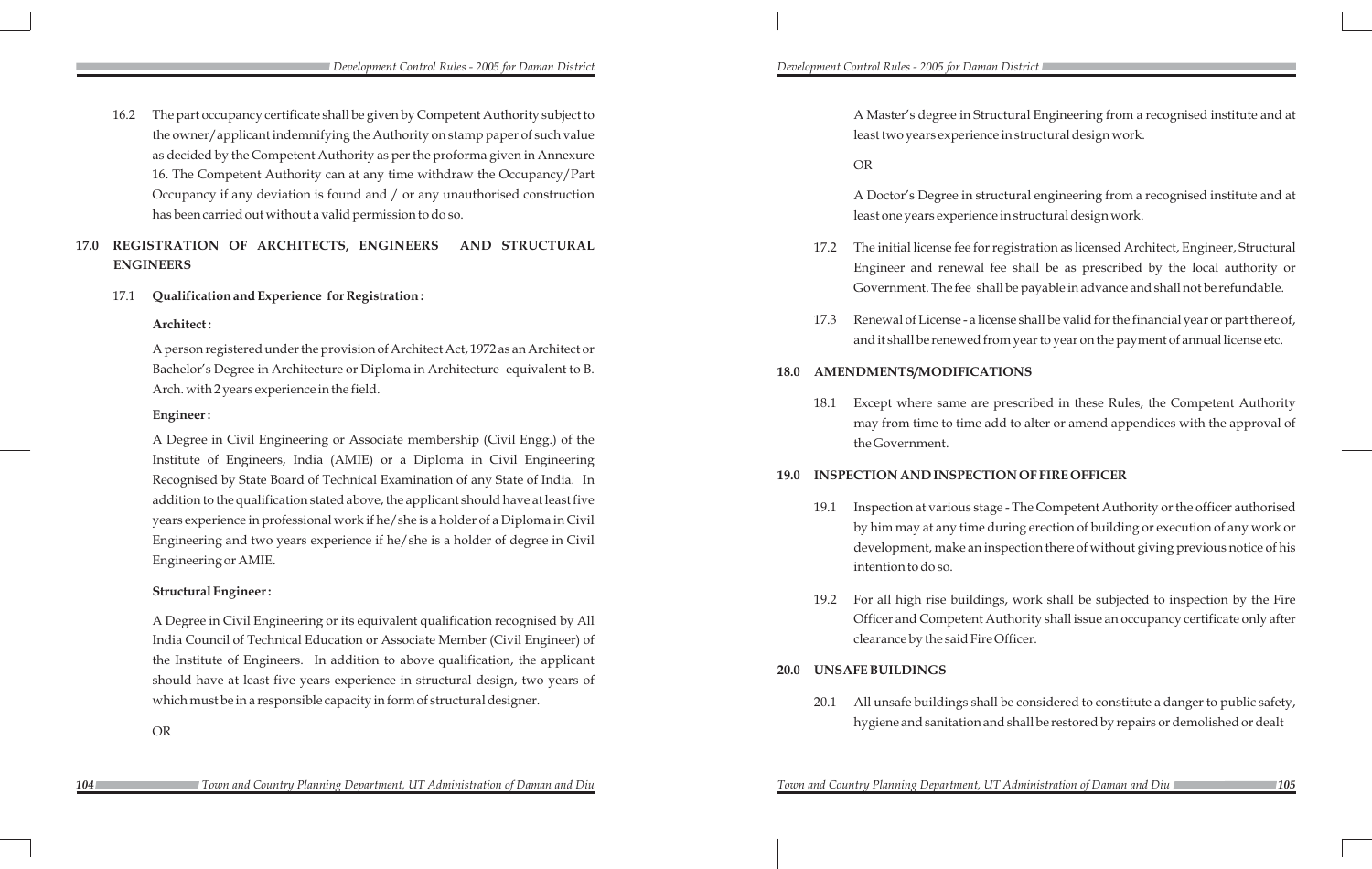16.2 The part occupancy certificate shall be given by Competent Authority subject to the owner/applicant indemnifying the Authority on stamp paper of such value as decided by the Competent Authority as per the proforma given in Annexure 16. The Competent Authority can at any time withdraw the Occupancy/Part Occupancy if any deviation is found and / or any unauthorised construction has been carried out without a valid permission to do so.

## 17.0 REGISTRATION OF ARCHITECTS, ENGINEERS AND STRUCTURAL ENGINEERS

17.1 **Qualification and Experience for Registration :**

**Architect :**

A person registered under the provision of Architect Act, 1972 as an Architect or Bachelor's Degree in Architecture or Diploma in Architecture equivalent to B. Arch. with 2 years experience in the field.

**Engineer :**

A Degree in Civil Engineering or Associate membership (Civil Engg.) of the Institute of Engineers, India (AMIE) or a Diploma in Civil Engineering Recognised by State Board of Technical Examination of any State of India. In addition to the qualification stated above, the applicant should have at least five years experience in professional work if he/she is a holder of a Diploma in Civil Engineering and two years experience if he/she is a holder of degree in Civil Engineering or AMIE.

**Structural Engineer :**

A Degree in Civil Engineering or its equivalent qualification recognised by All India Council of Technical Education or Associate Member (Civil Engineer) of the Institute of Engineers. In addition to above qualification, the applicant should have at least five years experience in structural design, two years of which must be in a responsible capacity in form of structural designer.

OR

A Master's degree in Structural Engineering from a recognised institute and at least two years experience in structural design work.

OR

A Doctor's Degree in structural engineering from a recognised institute and at least one years experience in structural design work.

17.2 The initial license fee for registration as licensed Architect, Engineer, Structural Engineer and renewal fee shall be as prescribed by the local authority or Government. The fee shall be payable in advance and shall not be refundable.

17.3 Renewal of License - a license shall be valid for the financial year or part there of, and it shall be renewed from year to year on the payment of annual license etc.

## 18.0 AMENDMENTS/MODIFICATIONS

18.1 Except where same are prescribed in these Rules, the Competent Authority may from time to time add to alter or amend appendices with the approval of the Government.

## 19.0 INSPECTION AND INSPECTION OF FIRE OFFICER

19.1 Inspection at various stage - The Competent Authority or the officer authorised by him may at any time during erection of building or execution of any work or development, make an inspection there of without giving previous notice of his intention to do so.

19.2 For all high rise buildings, work shall be subjected to inspection by the Fire Officer and Competent Authority shall issue an occupancy certificate only after clearance by the said Fire Officer.

## 20.0 UNSAFE BUILDINGS

20.1 All unsafe buildings shall be considered to constitute a danger to public safety, hygiene and sanitation and shall be restored by repairs or demolished or dealt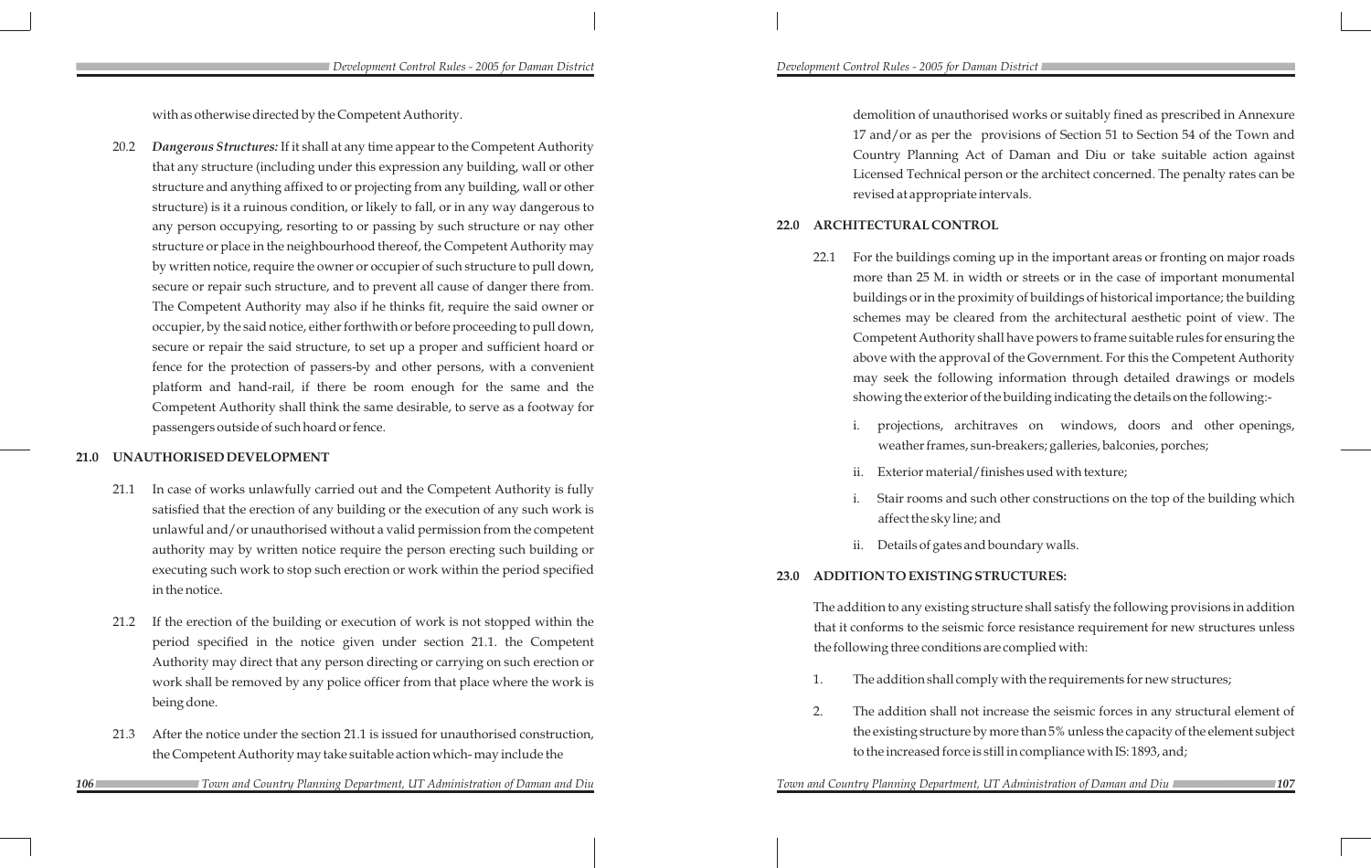with as otherwise directed by the Competent Authority.

20.2 ***Dangerous Structures:*** If it shall at any time appear to the Competent Authority that any structure (including under this expression any building, wall or other structure and anything affixed to or projecting from any building, wall or other structure) is it a ruinous condition, or likely to fall, or in any way dangerous to any person occupying, resorting to or passing by such structure or nay other structure or place in the neighbourhood thereof, the Competent Authority may by written notice, require the owner or occupier of such structure to pull down, secure or repair such structure, and to prevent all cause of danger there from. The Competent Authority may also if he thinks fit, require the said owner or occupier, by the said notice, either forthwith or before proceeding to pull down, secure or repair the said structure, to set up a proper and sufficient hoard or fence for the protection of passers-by and other persons, with a convenient platform and hand-rail, if there be room enough for the same and the Competent Authority shall think the same desirable, to serve as a footway for passengers outside of such hoard or fence.

## 21.0 UNAUTHORISED DEVELOPMENT

21.1 In case of works unlawfully carried out and the Competent Authority is fully satisfied that the erection of any building or the execution of any such work is unlawful and/or unauthorised without a valid permission from the competent authority may by written notice require the person erecting such building or executing such work to stop such erection or work within the period specified in the notice.

21.2 If the erection of the building or execution of work is not stopped within the period specified in the notice given under section 21.1. the Competent Authority may direct that any person directing or carrying on such erection or work shall be removed by any police officer from that place where the work is being done.

21.3 After the notice under the section 21.1 is issued for unauthorised construction, the Competent Authority may take suitable action which- may include the demolition of unauthorised works or suitably fined as prescribed in Annexure 17 and/or as per the provisions of Section 51 to Section 54 of the Town and Country Planning Act of Daman and Diu or take suitable action against Licensed Technical person or the architect concerned. The penalty rates can be revised at appropriate intervals.

## 22.0 ARCHITECTURAL CONTROL

22.1 For the buildings coming up in the important areas or fronting on major roads more than 25 M. in width or streets or in the case of important monumental buildings or in the proximity of buildings of historical importance; the building schemes may be cleared from the architectural aesthetic point of view. The Competent Authority shall have powers to frame suitable rules for ensuring the above with the approval of the Government. For this the Competent Authority may seek the following information through detailed drawings or models showing the exterior of the building indicating the details on the following:-

i. projections, architraves on windows, doors and other openings, weather frames, sun-breakers; galleries, balconies, porches;

ii. Exterior material/finishes used with texture;

i. Stair rooms and such other constructions on the top of the building which affect the sky line; and

ii. Details of gates and boundary walls.

## 23.0 ADDITION TO EXISTING STRUCTURES:

The addition to any existing structure shall satisfy the following provisions in addition that it conforms to the seismic force resistance requirement for new structures unless the following three conditions are complied with:

1. The addition shall comply with the requirements for new structures;

2. The addition shall not increase the seismic forces in any structural element of the existing structure by more than 5% unless the capacity of the element subject to the increased force is still in compliance with IS: 1893, and;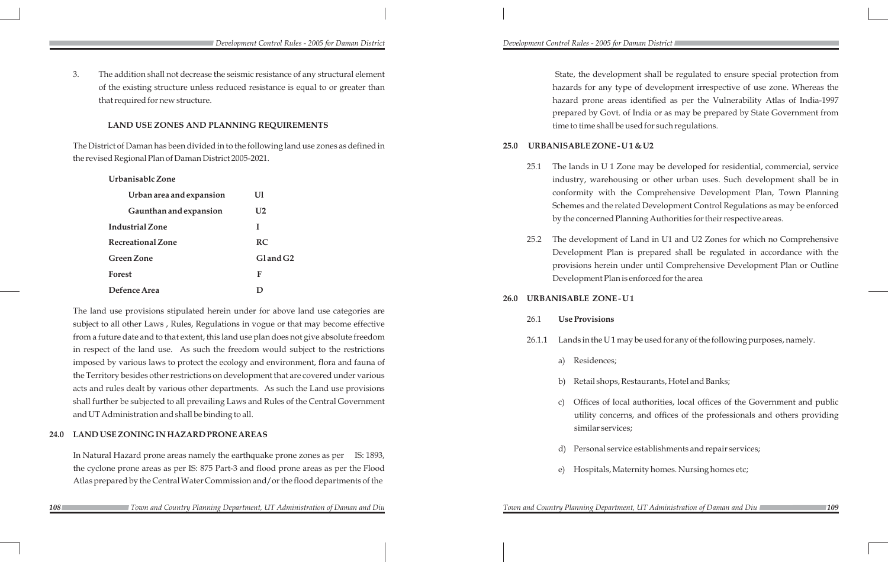3. The addition shall not decrease the seismic resistance of any structural element of the existing structure unless reduced resistance is equal to or greater than that required for new structure.

## LAND USE ZONES AND PLANNING REQUIREMENTS

The District of Daman has been divided in to the following land use zones as defined in the revised Regional Plan of Daman District 2005-2021.

| Zone | Code |
|---|---|
| **Urbanisablc Zone** | |
| **Urban area and expansion** | **Ul** |
| **Gaunthan and expansion** | **U2** |
| **Industrial Zone** | **I** |
| **Recreational Zone** | **RC** |
| **Green Zone** | **Gl and G2** |
| **Forest** | **F** |
| **Defence Area** | **D** |

The land use provisions stipulated herein under for above land use categories are subject to all other Laws , Rules, Regulations in vogue or that may become effective from a future date and to that extent, this land use plan does not give absolute freedom in respect of the land use. As such the freedom would subject to the restrictions imposed by various laws to protect the ecology and environment, flora and fauna of the Territory besides other restrictions on development that are covered under various acts and rules dealt by various other departments. As such the Land use provisions shall further be subjected to all prevailing Laws and Rules of the Central Government and UT Administration and shall be binding to all.

## 24.0 LAND USE ZONING IN HAZARD PRONE AREAS

In Natural Hazard prone areas namely the earthquake prone zones as per IS: 1893, the cyclone prone areas as per IS: 875 Part-3 and flood prone areas as per the Flood Atlas prepared by the Central Water Commission and/or the flood departments of the State, the development shall be regulated to ensure special protection from hazards for any type of development irrespective of use zone. Whereas the hazard prone areas identified as per the Vulnerability Atlas of India-1997 prepared by Govt. of India or as may be prepared by State Government from time to time shall be used for such regulations.

## 25.0 URBANISABLE ZONE - U 1 & U2

25.1 The lands in U 1 Zone may be developed for residential, commercial, service industry, warehousing or other urban uses. Such development shall be in conformity with the Comprehensive Development Plan, Town Planning Schemes and the related Development Control Regulations as may be enforced by the concerned Planning Authorities for their respective areas.

25.2 The development of Land in U1 and U2 Zones for which no Comprehensive Development Plan is prepared shall be regulated in accordance with the provisions herein under until Comprehensive Development Plan or Outline Development Plan is enforced for the area

## 26.0 URBANISABLE ZONE - U1

26.1 **Use Provisions**

26.1.1 Lands in the U 1 may be used for any of the following purposes, namely.

a) Residences;

b) Retail shops, Restaurants, Hotel and Banks;

c) Offices of local authorities, local offices of the Government and public utility concerns, and offices of the professionals and others providing similar services;

d) Personal service establishments and repair services;

e) Hospitals, Maternity homes. Nursing homes etc;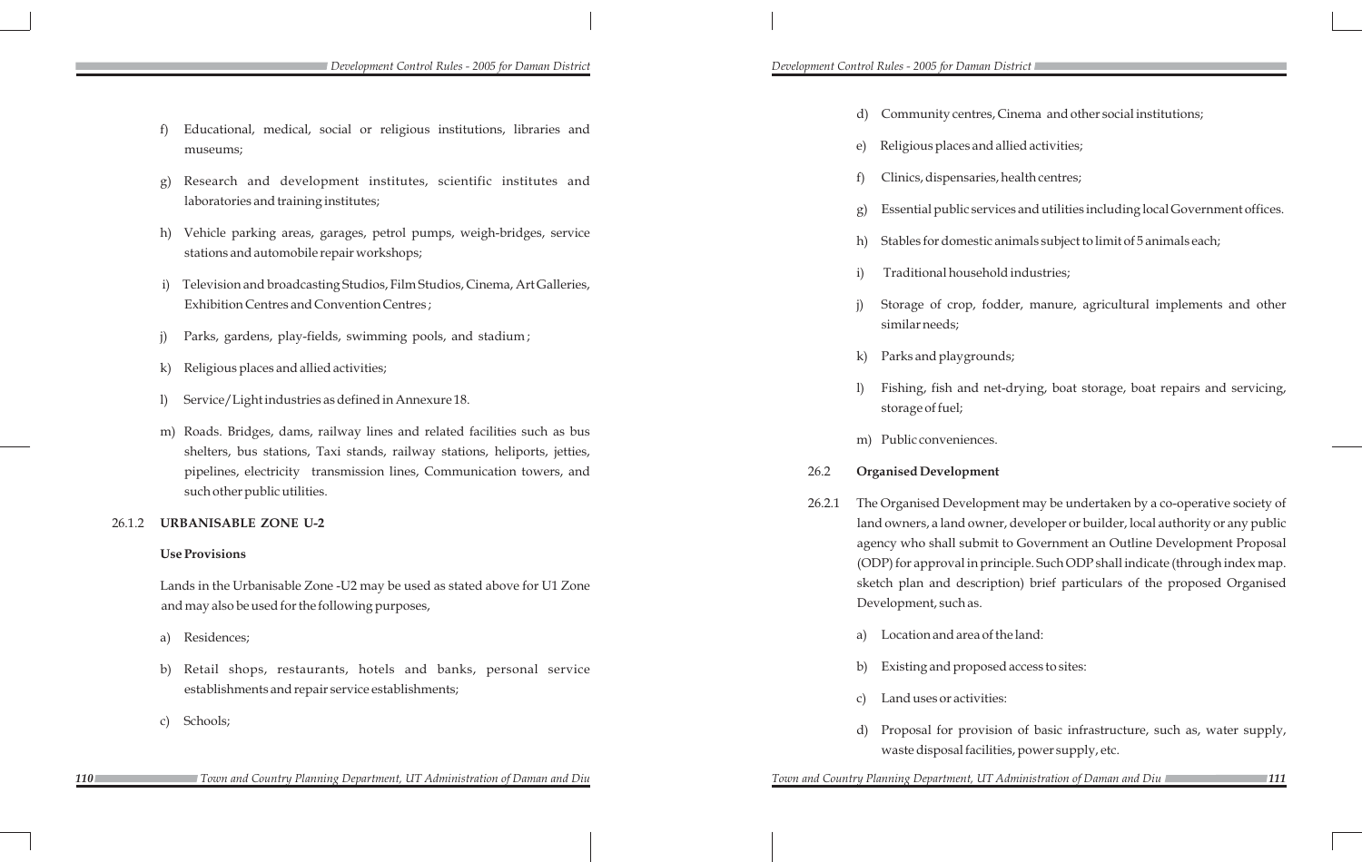f) Educational, medical, social or religious institutions, libraries and museums;

g) Research and development institutes, scientific institutes and laboratories and training institutes;

h) Vehicle parking areas, garages, petrol pumps, weigh-bridges, service stations and automobile repair workshops;

i) Television and broadcasting Studios, Film Studios, Cinema, Art Galleries, Exhibition Centres and Convention Centres ;

j) Parks, gardens, play-fields, swimming pools, and stadium ;

k) Religious places and allied activities;

l) Service/Light industries as defined in Annexure 18.

m) Roads. Bridges, dams, railway lines and related facilities such as bus shelters, bus stations, Taxi stands, railway stations, heliports, jetties, pipelines, electricity transmission lines, Communication towers, and such other public utilities.

### 26.1.2 URBANISABLE ZONE U-2

**Use Provisions**

Lands in the Urbanisable Zone -U2 may be used as stated above for U1 Zone and may also be used for the following purposes,

a) Residences;

b) Retail shops, restaurants, hotels and banks, personal service establishments and repair service establishments;

c) Schools;

d) Community centres, Cinema and other social institutions;

e) Religious places and allied activities;

f) Clinics, dispensaries, health centres;

g) Essential public services and utilities including local Government offices.

h) Stables for domestic animals subject to limit of 5 animals each;

i) Traditional household industries;

j) Storage of crop, fodder, manure, agricultural implements and other similar needs;

k) Parks and playgrounds;

l) Fishing, fish and net-drying, boat storage, boat repairs and servicing, storage of fuel;

m) Public conveniences.

### 26.2 Organised Development

26.2.1 The Organised Development may be undertaken by a co-operative society of land owners, a land owner, developer or builder, local authority or any public agency who shall submit to Government an Outline Development Proposal (ODP) for approval in principle. Such ODP shall indicate (through index map. sketch plan and description) brief particulars of the proposed Organised Development, such as.

a) Location and area of the land:

b) Existing and proposed access to sites:

c) Land uses or activities:

d) Proposal for provision of basic infrastructure, such as, water supply, waste disposal facilities, power supply, etc.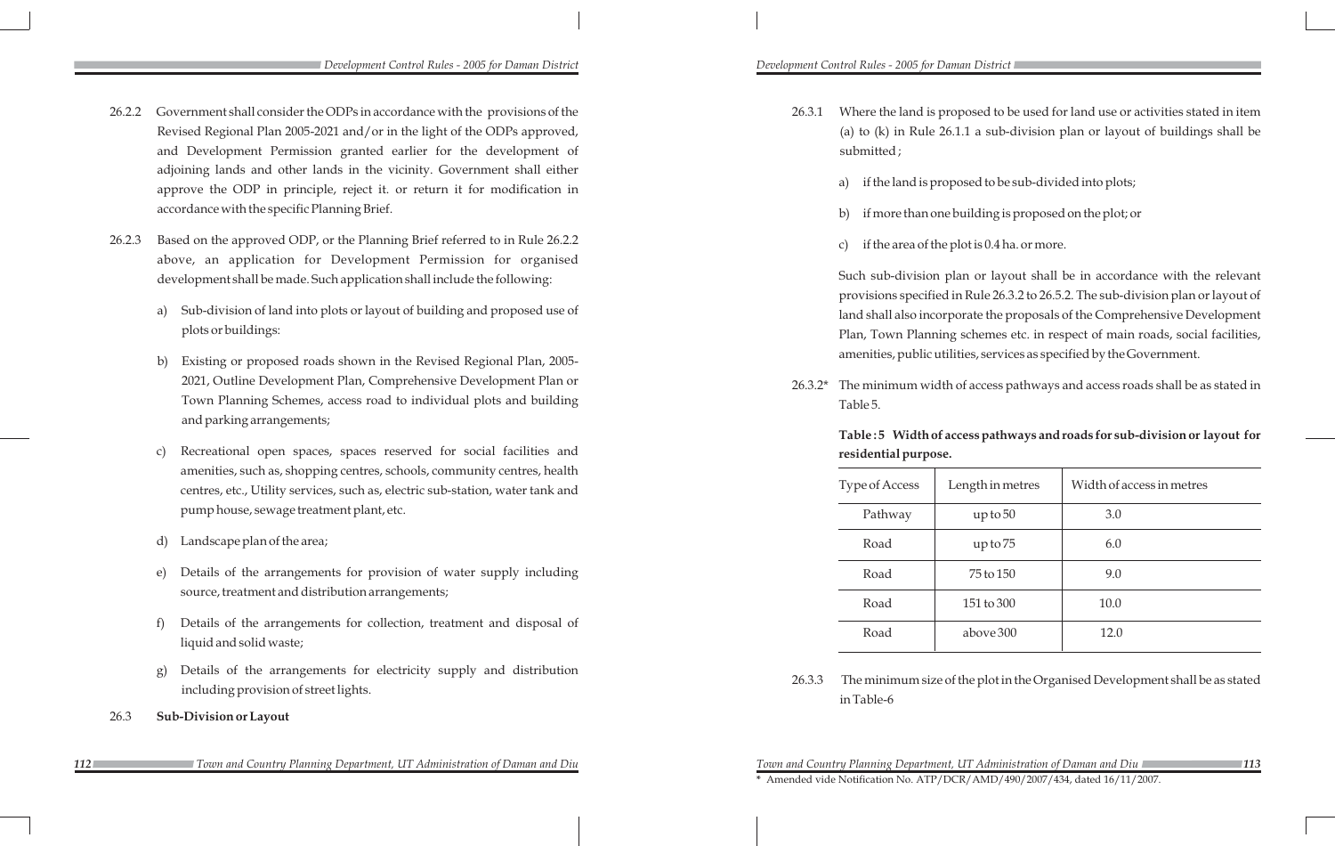26.2.2 Government shall consider the ODPs in accordance with the provisions of the Revised Regional Plan 2005-2021 and/or in the light of the ODPs approved, and Development Permission granted earlier for the development of adjoining lands and other lands in the vicinity. Government shall either approve the ODP in principle, reject it. or return it for modification in accordance with the specific Planning Brief.

26.2.3 Based on the approved ODP, or the Planning Brief referred to in Rule 26.2.2 above, an application for Development Permission for organised development shall be made. Such application shall include the following:

a) Sub-division of land into plots or layout of building and proposed use of plots or buildings:

b) Existing or proposed roads shown in the Revised Regional Plan, 2005-2021, Outline Development Plan, Comprehensive Development Plan or Town Planning Schemes, access road to individual plots and building and parking arrangements;

c) Recreational open spaces, spaces reserved for social facilities and amenities, such as, shopping centres, schools, community centres, health centres, etc., Utility services, such as, electric sub-station, water tank and pump house, sewage treatment plant, etc.

d) Landscape plan of the area;

e) Details of the arrangements for provision of water supply including source, treatment and distribution arrangements;

f) Details of the arrangements for collection, treatment and disposal of liquid and solid waste;

g) Details of the arrangements for electricity supply and distribution including provision of street lights.

26.3 **Sub-Division or Layout**

26.3.1 Where the land is proposed to be used for land use or activities stated in item (a) to (k) in Rule 26.1.1 a sub-division plan or layout of buildings shall be submitted ;

a) if the land is proposed to be sub-divided into plots;

b) if more than one building is proposed on the plot; or

c) if the area of the plot is 0.4 ha. or more.

Such sub-division plan or layout shall be in accordance with the relevant provisions specified in Rule 26.3.2 to 26.5.2. The sub-division plan or layout of land shall also incorporate the proposals of the Comprehensive Development Plan, Town Planning schemes etc. in respect of main roads, social facilities, amenities, public utilities, services as specified by the Government.

26.3.2* The minimum width of access pathways and access roads shall be as stated in Table 5.

**Table : 5 Width of access pathways and roads for sub-division or layout for residential purpose.**

| Type of Access | Length in metres | Width of access in metres |
|---|---|---|
| Pathway | up to 50 | 3.0 |
| Road | up to 75 | 6.0 |
| Road | 75 to 150 | 9.0 |
| Road | 151 to 300 | 10.0 |
| Road | above 300 | 12.0 |

26.3.3 The minimum size of the plot in the Organised Development shall be as stated in Table-6

\* Amended vide Notification No. ATP/DCR/AMD/490/2007/434, dated 16/11/2007.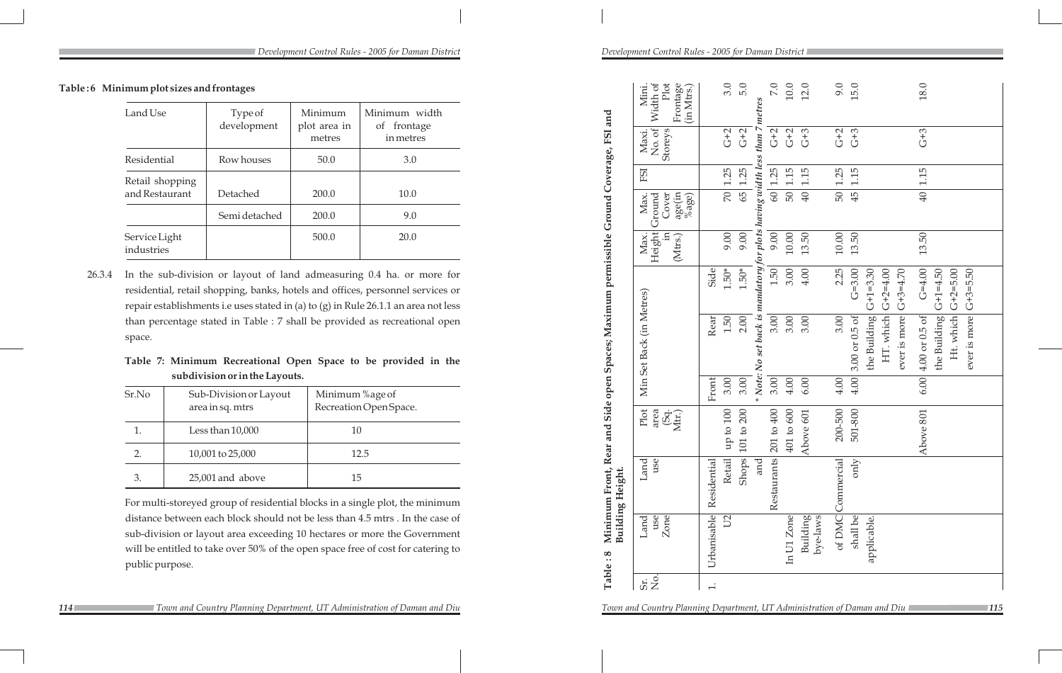**Table : 6 Minimum plot sizes and frontages**

| Land Use | Type of development | Minimum plot area in metres | Minimum width of frontage in metres |
|---|---|---|---|
| Residential | Row houses | 50.0 | 3.0 |
| Retail shopping and Restaurant | Detached | 200.0 | 10.0 |
| | Semi detached | 200.0 | 9.0 |
| Service Light industries | | 500.0 | 20.0 |

26.3.4 In the sub-division or layout of land admeasuring 0.4 ha. or more for residential, retail shopping, banks, hotels and offices, personnel services or repair establishments i.e uses stated in (a) to (g) in Rule 26.1.1 an area not less than percentage stated in Table : 7 shall be provided as recreational open space.

**Table 7: Minimum Recreational Open Space to be provided in the subdivision or in the Layouts.**

| Sr.No | Sub-Division or Layout area in sq. mtrs | Minimum %age of Recreation Open Space. |
|---|---|---|
| 1. | Less than 10,000 | 10 |
| 2. | 10,001 to 25,000 | 12.5 |
| 3. | 25,001 and above | 15 |

For multi-storeyed group of residential blocks in a single plot, the minimum distance between each block should not be less than 4.5 mtrs . In the case of sub-division or layout area exceeding 10 hectares or more the Government will be entitled to take over 50% of the open space free of cost for catering to public purpose.

**Table : 8 Minimum Front, Rear and Side open Spaces; Maximum permissible Ground Coverage, FSI and Building Height.**

| Sr. No. | Land use Zone | Land use | Plot area (Sq. Mtr.) | Min Set Back (in Metres) Front | Rear | Side | Max. Height in (Mtrs.) | Max. Ground Cover age(in %age) | FSI | Maxi. No. of Storeys | Mini. Width of Plot Frontage (in Mtrs.) |
|---|---|---|---|---|---|---|---|---|---|---|---|
| 1. | Urbanisable U2 | Residential Retail Shops and Restaurants | up to 100 | 3.00 | 1.50 | 1.50* | 9.00 | 70 | 1.25 | G+2 | 3.0 |
| | | | 101 to 200 | 3.00 | 2.00 | 1.50* | 9.00 | 65 | 1.25 | G+2 | 5.0 |
| | * Note: No set back is mandatory for plots having width less than 7 metres | | | | | | | | | | |
| | | | 201 to 400 | 3.00 | 3.00 | 1.50 | 9.00 | 60 | 1.25 | G+2 | 7.0 |
| | In U1 Zone Building bye-laws of DMC shall be applicable. | | 401 to 600 | 4.00 | 3.00 | 3.00 | 10.00 | 50 | 1.15 | G+2 | 10.0 |
| | | | Above 601 | 6.00 | 3.00 | 4.00 | 13.50 | 40 | 1.15 | G+3 | 12.0 |
| | | Commercial only | 200-500 | 4.00 | 3.00 | 2.25 | 10.00 | 50 | 1.25 | G+2 | 9.0 |
| | | | 501-800 | 4.00 | 3.00 or 0.5 of the Building HT. which ever is more | G=3.00 G+1=3.30 G+2=4.00 G+3=4.70 | 13.50 | 45 | 1.15 | G+3 | 15.0 |
| | | | Above 801 | 6.00 | 4.00 or 0.5 of the Building Ht. which ever is more | G=4.00 G+1=4.50 G+2=5.00 G+3=5.50 | 13.50 | 40 | 1.15 | G+3 | 18.0 |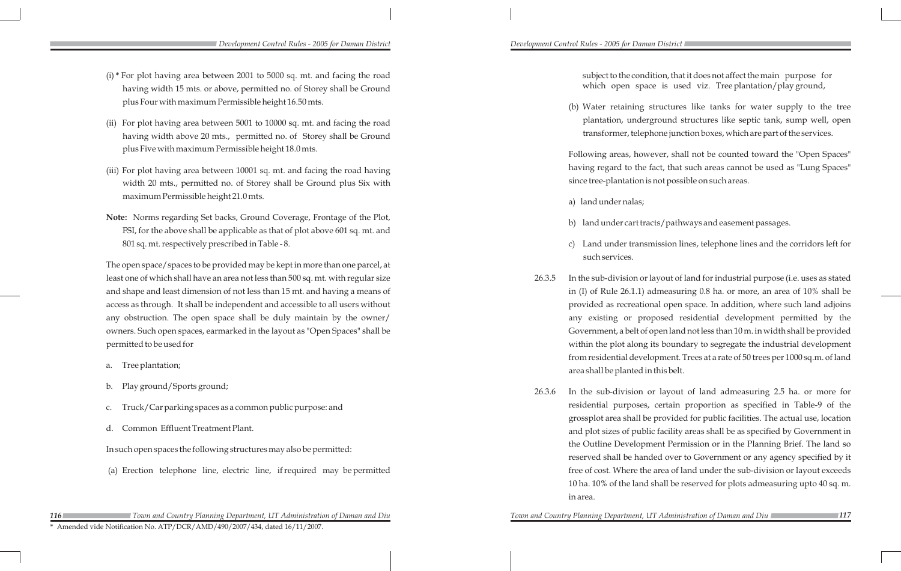(i) * For plot having area between 2001 to 5000 sq. mt. and facing the road having width 15 mts. or above, permitted no. of Storey shall be Ground plus Four with maximum Permissible height 16.50 mts.

(ii) For plot having area between 5001 to 10000 sq. mt. and facing the road having width above 20 mts., permitted no. of Storey shall be Ground plus Five with maximum Permissible height 18.0 mts.

(iii) For plot having area between 10001 sq. mt. and facing the road having width 20 mts., permitted no. of Storey shall be Ground plus Six with maximum Permissible height 21.0 mts.

**Note:** Norms regarding Set backs, Ground Coverage, Frontage of the Plot, FSI, for the above shall be applicable as that of plot above 601 sq. mt. and 801 sq. mt. respectively prescribed in Table - 8.

The open space/spaces to be provided may be kept in more than one parcel, at least one of which shall have an area not less than 500 sq. mt. with regular size and shape and least dimension of not less than 15 mt. and having a means of access as through. It shall be independent and accessible to all users without any obstruction. The open space shall be duly maintain by the owner/ owners. Such open spaces, earmarked in the layout as "Open Spaces" shall be permitted to be used for

a. Tree plantation;

b. Play ground/Sports ground;

c. Truck/Car parking spaces as a common public purpose: and

d. Common Effluent Treatment Plant.

In such open spaces the following structures may also be permitted:

(a) Erection telephone line, electric line, if required may be permitted subject to the condition, that it does not affect the main purpose for which open space is used viz. Tree plantation/play ground,

(b) Water retaining structures like tanks for water supply to the tree plantation, underground structures like septic tank, sump well, open transformer, telephone junction boxes, which are part of the services.

Following areas, however, shall not be counted toward the "Open Spaces" having regard to the fact, that such areas cannot be used as "Lung Spaces" since tree-plantation is not possible on such areas.

a) land under nalas;

b) land under cart tracts/pathways and easement passages.

c) Land under transmission lines, telephone lines and the corridors left for such services.

26.3.5 In the sub-division or layout of land for industrial purpose (i.e. uses as stated in (I) of Rule 26.1.1) admeasuring 0.8 ha. or more, an area of 10% shall be provided as recreational open space. In addition, where such land adjoins any existing or proposed residential development permitted by the Government, a belt of open land not less than 10 m. in width shall be provided within the plot along its boundary to segregate the industrial development from residential development. Trees at a rate of 50 trees per 1000 sq.m. of land area shall be planted in this belt.

26.3.6 In the sub-division or layout of land admeasuring 2.5 ha. or more for residential purposes, certain proportion as specified in Table-9 of the grossplot area shall be provided for public facilities. The actual use, location and plot sizes of public facility areas shall be as specified by Government in the Outline Development Permission or in the Planning Brief. The land so reserved shall be handed over to Government or any agency specified by it free of cost. Where the area of land under the sub-division or layout exceeds 10 ha. 10% of the land shall be reserved for plots admeasuring upto 40 sq. m. in area.

\* Amended vide Notification No. ATP/DCR/AMD/490/2007/434, dated 16/11/2007.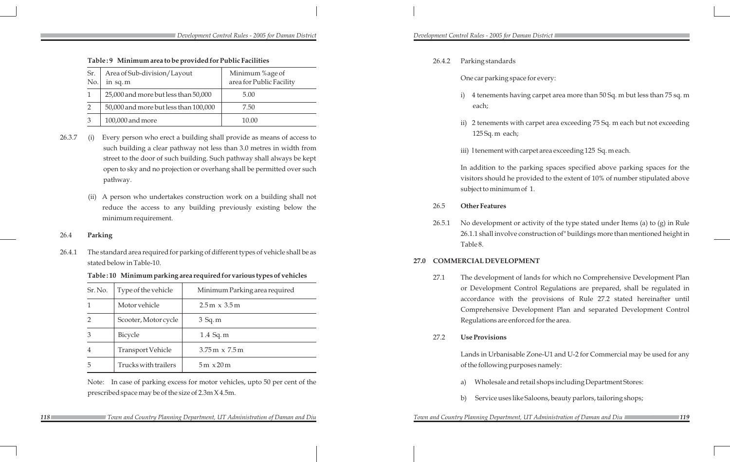**Table : 9 Minimum area to be provided for Public Facilities**

| Sr. No. | Area of Sub-division/Layout in sq. m | Minimum %age of area for Public Facility |
|---|---|---|
| 1 | 25,000 and more but less than 50,000 | 5.00 |
| 2 | 50,000 and more but less than 100,000 | 7.50 |
| 3 | 100,000 and more | 10.00 |

26.3.7 (i) Every person who erect a building shall provide as means of access to such building a clear pathway not less than 3.0 metres in width from street to the door of such building. Such pathway shall always be kept open to sky and no projection or overhang shall be permitted over such pathway.

(ii) A person who undertakes construction work on a building shall not reduce the access to any building previously existing below the minimum requirement.

### 26.4 Parking

26.4.1 The standard area required for parking of different types of vehicle shall be as stated below in Table-10.

**Table : 10 Minimum parking area required for various types of vehicles**

| Sr. No. | Type of the vehicle | Minimum Parking area required |
|---|---|---|
| 1 | Motor vehicle | 2.5 m x 3.5 m |
| 2 | Scooter, Motor cycle | 3 Sq. m |
| 3 | Bicycle | 1.4 Sq. m |
| 4 | Transport Vehicle | 3.75 m x 7.5 m |
| 5 | Trucks with trailers | 5 m x 20 m |

Note: In case of parking excess for motor vehicles, upto 50 per cent of the prescribed space may be of the size of 2.3m X 4.5m.

26.4.2 Parking standards

One car parking space for every:

i) 4 tenements having carpet area more than 50 Sq. m but less than 75 sq. m each;

ii) 2 tenements with carpet area exceeding 75 Sq. m each but not exceeding 125 Sq. m each;

iii) 1 tenement with carpet area exceeding 125 Sq. m each.

In addition to the parking spaces specified above parking spaces for the visitors should he provided to the extent of 10% of number stipulated above subject to minimum of 1.

### 26.5 Other Features

26.5.1 No development or activity of the type stated under Items (a) to (g) in Rule 26.1.1 shall involve construction of" buildings more than mentioned height in Table 8.

## 27.0 COMMERCIAL DEVELOPMENT

27.1 The development of lands for which no Comprehensive Development Plan or Development Control Regulations are prepared, shall be regulated in accordance with the provisions of Rule 27.2 stated hereinafter until Comprehensive Development Plan and separated Development Control Regulations are enforced for the area.

### 27.2 Use Provisions

Lands in Urbanisable Zone-U1 and U-2 for Commercial may be used for any of the following purposes namely:

a) Wholesale and retail shops including Department Stores:

b) Service uses like Saloons, beauty parlors, tailoring shops;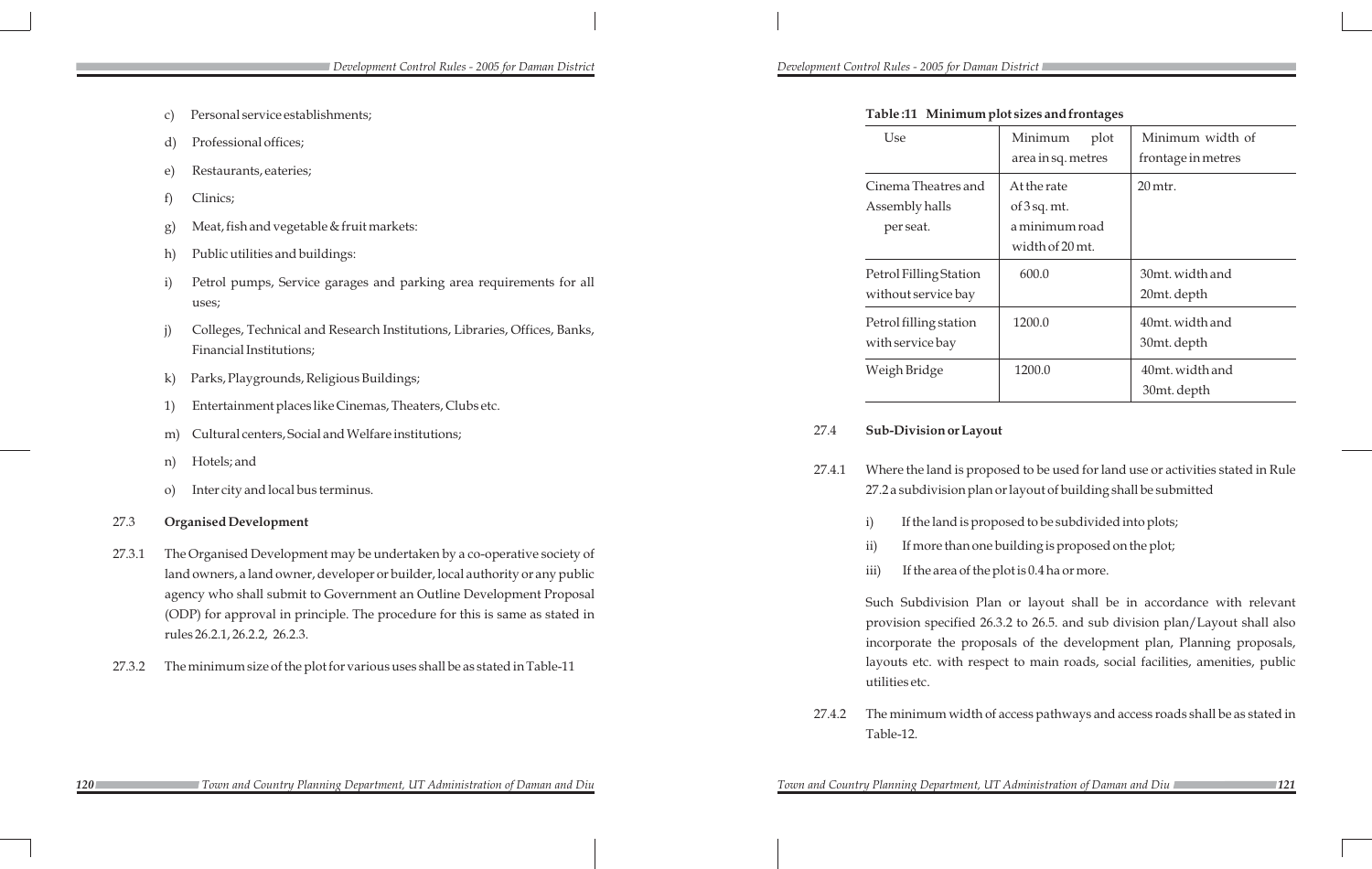c) Personal service establishments;

d) Professional offices;

e) Restaurants, eateries;

f) Clinics;

g) Meat, fish and vegetable & fruit markets:

h) Public utilities and buildings:

i) Petrol pumps, Service garages and parking area requirements for all uses;

j) Colleges, Technical and Research Institutions, Libraries, Offices, Banks, Financial Institutions;

k) Parks, Playgrounds, Religious Buildings;

1) Entertainment places like Cinemas, Theaters, Clubs etc.

m) Cultural centers, Social and Welfare institutions;

n) Hotels; and

o) Inter city and local bus terminus.

**27.3 Organised Development**

27.3.1 The Organised Development may be undertaken by a co-operative society of land owners, a land owner, developer or builder, local authority or any public agency who shall submit to Government an Outline Development Proposal (ODP) for approval in principle. The procedure for this is same as stated in rules 26.2.1, 26.2.2, 26.2.3.

27.3.2 The minimum size of the plot for various uses shall be as stated in Table-11

**Table :11 Minimum plot sizes and frontages**

| Use | Minimum plot area in sq. metres | Minimum width of frontage in metres |
|---|---|---|
| Cinema Theatres and Assembly halls per seat. | At the rate of 3 sq. mt. a minimum road width of 20 mt. | 20 mtr. |
| Petrol Filling Station without service bay | 600.0 | 30mt. width and 20mt. depth |
| Petrol filling station with service bay | 1200.0 | 40mt. width and 30mt. depth |
| Weigh Bridge | 1200.0 | 40mt. width and 30mt. depth |

**27.4 Sub-Division or Layout**

27.4.1 Where the land is proposed to be used for land use or activities stated in Rule 27.2 a subdivision plan or layout of building shall be submitted

i) If the land is proposed to be subdivided into plots;

ii) If more than one building is proposed on the plot;

iii) If the area of the plot is 0.4 ha or more.

Such Subdivision Plan or layout shall be in accordance with relevant provision specified 26.3.2 to 26.5. and sub division plan/Layout shall also incorporate the proposals of the development plan, Planning proposals, layouts etc. with respect to main roads, social facilities, amenities, public utilities etc.

27.4.2 The minimum width of access pathways and access roads shall be as stated in Table-12.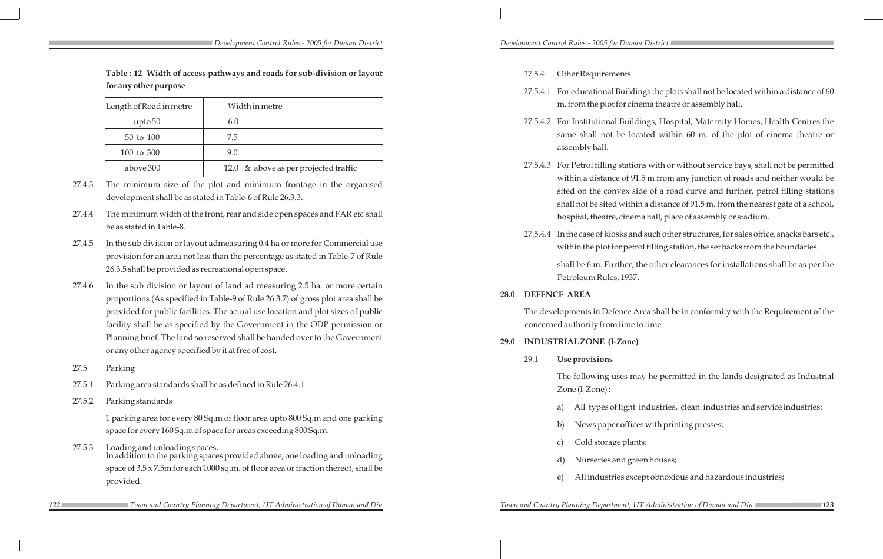**Table : 12 Width of access pathways and roads for sub-division or layout for any other purpose**

| Length of Road in metre | Width in metre |
|---|---|
| upto 50 | 6.0 |
| 50 to 100 | 7.5 |
| 100 to 300 | 9.0 |
| above 300 | 12.0 & above as per projected traffic |

27.4.3 The minimum size of the plot and minimum frontage in the organised development shall be as stated in Table-6 of Rule 26.3.3.

27.4.4 The minimum width of the front, rear and side open spaces and FAR etc shall be as stated in Table-8.

27.4.5 In the sub division or layout admeasuring 0.4 ha or more for Commercial use provision for an area not less than the percentage as stated in Table-7 of Rule 26.3.5 shall be provided as recreational open space.

27.4.6 In the sub division or layout of land ad measuring 2.5 ha. or more certain proportions (As specified in Table-9 of Rule 26.3.7) of gross plot area shall be provided for public facilities. The actual use location and plot sizes of public facility shall be as specified by the Government in the ODP permission or Planning brief. The land so reserved shall be handed over to the Government or any other agency specified by it at free of cost.

27.5 Parking

27.5.1 Parking area standards shall be as defined in Rule 26.4.1

27.5.2 Parking standards

1 parking area for every 80 Sq.m of floor area upto 800 Sq.m and one parking space for every 160 Sq.m of space for areas exceeding 800 Sq.m.

27.5.3 Loading and unloading spaces,
In addition to the parking spaces provided above, one loading and unloading space of 3.5 x 7.5m for each 1000 sq.m. of floor area or fraction thereof, shall be provided.

27.5.4 Other Requirements

27.5.4.1 For educational Buildings the plots shall not be located within a distance of 60 m. from the plot for cinema theatre or assembly hall.

27.5.4.2 For Institutional Buildings, Hospital, Maternity Homes, Health Centres the same shall not be located within 60 m. of the plot of cinema theatre or assembly hall.

27.5.4.3 For Petrol filling stations with or without service bays, shall not be permitted within a distance of 91.5 m from any junction of roads and neither would be sited on the convex side of a road curve and further, petrol filling stations shall not be sited within a distance of 91.5 m. from the nearest gate of a school, hospital, theatre, cinema hall, place of assembly or stadium.

27.5.4.4 In the case of kiosks and such other structures, for sales office, snacks bars etc., within the plot for petrol filling station, the set backs from the boundaries shall be 6 m. Further, the other clearances for installations shall be as per the Petroleum Rules, 1937.

## 28.0 DEFENCE AREA

The developments in Defence Area shall be in conformity with the Requirement of the concerned authority from time to time

## 29.0 INDUSTRIAL ZONE (I-Zone)

### 29.1 Use provisions

The following uses may he permitted in the lands designated as Industrial Zone (I-Zone) :

a) All types of light industries, clean industries and service industries:

b) News paper offices with printing presses;

c) Cold storage plants;

d) Nurseries and green houses;

e) All industries except obnoxious and hazardous industries;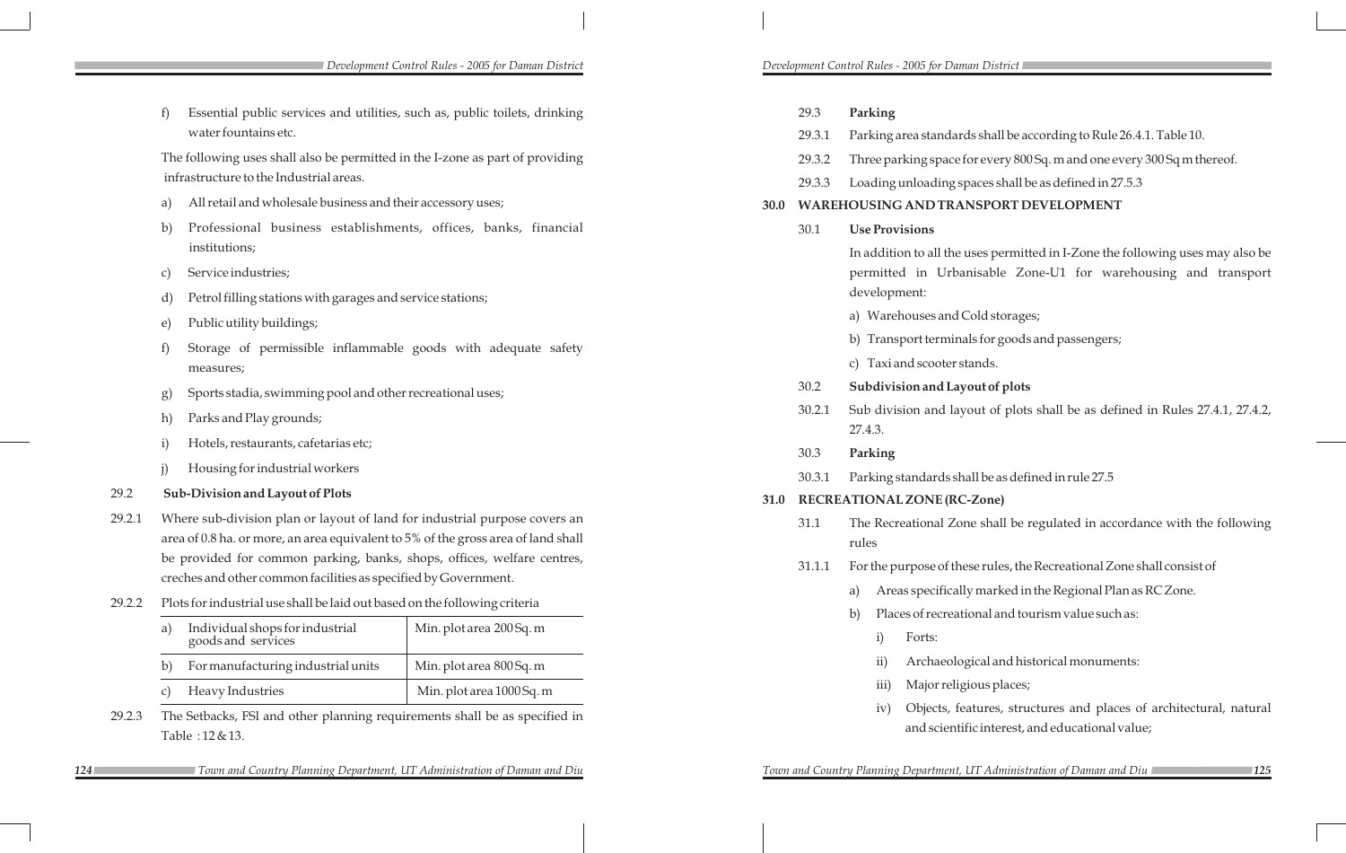f) Essential public services and utilities, such as, public toilets, drinking water fountains etc.

The following uses shall also be permitted in the I-zone as part of providing infrastructure to the Industrial areas.

a) All retail and wholesale business and their accessory uses;

b) Professional business establishments, offices, banks, financial institutions;

c) Service industries;

d) Petrol filling stations with garages and service stations;

e) Public utility buildings;

f) Storage of permissible inflammable goods with adequate safety measures;

g) Sports stadia, swimming pool and other recreational uses;

h) Parks and Play grounds;

i) Hotels, restaurants, cafetarias etc;

j) Housing for industrial workers

**29.2 Sub-Division and Layout of Plots**

29.2.1 Where sub-division plan or layout of land for industrial purpose covers an area of 0.8 ha. or more, an area equivalent to 5% of the gross area of land shall be provided for common parking, banks, shops, offices, welfare centres, creches and other common facilities as specified by Government.

29.2.2 Plots for industrial use shall be laid out based on the following criteria

| | |
|---|---|
| a) Individual shops for industrial goods and services | Min. plot area 200 Sq. m |
| b) For manufacturing industrial units | Min. plot area 800 Sq. m |
| c) Heavy Industries | Min. plot area 1000 Sq. m |

29.2.3 The Setbacks, FSI and other planning requirements shall be as specified in Table : 12 & 13.

**29.3 Parking**

29.3.1 Parking area standards shall be according to Rule 26.4.1. Table 10.

29.3.2 Three parking space for every 800 Sq. m and one every 300 Sq m thereof.

29.3.3 Loading unloading spaces shall be as defined in 27.5.3

## 30.0 WAREHOUSING AND TRANSPORT DEVELOPMENT

**30.1 Use Provisions**

In addition to all the uses permitted in I-Zone the following uses may also be permitted in Urbanisable Zone-U1 for warehousing and transport development:

a) Warehouses and Cold storages;

b) Transport terminals for goods and passengers;

c) Taxi and scooter stands.

**30.2 Subdivision and Layout of plots**

30.2.1 Sub division and layout of plots shall be as defined in Rules 27.4.1, 27.4.2, 27.4.3.

**30.3 Parking**

30.3.1 Parking standards shall be as defined in rule 27.5

## 31.0 RECREATIONAL ZONE (RC-Zone)

31.1 The Recreational Zone shall be regulated in accordance with the following rules

31.1.1 For the purpose of these rules, the Recreational Zone shall consist of

a) Areas specifically marked in the Regional Plan as RC Zone.

b) Places of recreational and tourism value such as:

i) Forts:

ii) Archaeological and historical monuments:

iii) Major religious places;

iv) Objects, features, structures and places of architectural, natural and scientific interest, and educational value;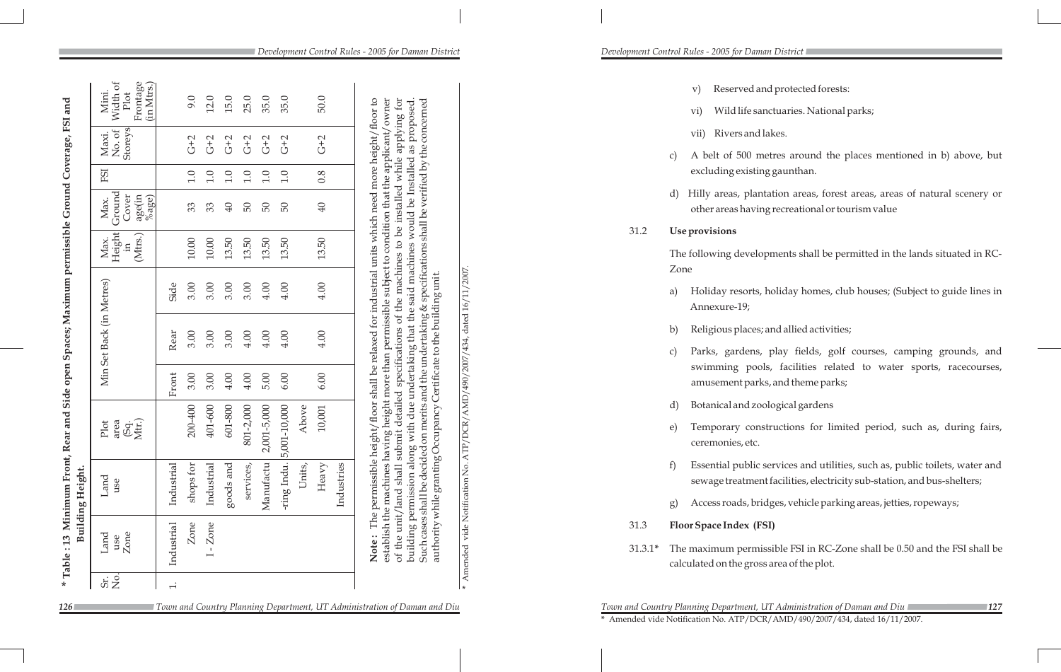## * Table : 13 Minimum Front, Rear and Side open Spaces; Maximum permissible Ground Coverage, FSI and Building Height.

| Sr. No. | Land use Zone | Land use | Plot area (Sq. Mtr.) | Min Set Back (in Metres) | | | Max. Height in (Mtrs.) | Max. Ground Cover age(in %age) | FSI | Maxi. No. of Storeys | Mini. Width of Plot Frontage (in Mtrs.) |
|---|---|---|---|---|---|---|---|---|---|---|---|
| | | | | Front | Rear | Side | | | | | |
| 1. | Industrial Zone I - Zone | Industrial shops for Industrial goods and services, Manufacturing Indu. Units, Heavy Industries | 200-400 | 3.00 | 3.00 | 3.00 | 10.00 | 33 | 1.0 | G+2 | 9.0 |
| | | | 401-600 | 3.00 | 3.00 | 3.00 | 10.00 | 33 | 1.0 | G+2 | 12.0 |
| | | | 601-800 | 4.00 | 3.00 | 3.00 | 13.50 | 40 | 1.0 | G+2 | 15.0 |
| | | | 801-2,000 | 4.00 | 4.00 | 3.00 | 13.50 | 50 | 1.0 | G+2 | 25.0 |
| | | | 2,001-5,000 | 5.00 | 4.00 | 4.00 | 13.50 | 50 | 1.0 | G+2 | 35.0 |
| | | | 5,001-10,000 | 6.00 | 4.00 | 4.00 | 13.50 | 50 | 1.0 | G+2 | 35.0 |
| | | | Above 10,001 | 6.00 | 4.00 | 4.00 | 13.50 | 40 | 0.8 | G+2 | 50.0 |

**Note :** The permissible height/floor shall be relaxed for industrial units which need more height/floor to establish the machines having height more than permissible subject to condition that the applicant/owner of the unit/land shall submit detailed specifications of the machines to be installed while applying for building permission along with due undertaking that the said machines would be Installed as proposed. Such cases shall be decided on merits and the undertaking & specifications shall be verified by the concerned authority while granting Occupancy Certificate to the building unit.

\* Amended vide Notification No. ATP/DCR/AMD/490/2007/434, dated 16/11/2007.

v) Reserved and protected forests:

vi) Wild life sanctuaries. National parks;

vii) Rivers and lakes.

c) A belt of 500 metres around the places mentioned in b) above, but excluding existing gaunthan.

d) Hilly areas, plantation areas, forest areas, areas of natural scenery or other areas having recreational or tourism value

**31.2 Use provisions**

The following developments shall be permitted in the lands situated in RC-Zone

a) Holiday resorts, holiday homes, club houses; (Subject to guide lines in Annexure-19;

b) Religious places; and allied activities;

c) Parks, gardens, play fields, golf courses, camping grounds, and swimming pools, facilities related to water sports, racecourses, amusement parks, and theme parks;

d) Botanical and zoological gardens

e) Temporary constructions for limited period, such as, during fairs, ceremonies, etc.

f) Essential public services and utilities, such as, public toilets, water and sewage treatment facilities, electricity sub-station, and bus-shelters;

g) Access roads, bridges, vehicle parking areas, jetties, ropeways;

**31.3 Floor Space Index (FSI)**

31.3.1* The maximum permissible FSI in RC-Zone shall be 0.50 and the FSI shall be calculated on the gross area of the plot.

\* Amended vide Notification No. ATP/DCR/AMD/490/2007/434, dated 16/11/2007.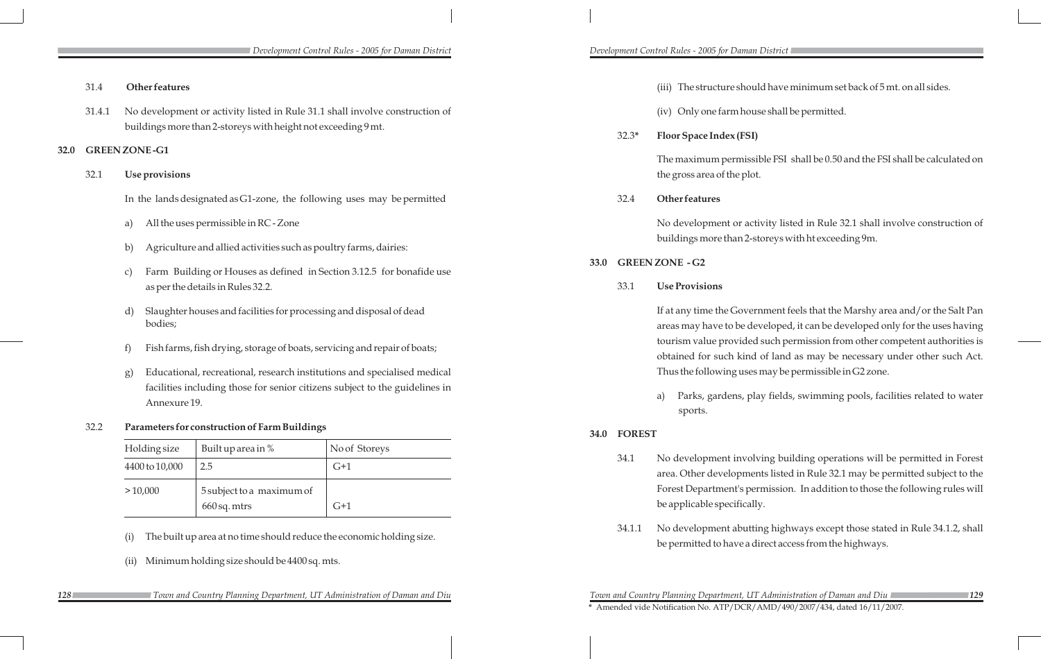31.4 **Other features**

31.4.1 No development or activity listed in Rule 31.1 shall involve construction of buildings more than 2-storeys with height not exceeding 9 mt.

## 32.0 GREEN ZONE - G1

32.1 **Use provisions**

In the lands designated as G1-zone, the following uses may be permitted

a) All the uses permissible in RC - Zone

b) Agriculture and allied activities such as poultry farms, dairies:

c) Farm Building or Houses as defined in Section 3.12.5 for bonafide use as per the details in Rules 32.2.

d) Slaughter houses and facilities for processing and disposal of dead bodies;

f) Fish farms, fish drying, storage of boats, servicing and repair of boats;

g) Educational, recreational, research institutions and specialised medical facilities including those for senior citizens subject to the guidelines in Annexure 19.

32.2 **Parameters for construction of Farm Buildings**

| Holding size | Built up area in % | No of Storeys |
|---|---|---|
| 4400 to 10,000 | 2.5 | G+1 |
| > 10,000 | 5 subject to a maximum of 660 sq. mtrs | G+1 |

(i) The built up area at no time should reduce the economic holding size.

(ii) Minimum holding size should be 4400 sq. mts.

(iii) The structure should have minimum set back of 5 mt. on all sides.

(iv) Only one farm house shall be permitted.

32.3* **Floor Space Index (FSI)**

The maximum permissible FSI shall be 0.50 and the FSI shall be calculated on the gross area of the plot.

32.4 **Other features**

No development or activity listed in Rule 32.1 shall involve construction of buildings more than 2-storeys with ht exceeding 9m.

## 33.0 GREEN ZONE - G2

33.1 **Use Provisions**

If at any time the Government feels that the Marshy area and/or the Salt Pan areas may have to be developed, it can be developed only for the uses having tourism value provided such permission from other competent authorities is obtained for such kind of land as may be necessary under other such Act. Thus the following uses may be permissible in G2 zone.

a) Parks, gardens, play fields, swimming pools, facilities related to water sports.

## 34.0 FOREST

34.1 No development involving building operations will be permitted in Forest area. Other developments listed in Rule 32.1 may be permitted subject to the Forest Department's permission. In addition to those the following rules will be applicable specifically.

34.1.1 No development abutting highways except those stated in Rule 34.1.2, shall be permitted to have a direct access from the highways.

\* Amended vide Notification No. ATP/DCR/AMD/490/2007/434, dated 16/11/2007.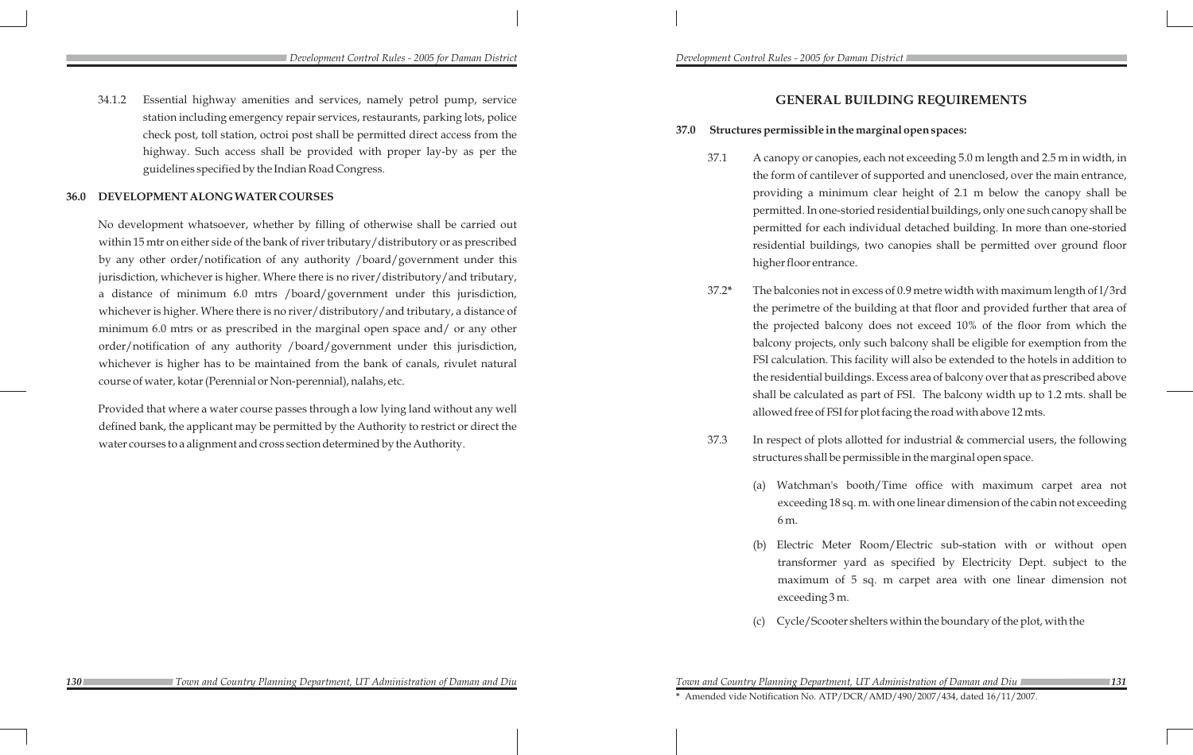34.1.2 Essential highway amenities and services, namely petrol pump, service station including emergency repair services, restaurants, parking lots, police check post, toll station, octroi post shall be permitted direct access from the highway. Such access shall be provided with proper lay-by as per the guidelines specified by the Indian Road Congress.

## 36.0 DEVELOPMENT ALONG WATER COURSES

No development whatsoever, whether by filling of otherwise shall be carried out within 15 mtr on either side of the bank of river tributary/distributory or as prescribed by any other order/notification of any authority /board/government under this jurisdiction, whichever is higher. Where there is no river/distributory/and tributary, a distance of minimum 6.0 mtrs /board/government under this jurisdiction, whichever is higher. Where there is no river/distributory/and tributary, a distance of minimum 6.0 mtrs or as prescribed in the marginal open space and/ or any other order/notification of any authority /board/government under this jurisdiction, whichever is higher has to be maintained from the bank of canals, rivulet natural course of water, kotar (Perennial or Non-perennial), nalahs, etc.

Provided that where a water course passes through a low lying land without any well defined bank, the applicant may be permitted by the Authority to restrict or direct the water courses to a alignment and cross section determined by the Authority.

# GENERAL BUILDING REQUIREMENTS

## 37.0 Structures permissible in the marginal open spaces:

37.1 A canopy or canopies, each not exceeding 5.0 m length and 2.5 m in width, in the form of cantilever of supported and unenclosed, over the main entrance, providing a minimum clear height of 2.1 m below the canopy shall be permitted. In one-storied residential buildings, only one such canopy shall be permitted for each individual detached building. In more than one-storied residential buildings, two canopies shall be permitted over ground floor higher floor entrance.

37.2* The balconies not in excess of 0.9 metre width with maximum length of l/3rd the perimetre of the building at that floor and provided further that area of the projected balcony does not exceed 10% of the floor from which the balcony projects, only such balcony shall be eligible for exemption from the FSI calculation. This facility will also be extended to the hotels in addition to the residential buildings. Excess area of balcony over that as prescribed above shall be calculated as part of FSI. The balcony width up to 1.2 mts. shall be allowed free of FSI for plot facing the road with above 12 mts.

37.3 In respect of plots allotted for industrial & commercial users, the following structures shall be permissible in the marginal open space.

(a) Watchman's booth/Time office with maximum carpet area not exceeding 18 sq. m. with one linear dimension of the cabin not exceeding 6 m.

(b) Electric Meter Room/Electric sub-station with or without open transformer yard as specified by Electricity Dept. subject to the maximum of 5 sq. m carpet area with one linear dimension not exceeding 3 m.

(c) Cycle/Scooter shelters within the boundary of the plot, with the

\* Amended vide Notification No. ATP/DCR/AMD/490/2007/434, dated 16/11/2007.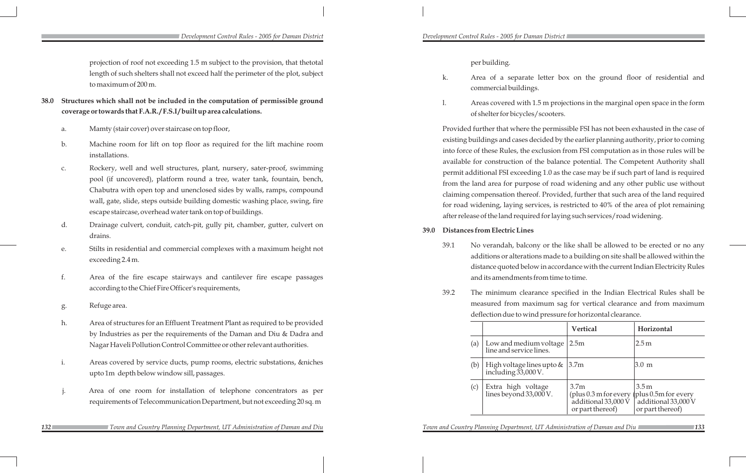projection of roof not exceeding 1.5 m subject to the provision, that thetotal length of such shelters shall not exceed half the perimeter of the plot, subject to maximum of 200 m.

**38.0 Structures which shall not be included in the computation of permissible ground coverage or towards that F.A.R./F.S.I/built up area calculations.**

a. Mamty (stair cover) over staircase on top floor,

b. Machine room for lift on top floor as required for the lift machine room installations.

c. Rockery, well and well structures, plant, nursery, sater-proof, swimming pool (if uncovered), platform round a tree, water tank, fountain, bench, Chabutra with open top and unenclosed sides by walls, ramps, compound wall, gate, slide, steps outside building domestic washing place, swing, fire escape staircase, overhead water tank on top of buildings.

d. Drainage culvert, conduit, catch-pit, gully pit, chamber, gutter, culvert on drains.

e. Stilts in residential and commercial complexes with a maximum height not exceeding 2.4 m.

f. Area of the fire escape stairways and cantilever fire escape passages according to the Chief Fire Officer's requirements,

g. Refuge area.

h. Area of structures for an Effluent Treatment Plant as required to be provided by Industries as per the requirements of the Daman and Diu & Dadra and Nagar Haveli Pollution Control Committee or other relevant authorities.

i. Areas covered by service ducts, pump rooms, electric substations, &niches upto 1m depth below window sill, passages.

j. Area of one room for installation of telephone concentrators as per requirements of Telecommunication Department, but not exceeding 20 sq. m per building.

k. Area of a separate letter box on the ground floor of residential and commercial buildings.

l. Areas covered with 1.5 m projections in the marginal open space in the form of shelter for bicycles/scooters.

Provided further that where the permissible FSI has not been exhausted in the case of existing buildings and cases decided by the earlier planning authority, prior to coming into force of these Rules, the exclusion from FSI computation as in those rules will be available for construction of the balance potential. The Competent Authority shall permit additional FSI exceeding 1.0 as the case may be if such part of land is required from the land area for purpose of road widening and any other public use without claiming compensation thereof. Provided, further that such area of the land required for road widening, laying services, is restricted to 40% of the area of plot remaining after release of the land required for laying such services/road widening.

**39.0 Distances from Electric Lines**

39.1 No verandah, balcony or the like shall be allowed to be erected or no any additions or alterations made to a building on site shall be allowed within the distance quoted below in accordance with the current Indian Electricity Rules and its amendments from time to time.

39.2 The minimum clearance specified in the Indian Electrical Rules shall be measured from maximum sag for vertical clearance and from maximum deflection due to wind pressure for horizontal clearance.

| | | Vertical | Horizontal |
|---|---|---|---|
| (a) | Low and medium voltage line and service lines. | 2.5m | 2.5 m |
| (b) | High voltage lines upto & including 33,000 V. | 3.7m | 3.0 m |
| (c) | Extra high voltage lines beyond 33,000 V. | 3.7m (plus 0.3 m for every additional 33,000 V or part thereof) | 3.5 m (plus 0.5m for every additional 33,000 V or part thereof) |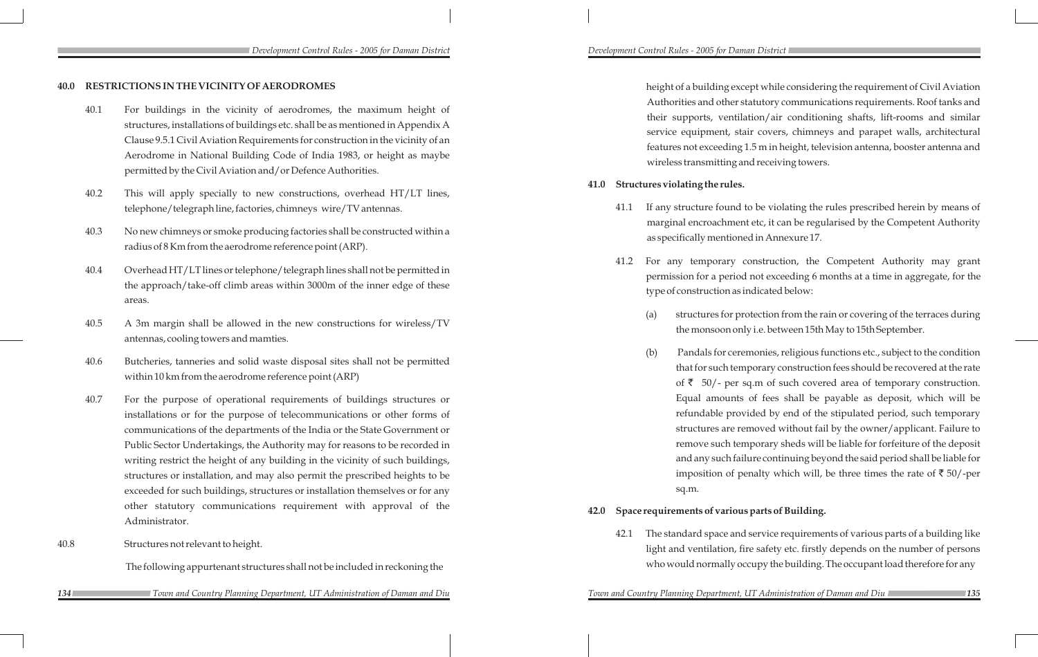## 40.0 RESTRICTIONS IN THE VICINITY OF AERODROMES

40.1 For buildings in the vicinity of aerodromes, the maximum height of structures, installations of buildings etc. shall be as mentioned in Appendix A Clause 9.5.1 Civil Aviation Requirements for construction in the vicinity of an Aerodrome in National Building Code of India 1983, or height as maybe permitted by the Civil Aviation and/or Defence Authorities.

40.2 This will apply specially to new constructions, overhead HT/LT lines, telephone/telegraph line, factories, chimneys wire/TV antennas.

40.3 No new chimneys or smoke producing factories shall be constructed within a radius of 8 Km from the aerodrome reference point (ARP).

40.4 Overhead HT/LT lines or telephone/telegraph lines shall not be permitted in the approach/take-off climb areas within 3000m of the inner edge of these areas.

40.5 A 3m margin shall be allowed in the new constructions for wireless/TV antennas, cooling towers and mamties.

40.6 Butcheries, tanneries and solid waste disposal sites shall not be permitted within 10 km from the aerodrome reference point (ARP)

40.7 For the purpose of operational requirements of buildings structures or installations or for the purpose of telecommunications or other forms of communications of the departments of the India or the State Government or Public Sector Undertakings, the Authority may for reasons to be recorded in writing restrict the height of any building in the vicinity of such buildings, structures or installation, and may also permit the prescribed heights to be exceeded for such buildings, structures or installation themselves or for any other statutory communications requirement with approval of the Administrator.

40.8 Structures not relevant to height.

The following appurtenant structures shall not be included in reckoning the height of a building except while considering the requirement of Civil Aviation Authorities and other statutory communications requirements. Roof tanks and their supports, ventilation/air conditioning shafts, lift-rooms and similar service equipment, stair covers, chimneys and parapet walls, architectural features not exceeding 1.5 m in height, television antenna, booster antenna and wireless transmitting and receiving towers.

## 41.0 Structures violating the rules.

41.1 If any structure found to be violating the rules prescribed herein by means of marginal encroachment etc, it can be regularised by the Competent Authority as specifically mentioned in Annexure 17.

41.2 For any temporary construction, the Competent Authority may grant permission for a period not exceeding 6 months at a time in aggregate, for the type of construction as indicated below:

(a) structures for protection from the rain or covering of the terraces during the monsoon only i.e. between 15th May to 15th September.

(b) Pandals for ceremonies, religious functions etc., subject to the condition that for such temporary construction fees should be recovered at the rate of ₹ 50/- per sq.m of such covered area of temporary construction. Equal amounts of fees shall be payable as deposit, which will be refundable provided by end of the stipulated period, such temporary structures are removed without fail by the owner/applicant. Failure to remove such temporary sheds will be liable for forfeiture of the deposit and any such failure continuing beyond the said period shall be liable for imposition of penalty which will, be three times the rate of ₹ 50/-per sq.m.

## 42.0 Space requirements of various parts of Building.

42.1 The standard space and service requirements of various parts of a building like light and ventilation, fire safety etc. firstly depends on the number of persons who would normally occupy the building. The occupant load therefore for any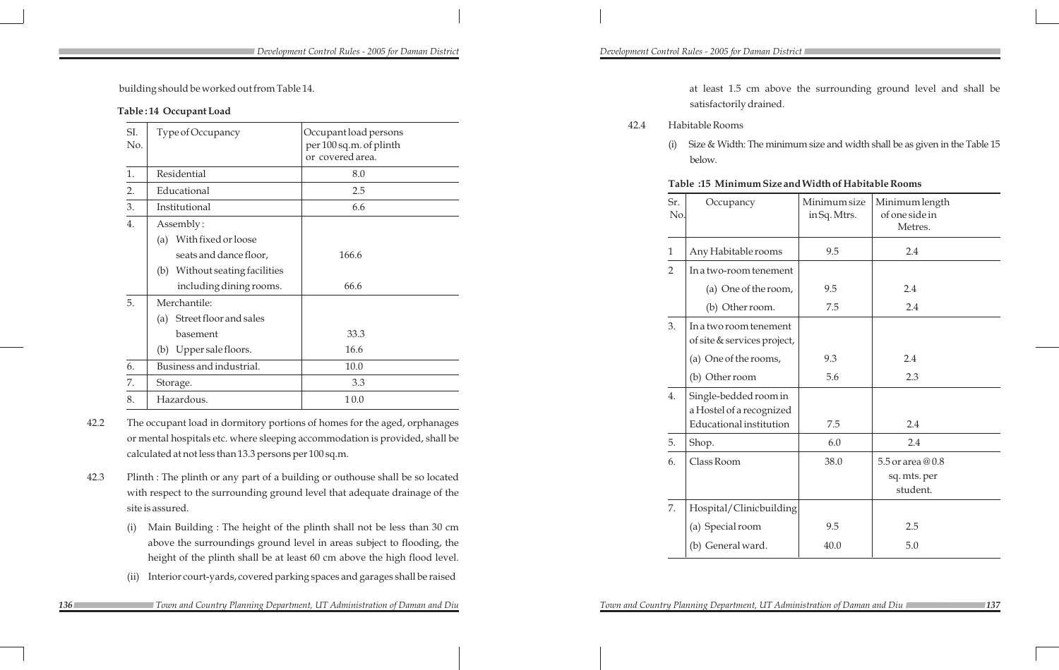building should be worked out from Table 14.

**Table : 14 Occupant Load**

| Sl. No. | Type of Occupancy | Occupant load persons per 100 sq.m. of plinth or covered area. |
|---|---|---|
| 1. | Residential | 8.0 |
| 2. | Educational | 2.5 |
| 3. | Institutional | 6.6 |
| 4. | Assembly : | |
| | (a) With fixed or loose seats and dance floor, | 166.6 |
| | (b) Without seating facilities including dining rooms. | 66.6 |
| 5. | Merchantile: | |
| | (a) Street floor and sales basement | 33.3 |
| | (b) Upper sale floors. | 16.6 |
| 6. | Business and industrial. | 10.0 |
| 7. | Storage. | 3.3 |
| 8. | Hazardous. | 10.0 |

42.2 The occupant load in dormitory portions of homes for the aged, orphanages or mental hospitals etc. where sleeping accommodation is provided, shall be calculated at not less than 13.3 persons per 100 sq.m.

42.3 Plinth : The plinth or any part of a building or outhouse shall be so located with respect to the surrounding ground level that adequate drainage of the site is assured.

(i) Main Building : The height of the plinth shall not be less than 30 cm above the surroundings ground level in areas subject to flooding, the height of the plinth shall be at least 60 cm above the high flood level.

(ii) Interior court-yards, covered parking spaces and garages shall be raised at least 1.5 cm above the surrounding ground level and shall be satisfactorily drained.

42.4 Habitable Rooms

(i) Size & Width: The minimum size and width shall be as given in the Table 15 below.

**Table :15 Minimum Size and Width of Habitable Rooms**

| Sr. No. | Occupancy | Minimum size in Sq. Mtrs. | Minimum length of one side in Metres. |
|---|---|---|---|
| 1 | Any Habitable rooms | 9.5 | 2.4 |
| 2 | In a two-room tenement | | |
| | (a) One of the room, | 9.5 | 2.4 |
| | (b) Other room. | 7.5 | 2.4 |
| 3. | In a two room tenement of site & services project, | | |
| | (a) One of the rooms, | 9.3 | 2.4 |
| | (b) Other room | 5.6 | 2.3 |
| 4. | Single-bedded room in a Hostel of a recognized Educational institution | 7.5 | 2.4 |
| 5. | Shop. | 6.0 | 2.4 |
| 6. | Class Room | 38.0 | 5.5 or area @ 0.8 sq. mts. per student. |
| 7. | Hospital/Clinic building | | |
| | (a) Special room | 9.5 | 2.5 |
| | (b) General ward. | 40.0 | 5.0 |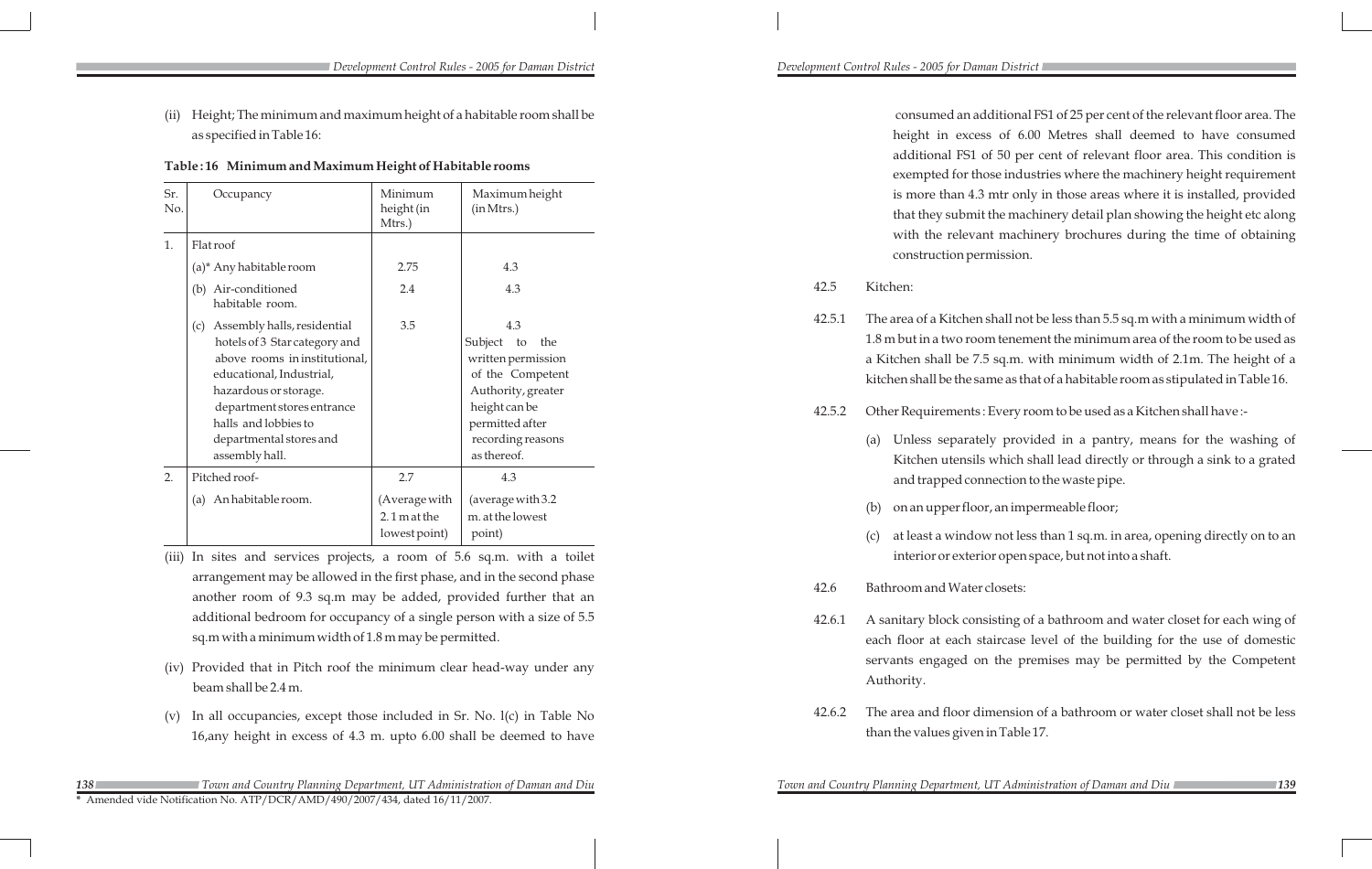(ii) Height; The minimum and maximum height of a habitable room shall be as specified in Table 16:

**Table : 16 Minimum and Maximum Height of Habitable rooms**

| Sr. No. | Occupancy | Minimum height (in Mtrs.) | Maximum height (in Mtrs.) |
|---|---|---|---|
| 1. | Flat roof | | |
| | (a)* Any habitable room | 2.75 | 4.3 |
| | (b) Air-conditioned habitable room. | 2.4 | 4.3 |
| | (c) Assembly halls, residential hotels of 3 Star category and above rooms in institutional, educational, Industrial, hazardous or storage. department stores entrance halls and lobbies to departmental stores and assembly hall. | 3.5 | 4.3 Subject to the written permission of the Competent Authority, greater height can be permitted after recording reasons as thereof. |
| 2. | Pitched roof- | 2.7 | 4.3 |
| | (a) An habitable room. | (Average with 2.1 m at the lowest point) | (average with 3.2 m. at the lowest point) |

(iii) In sites and services projects, a room of 5.6 sq.m. with a toilet arrangement may be allowed in the first phase, and in the second phase another room of 9.3 sq.m may be added, provided further that an additional bedroom for occupancy of a single person with a size of 5.5 sq.m with a minimum width of 1.8 m may be permitted.

(iv) Provided that in Pitch roof the minimum clear head-way under any beam shall be 2.4 m.

(v) In all occupancies, except those included in Sr. No. I(c) in Table No 16,any height in excess of 4.3 m. upto 6.00 shall be deemed to have consumed an additional FSI of 25 per cent of the relevant floor area. The height in excess of 6.00 Metres shall deemed to have consumed additional FSI of 50 per cent of relevant floor area. This condition is exempted for those industries where the machinery height requirement is more than 4.3 mtr only in those areas where it is installed, provided that they submit the machinery detail plan showing the height etc along with the relevant machinery brochures during the time of obtaining construction permission.

\* Amended vide Notification No. ATP/DCR/AMD/490/2007/434, dated 16/11/2007.

42.5 Kitchen:

42.5.1 The area of a Kitchen shall not be less than 5.5 sq.m with a minimum width of 1.8 m but in a two room tenement the minimum area of the room to be used as a Kitchen shall be 7.5 sq.m. with minimum width of 2.1m. The height of a kitchen shall be the same as that of a habitable room as stipulated in Table 16.

42.5.2 Other Requirements : Every room to be used as a Kitchen shall have :-

(a) Unless separately provided in a pantry, means for the washing of Kitchen utensils which shall lead directly or through a sink to a grated and trapped connection to the waste pipe.

(b) on an upper floor, an impermeable floor;

(c) at least a window not less than 1 sq.m. in area, opening directly on to an interior or exterior open space, but not into a shaft.

42.6 Bathroom and Water closets:

42.6.1 A sanitary block consisting of a bathroom and water closet for each wing of each floor at each staircase level of the building for the use of domestic servants engaged on the premises may be permitted by the Competent Authority.

42.6.2 The area and floor dimension of a bathroom or water closet shall not be less than the values given in Table 17.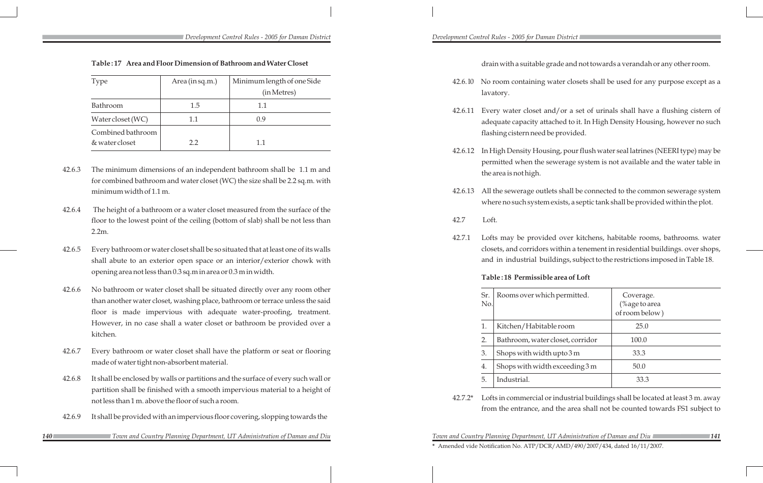**Table : 17 Area and Floor Dimension of Bathroom and Water Closet**

| Type | Area (in sq.m.) | Minimum length of one Side (in Metres) |
|---|---|---|
| Bathroom | 1.5 | 1.1 |
| Water closet (WC) | 1.1 | 0.9 |
| Combined bathroom & water closet | 2.2 | 1.1 |

42.6.3 The minimum dimensions of an independent bathroom shall be 1.1 m and for combined bathroom and water closet (WC) the size shall be 2.2 sq.m. with minimum width of 1.1 m.

42.6.4 The height of a bathroom or a water closet measured from the surface of the floor to the lowest point of the ceiling (bottom of slab) shall be not less than 2.2m.

42.6.5 Every bathroom or water closet shall be so situated that at least one of its walls shall abute to an exterior open space or an interior/exterior chowk with opening area not less than 0.3 sq.m in area or 0.3 m in width.

42.6.6 No bathroom or water closet shall be situated directly over any room other than another water closet, washing place, bathroom or terrace unless the said floor is made impervious with adequate water-proofing, treatment. However, in no case shall a water closet or bathroom be provided over a kitchen.

42.6.7 Every bathroom or water closet shall have the platform or seat or flooring made of water tight non-absorbent material.

42.6.8 It shall be enclosed by walls or partitions and the surface of every such wall or partition shall be finished with a smooth impervious material to a height of not less than 1 m. above the floor of such a room.

42.6.9 It shall be provided with an impervious floor covering, slopping towards the drain with a suitable grade and not towards a verandah or any other room.

42.6.10 No room containing water closets shall be used for any purpose except as a lavatory.

42.6.11 Every water closet and/or a set of urinals shall have a flushing cistern of adequate capacity attached to it. In High Density Housing, however no such flashing cistern need be provided.

42.6.12 In High Density Housing, pour flush water seal latrines (NEERI type) may be permitted when the sewerage system is not available and the water table in the area is not high.

42.6.13 All the sewerage outlets shall be connected to the common sewerage system where no such system exists, a septic tank shall be provided within the plot.

42.7 Loft.

42.7.1 Lofts may be provided over kitchens, habitable rooms, bathrooms. water closets, and corridors within a tenement in residential buildings. over shops, and in industrial buildings, subject to the restrictions imposed in Table 18.

**Table : 18 Permissible area of Loft**

| Sr. No. | Rooms over which permitted. | Coverage. (%age to area of room below) |
|---|---|---|
| 1. | Kitchen/Habitable room | 25.0 |
| 2. | Bathroom, water closet, corridor | 100.0 |
| 3. | Shops with width upto 3 m | 33.3 |
| 4. | Shops with width exceeding 3 m | 50.0 |
| 5. | Industrial. | 33.3 |

42.7.2* Lofts in commercial or industrial buildings shall be located at least 3 m. away from the entrance, and the area shall not be counted towards FS1 subject to

* Amended vide Notification No. ATP/DCR/AMD/490/2007/434, dated 16/11/2007.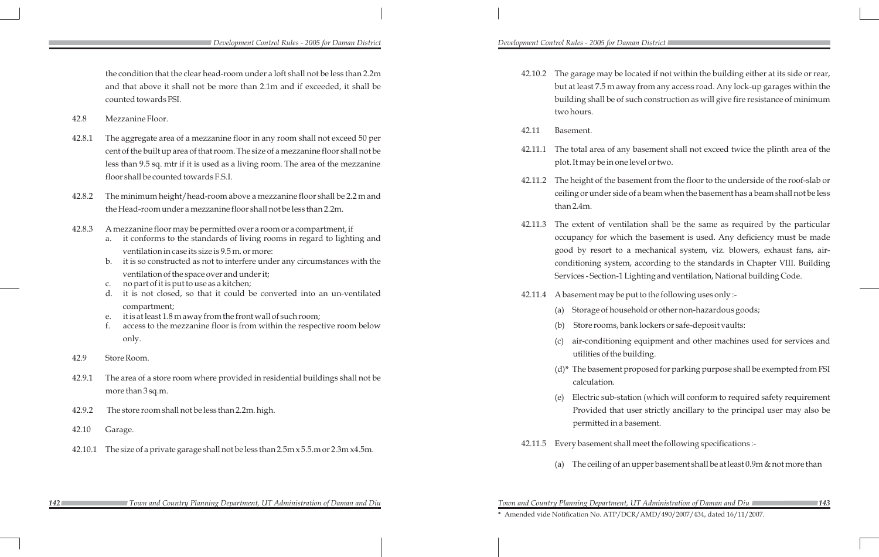the condition that the clear head-room under a loft shall not be less than 2.2m and that above it shall not be more than 2.1m and if exceeded, it shall be counted towards FSI.

42.8 Mezzanine Floor.

42.8.1 The aggregate area of a mezzanine floor in any room shall not exceed 50 per cent of the built up area of that room. The size of a mezzanine floor shall not be less than 9.5 sq. mtr if it is used as a living room. The area of the mezzanine floor shall be counted towards F.S.I.

42.8.2 The minimum height/head-room above a mezzanine floor shall be 2.2 m and the Head-room under a mezzanine floor shall not be less than 2.2m.

42.8.3 A mezzanine floor may be permitted over a room or a compartment, if

a. it conforms to the standards of living rooms in regard to lighting and ventilation in case its size is 9.5 m. or more:
b. it is so constructed as not to interfere under any circumstances with the ventilation of the space over and under it;
c. no part of it is put to use as a kitchen;
d. it is not closed, so that it could be converted into an un-ventilated compartment;
e. it is at least 1.8 m away from the front wall of such room;
f. access to the mezzanine floor is from within the respective room below only.

42.9 Store Room.

42.9.1 The area of a store room where provided in residential buildings shall not be more than 3 sq.m.

42.9.2 The store room shall not be less than 2.2m. high.

42.10 Garage.

42.10.1 The size of a private garage shall not be less than 2.5m x 5.5.m or 2.3m x4.5m.

42.10.2 The garage may be located if not within the building either at its side or rear, but at least 7.5 m away from any access road. Any lock-up garages within the building shall be of such construction as will give fire resistance of minimum two hours.

42.11 Basement.

42.11.1 The total area of any basement shall not exceed twice the plinth area of the plot. It may be in one level or two.

42.11.2 The height of the basement from the floor to the underside of the roof-slab or ceiling or under side of a beam when the basement has a beam shall not be less than 2.4m.

42.11.3 The extent of ventilation shall be the same as required by the particular occupancy for which the basement is used. Any deficiency must be made good by resort to a mechanical system, viz. blowers, exhaust fans, air-conditioning system, according to the standards in Chapter VIII. Building Services - Section-1 Lighting and ventilation, National building Code.

42.11.4 A basement may be put to the following uses only :-

(a) Storage of household or other non-hazardous goods;

(b) Store rooms, bank lockers or safe-deposit vaults:

(c) air-conditioning equipment and other machines used for services and utilities of the building.

(d)* The basement proposed for parking purpose shall be exempted from FSI calculation.

(e) Electric sub-station (which will conform to required safety requirement Provided that user strictly ancillary to the principal user may also be permitted in a basement.

42.11.5 Every basement shall meet the following specifications :-

(a) The ceiling of an upper basement shall be at least 0.9m & not more than

\* Amended vide Notification No. ATP/DCR/AMD/490/2007/434, dated 16/11/2007.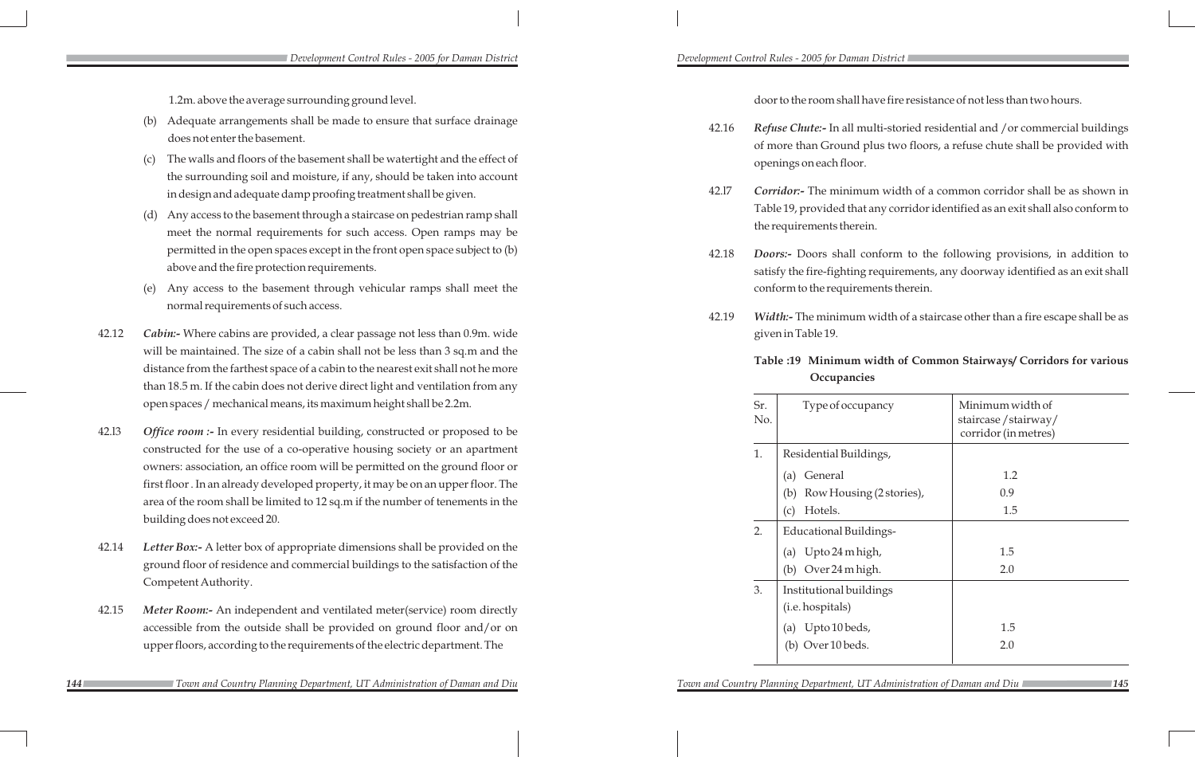1.2m. above the average surrounding ground level.

(b) Adequate arrangements shall be made to ensure that surface drainage does not enter the basement.

(c) The walls and floors of the basement shall be watertight and the effect of the surrounding soil and moisture, if any, should be taken into account in design and adequate damp proofing treatment shall be given.

(d) Any access to the basement through a staircase on pedestrian ramp shall meet the normal requirements for such access. Open ramps may be permitted in the open spaces except in the front open space subject to (b) above and the fire protection requirements.

(e) Any access to the basement through vehicular ramps shall meet the normal requirements of such access.

42.12 ***Cabin:-*** Where cabins are provided, a clear passage not less than 0.9m. wide will be maintained. The size of a cabin shall not be less than 3 sq.m and the distance from the farthest space of a cabin to the nearest exit shall not he more than 18.5 m. If the cabin does not derive direct light and ventilation from any open spaces / mechanical means, its maximum height shall be 2.2m.

42.13 ***Office room :-*** In every residential building, constructed or proposed to be constructed for the use of a co-operative housing society or an apartment owners: association, an office room will be permitted on the ground floor or first floor . In an already developed property, it may be on an upper floor. The area of the room shall be limited to 12 sq.m if the number of tenements in the building does not exceed 20.

42.14 ***Letter Box:-*** A letter box of appropriate dimensions shall be provided on the ground floor of residence and commercial buildings to the satisfaction of the Competent Authority.

42.15 ***Meter Room:-*** An independent and ventilated meter(service) room directly accessible from the outside shall be provided on ground floor and/or on upper floors, according to the requirements of the electric department. The door to the room shall have fire resistance of not less than two hours.

42.16 ***Refuse Chute:-*** In all multi-storied residential and /or commercial buildings of more than Ground plus two floors, a refuse chute shall be provided with openings on each floor.

42.17 ***Corridor:-*** The minimum width of a common corridor shall be as shown in Table 19, provided that any corridor identified as an exit shall also conform to the requirements therein.

42.18 ***Doors:-*** Doors shall conform to the following provisions, in addition to satisfy the fire-fighting requirements, any doorway identified as an exit shall conform to the requirements therein.

42.19 ***Width:-*** The minimum width of a staircase other than a fire escape shall be as given in Table 19.

**Table :19 Minimum width of Common Stairways/ Corridors for various Occupancies**

| Sr. No. | Type of occupancy | Minimum width of staircase /stairway/ corridor (in metres) |
|---|---|---|
| 1. | Residential Buildings, | |
| | (a) General | 1.2 |
| | (b) Row Housing (2 stories), | 0.9 |
| | (c) Hotels. | 1.5 |
| 2. | Educational Buildings- | |
| | (a) Upto 24 m high, | 1.5 |
| | (b) Over 24 m high. | 2.0 |
| 3. | Institutional buildings (i.e. hospitals) | |
| | (a) Upto 10 beds, | 1.5 |
| | (b) Over 10 beds. | 2.0 |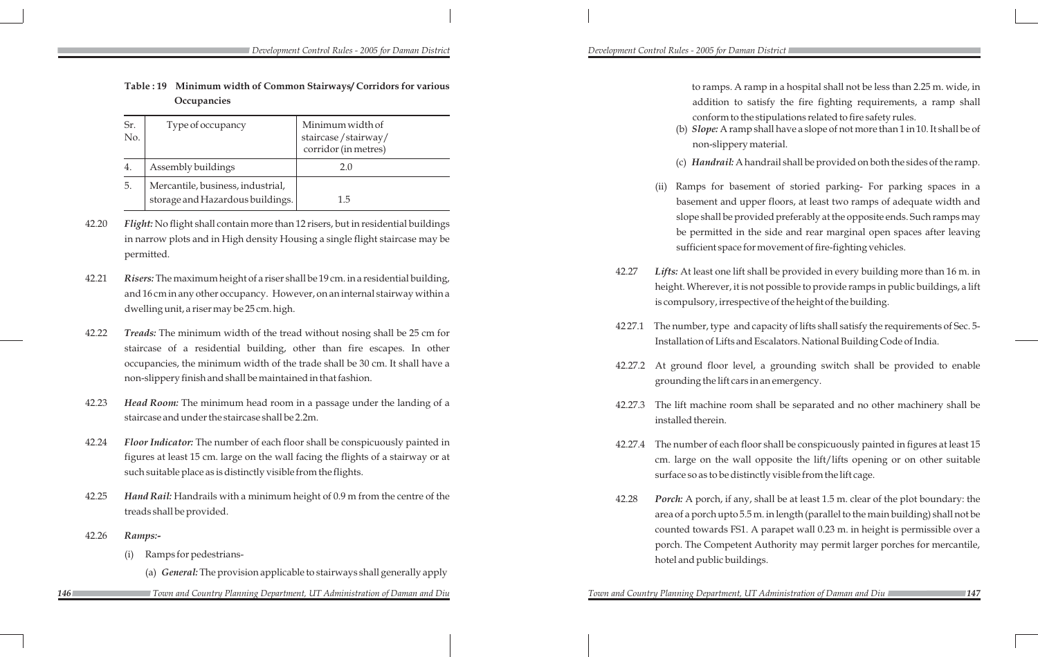**Table : 19 Minimum width of Common Stairways/ Corridors for various Occupancies**

| Sr. No. | Type of occupancy | Minimum width of staircase / stairway/ corridor (in metres) |
|---|---|---|
| 4. | Assembly buildings | 2.0 |
| 5. | Mercantile, business, industrial, storage and Hazardous buildings. | 1.5 |

42.20 ***Flight:*** No flight shall contain more than 12 risers, but in residential buildings in narrow plots and in High density Housing a single flight staircase may be permitted.

42.21 ***Risers:*** The maximum height of a riser shall be 19 cm. in a residential building, and 16 cm in any other occupancy. However, on an internal stairway within a dwelling unit, a riser may be 25 cm. high.

42.22 ***Treads:*** The minimum width of the tread without nosing shall be 25 cm for staircase of a residential building, other than fire escapes. In other occupancies, the minimum width of the trade shall be 30 cm. It shall have a non-slippery finish and shall be maintained in that fashion.

42.23 ***Head Room:*** The minimum head room in a passage under the landing of a staircase and under the staircase shall be 2.2m.

42.24 ***Floor Indicator:*** The number of each floor shall be conspicuously painted in figures at least 15 cm. large on the wall facing the flights of a stairway or at such suitable place as is distinctly visible from the flights.

42.25 ***Hand Rail:*** Handrails with a minimum height of 0.9 m from the centre of the treads shall be provided.

42.26 ***Ramps:-***

(i) Ramps for pedestrians-

(a) ***General:*** The provision applicable to stairways shall generally apply to ramps. A ramp in a hospital shall not be less than 2.25 m. wide, in addition to satisfy the fire fighting requirements, a ramp shall conform to the stipulations related to fire safety rules.

(b) ***Slope:*** A ramp shall have a slope of not more than 1 in 10. It shall be of non-slippery material.

(c) ***Handrail:*** A handrail shall be provided on both the sides of the ramp.

(ii) Ramps for basement of storied parking- For parking spaces in a basement and upper floors, at least two ramps of adequate width and slope shall be provided preferably at the opposite ends. Such ramps may be permitted in the side and rear marginal open spaces after leaving sufficient space for movement of fire-fighting vehicles.

42.27 ***Lifts:*** At least one lift shall be provided in every building more than 16 m. in height. Wherever, it is not possible to provide ramps in public buildings, a lift is compulsory, irrespective of the height of the building.

42.27.1 The number, type and capacity of lifts shall satisfy the requirements of Sec. 5- Installation of Lifts and Escalators. National Building Code of India.

42.27.2 At ground floor level, a grounding switch shall be provided to enable grounding the lift cars in an emergency.

42.27.3 The lift machine room shall be separated and no other machinery shall be installed therein.

42.27.4 The number of each floor shall be conspicuously painted in figures at least 15 cm. large on the wall opposite the lift/lifts opening or on other suitable surface so as to be distinctly visible from the lift cage.

42.28 ***Porch:*** A porch, if any, shall be at least 1.5 m. clear of the plot boundary: the area of a porch upto 5.5 m. in length (parallel to the main building) shall not be counted towards FS1. A parapet wall 0.23 m. in height is permissible over a porch. The Competent Authority may permit larger porches for mercantile, hotel and public buildings.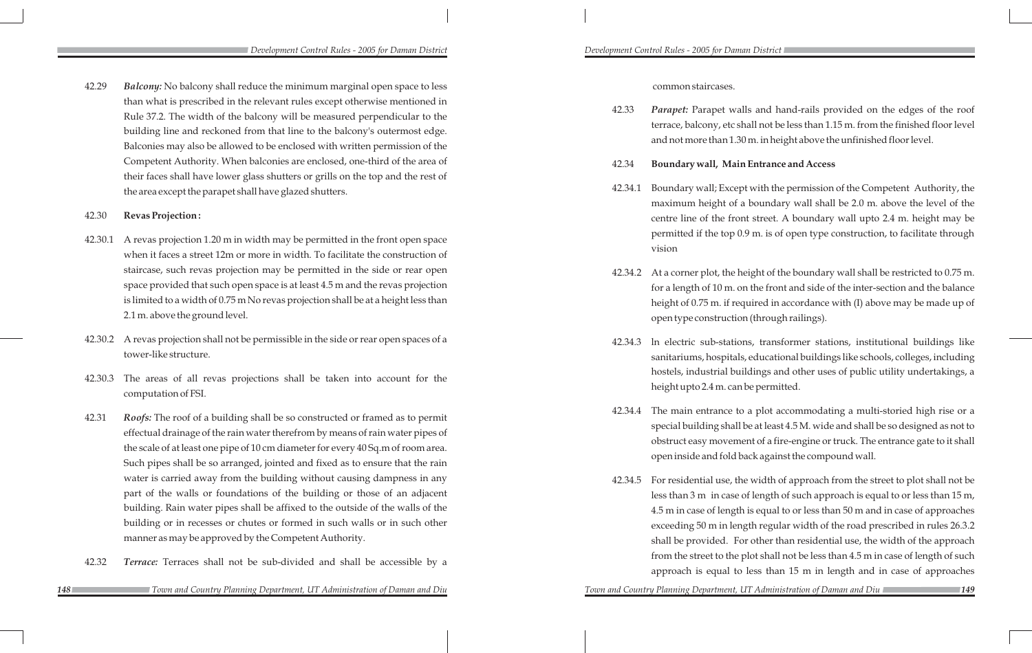42.29 ***Balcony:*** No balcony shall reduce the minimum marginal open space to less than what is prescribed in the relevant rules except otherwise mentioned in Rule 37.2. The width of the balcony will be measured perpendicular to the building line and reckoned from that line to the balcony's outermost edge. Balconies may also be allowed to be enclosed with written permission of the Competent Authority. When balconies are enclosed, one-third of the area of their faces shall have lower glass shutters or grills on the top and the rest of the area except the parapet shall have glazed shutters.

42.30 **Revas Projection :**

42.30.1 A revas projection 1.20 m in width may be permitted in the front open space when it faces a street 12m or more in width. To facilitate the construction of staircase, such revas projection may be permitted in the side or rear open space provided that such open space is at least 4.5 m and the revas projection is limited to a width of 0.75 m No revas projection shall be at a height less than 2.1 m. above the ground level.

42.30.2 A revas projection shall not be permissible in the side or rear open spaces of a tower-like structure.

42.30.3 The areas of all revas projections shall be taken into account for the computation of FSI.

42.31 ***Roofs:*** The roof of a building shall be so constructed or framed as to permit effectual drainage of the rain water therefrom by means of rain water pipes of the scale of at least one pipe of 10 cm diameter for every 40 Sq.m of room area. Such pipes shall be so arranged, jointed and fixed as to ensure that the rain water is carried away from the building without causing dampness in any part of the walls or foundations of the building or those of an adjacent building. Rain water pipes shall be affixed to the outside of the walls of the building or in recesses or chutes or formed in such walls or in such other manner as may be approved by the Competent Authority.

42.32 ***Terrace:*** Terraces shall not be sub-divided and shall be accessible by a common staircases.

42.33 ***Parapet:*** Parapet walls and hand-rails provided on the edges of the roof terrace, balcony, etc shall not be less than 1.15 m. from the finished floor level and not more than 1.30 m. in height above the unfinished floor level.

42.34 **Boundary wall, Main Entrance and Access**

42.34.1 Boundary wall; Except with the permission of the Competent Authority, the maximum height of a boundary wall shall be 2.0 m. above the level of the centre line of the front street. A boundary wall upto 2.4 m. height may be permitted if the top 0.9 m. is of open type construction, to facilitate through vision

42.34.2 At a corner plot, the height of the boundary wall shall be restricted to 0.75 m. for a length of 10 m. on the front and side of the inter-section and the balance height of 0.75 m. if required in accordance with (I) above may be made up of open type construction (through railings).

42.34.3 In electric sub-stations, transformer stations, institutional buildings like sanitariums, hospitals, educational buildings like schools, colleges, including hostels, industrial buildings and other uses of public utility undertakings, a height upto 2.4 m. can be permitted.

42.34.4 The main entrance to a plot accommodating a multi-storied high rise or a special building shall be at least 4.5 M. wide and shall be so designed as not to obstruct easy movement of a fire-engine or truck. The entrance gate to it shall open inside and fold back against the compound wall.

42.34.5 For residential use, the width of approach from the street to plot shall not be less than 3 m in case of length of such approach is equal to or less than 15 m, 4.5 m in case of length is equal to or less than 50 m and in case of approaches exceeding 50 m in length regular width of the road prescribed in rules 26.3.2 shall be provided. For other than residential use, the width of the approach from the street to the plot shall not be less than 4.5 m in case of length of such approach is equal to less than 15 m in length and in case of approaches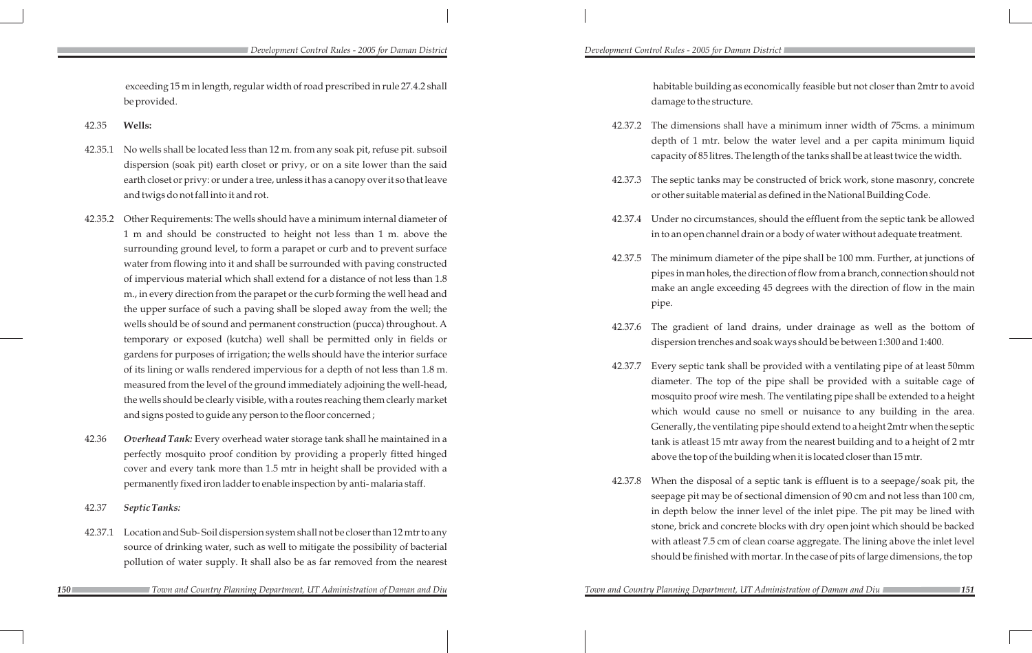exceeding 15 m in length, regular width of road prescribed in rule 27.4.2 shall be provided.

42.35 **Wells:**

42.35.1 No wells shall be located less than 12 m. from any soak pit, refuse pit. subsoil dispersion (soak pit) earth closet or privy, or on a site lower than the said earth closet or privy: or under a tree, unless it has a canopy over it so that leave and twigs do not fall into it and rot.

42.35.2 Other Requirements: The wells should have a minimum internal diameter of 1 m and should be constructed to height not less than 1 m. above the surrounding ground level, to form a parapet or curb and to prevent surface water from flowing into it and shall be surrounded with paving constructed of impervious material which shall extend for a distance of not less than 1.8 m., in every direction from the parapet or the curb forming the well head and the upper surface of such a paving shall be sloped away from the well; the wells should be of sound and permanent construction (pucca) throughout. A temporary or exposed (kutcha) well shall be permitted only in fields or gardens for purposes of irrigation; the wells should have the interior surface of its lining or walls rendered impervious for a depth of not less than 1.8 m. measured from the level of the ground immediately adjoining the well-head, the wells should be clearly visible, with a routes reaching them clearly market and signs posted to guide any person to the floor concerned ;

42.36 ***Overhead Tank:*** Every overhead water storage tank shall he maintained in a perfectly mosquito proof condition by providing a properly fitted hinged cover and every tank more than 1.5 mtr in height shall be provided with a permanently fixed iron ladder to enable inspection by anti- malaria staff.

42.37 ***Septic Tanks:***

42.37.1 Location and Sub- Soil dispersion system shall not be closer than 12 mtr to any source of drinking water, such as well to mitigate the possibility of bacterial pollution of water supply. It shall also be as far removed from the nearest habitable building as economically feasible but not closer than 2mtr to avoid damage to the structure.

42.37.2 The dimensions shall have a minimum inner width of 75cms. a minimum depth of 1 mtr. below the water level and a per capita minimum liquid capacity of 85 litres. The length of the tanks shall be at least twice the width.

42.37.3 The septic tanks may be constructed of brick work, stone masonry, concrete or other suitable material as defined in the National Building Code.

42.37.4 Under no circumstances, should the effluent from the septic tank be allowed in to an open channel drain or a body of water without adequate treatment.

42.37.5 The minimum diameter of the pipe shall be 100 mm. Further, at junctions of pipes in man holes, the direction of flow from a branch, connection should not make an angle exceeding 45 degrees with the direction of flow in the main pipe.

42.37.6 The gradient of land drains, under drainage as well as the bottom of dispersion trenches and soak ways should be between 1:300 and 1:400.

42.37.7 Every septic tank shall be provided with a ventilating pipe of at least 50mm diameter. The top of the pipe shall be provided with a suitable cage of mosquito proof wire mesh. The ventilating pipe shall be extended to a height which would cause no smell or nuisance to any building in the area. Generally, the ventilating pipe should extend to a height 2mtr when the septic tank is atleast 15 mtr away from the nearest building and to a height of 2 mtr above the top of the building when it is located closer than 15 mtr.

42.37.8 When the disposal of a septic tank is effluent is to a seepage/soak pit, the seepage pit may be of sectional dimension of 90 cm and not less than 100 cm, in depth below the inner level of the inlet pipe. The pit may be lined with stone, brick and concrete blocks with dry open joint which should be backed with atleast 7.5 cm of clean coarse aggregate. The lining above the inlet level should be finished with mortar. In the case of pits of large dimensions, the top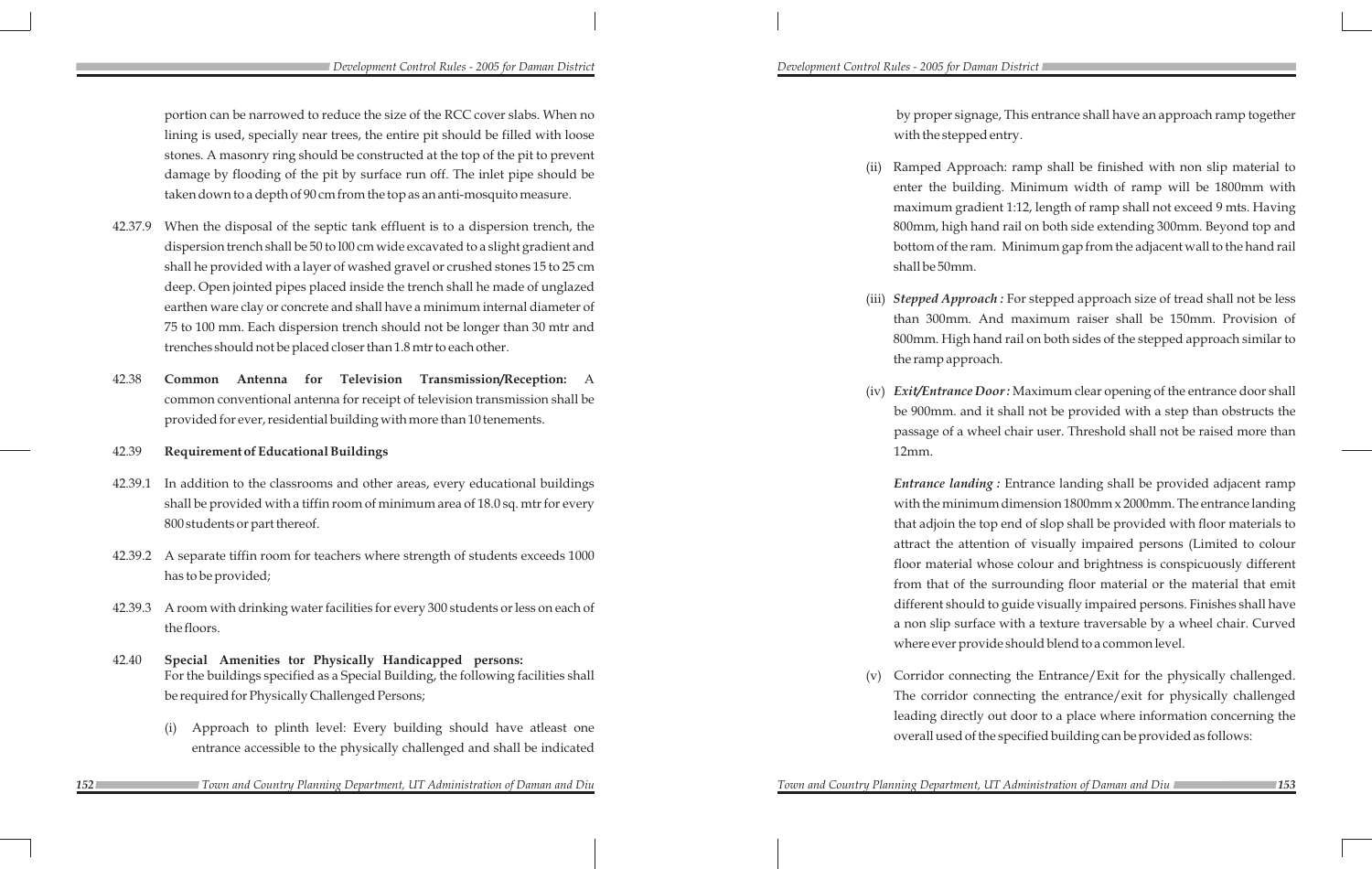portion can be narrowed to reduce the size of the RCC cover slabs. When no lining is used, specially near trees, the entire pit should be filled with loose stones. A masonry ring should be constructed at the top of the pit to prevent damage by flooding of the pit by surface run off. The inlet pipe should be taken down to a depth of 90 cm from the top as an anti-mosquito measure.

42.37.9 When the disposal of the septic tank effluent is to a dispersion trench, the dispersion trench shall be 50 to l00 cm wide excavated to a slight gradient and shall he provided with a layer of washed gravel or crushed stones 15 to 25 cm deep. Open jointed pipes placed inside the trench shall he made of unglazed earthen ware clay or concrete and shall have a minimum internal diameter of 75 to 100 mm. Each dispersion trench should not be longer than 30 mtr and trenches should not be placed closer than 1.8 mtr to each other.

42.38 **Common Antenna for Television Transmission/Reception:** A common conventional antenna for receipt of television transmission shall be provided for ever, residential building with more than 10 tenements.

42.39 **Requirement of Educational Buildings**

42.39.1 In addition to the classrooms and other areas, every educational buildings shall be provided with a tiffin room of minimum area of 18.0 sq. mtr for every 800 students or part thereof.

42.39.2 A separate tiffin room for teachers where strength of students exceeds 1000 has to be provided;

42.39.3 A room with drinking water facilities for every 300 students or less on each of the floors.

42.40 **Special Amenities tor Physically Handicapped persons:**
For the buildings specified as a Special Building, the following facilities shall be required for Physically Challenged Persons;

(i) Approach to plinth level: Every building should have atleast one entrance accessible to the physically challenged and shall be indicated by proper signage, This entrance shall have an approach ramp together with the stepped entry.

(ii) Ramped Approach: ramp shall be finished with non slip material to enter the building. Minimum width of ramp will be 1800mm with maximum gradient 1:12, length of ramp shall not exceed 9 mts. Having 800mm, high hand rail on both side extending 300mm. Beyond top and bottom of the ram. Minimum gap from the adjacent wall to the hand rail shall be 50mm.

(iii) ***Stepped Approach :*** For stepped approach size of tread shall not be less than 300mm. And maximum raiser shall be 150mm. Provision of 800mm. High hand rail on both sides of the stepped approach similar to the ramp approach.

(iv) ***Exit/Entrance Door :*** Maximum clear opening of the entrance door shall be 900mm. and it shall not be provided with a step than obstructs the passage of a wheel chair user. Threshold shall not be raised more than 12mm.

***Entrance landing :*** Entrance landing shall be provided adjacent ramp with the minimum dimension 1800mm x 2000mm. The entrance landing that adjoin the top end of slop shall be provided with floor materials to attract the attention of visually impaired persons (Limited to colour floor material whose colour and brightness is conspicuously different from that of the surrounding floor material or the material that emit different should to guide visually impaired persons. Finishes shall have a non slip surface with a texture traversable by a wheel chair. Curved where ever provide should blend to a common level.

(v) Corridor connecting the Entrance/Exit for the physically challenged. The corridor connecting the entrance/exit for physically challenged leading directly out door to a place where information concerning the overall used of the specified building can be provided as follows: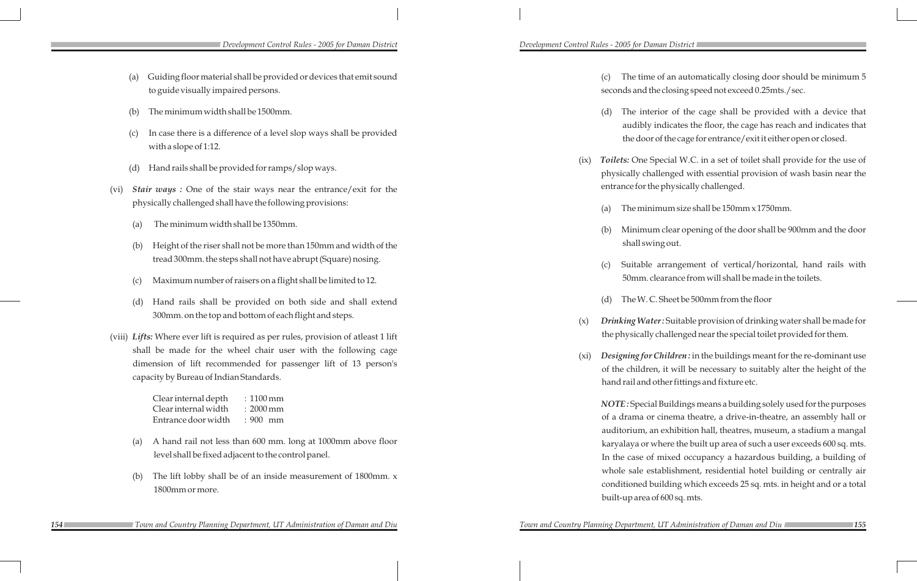(a) Guiding floor material shall be provided or devices that emit sound to guide visually impaired persons.

(b) The minimum width shall be 1500mm.

(c) In case there is a difference of a level slop ways shall be provided with a slope of 1:12.

(d) Hand rails shall be provided for ramps/slop ways.

(vi) ***Stair ways :*** One of the stair ways near the entrance/exit for the physically challenged shall have the following provisions:

(a) The minimum width shall be 1350mm.

(b) Height of the riser shall not be more than 150mm and width of the tread 300mm. the steps shall not have abrupt (Square) nosing.

(c) Maximum number of raisers on a flight shall be limited to 12.

(d) Hand rails shall be provided on both side and shall extend 300mm. on the top and bottom of each flight and steps.

(viii) ***Lifts:*** Where ever lift is required as per rules, provision of atleast 1 lift shall be made for the wheel chair user with the following cage dimension of lift recommended for passenger lift of 13 person's capacity by Bureau of Indian Standards.

| | |
|---|---|
| Clear internal depth | : 1100 mm |
| Clear internal width | : 2000 mm |
| Entrance door width | : 900 mm |

(a) A hand rail not less than 600 mm. long at 1000mm above floor level shall be fixed adjacent to the control panel.

(b) The lift lobby shall be of an inside measurement of 1800mm. x 1800mm or more.

(c) The time of an automatically closing door should be minimum 5 seconds and the closing speed not exceed 0.25mts./sec.

(d) The interior of the cage shall be provided with a device that audibly indicates the floor, the cage has reach and indicates that the door of the cage for entrance/exit it either open or closed.

(ix) ***Toilets:*** One Special W.C. in a set of toilet shall provide for the use of physically challenged with essential provision of wash basin near the entrance for the physically challenged.

(a) The minimum size shall be 150mm x 1750mm.

(b) Minimum clear opening of the door shall be 900mm and the door shall swing out.

(c) Suitable arrangement of vertical/horizontal, hand rails with 50mm. clearance from will shall be made in the toilets.

(d) The W. C. Sheet be 500mm from the floor

(x) ***Drinking Water :*** Suitable provision of drinking water shall be made for the physically challenged near the special toilet provided for them.

(xi) ***Designing for Children :*** in the buildings meant for the re-dominant use of the children, it will be necessary to suitably alter the height of the hand rail and other fittings and fixture etc.

***NOTE :*** Special Buildings means a building solely used for the purposes of a drama or cinema theatre, a drive-in-theatre, an assembly hall or auditorium, an exhibition hall, theatres, museum, a stadium a mangal karyalaya or where the built up area of such a user exceeds 600 sq. mts. In the case of mixed occupancy a hazardous building, a building of whole sale establishment, residential hotel building or centrally air conditioned building which exceeds 25 sq. mts. in height and or a total built-up area of 600 sq. mts.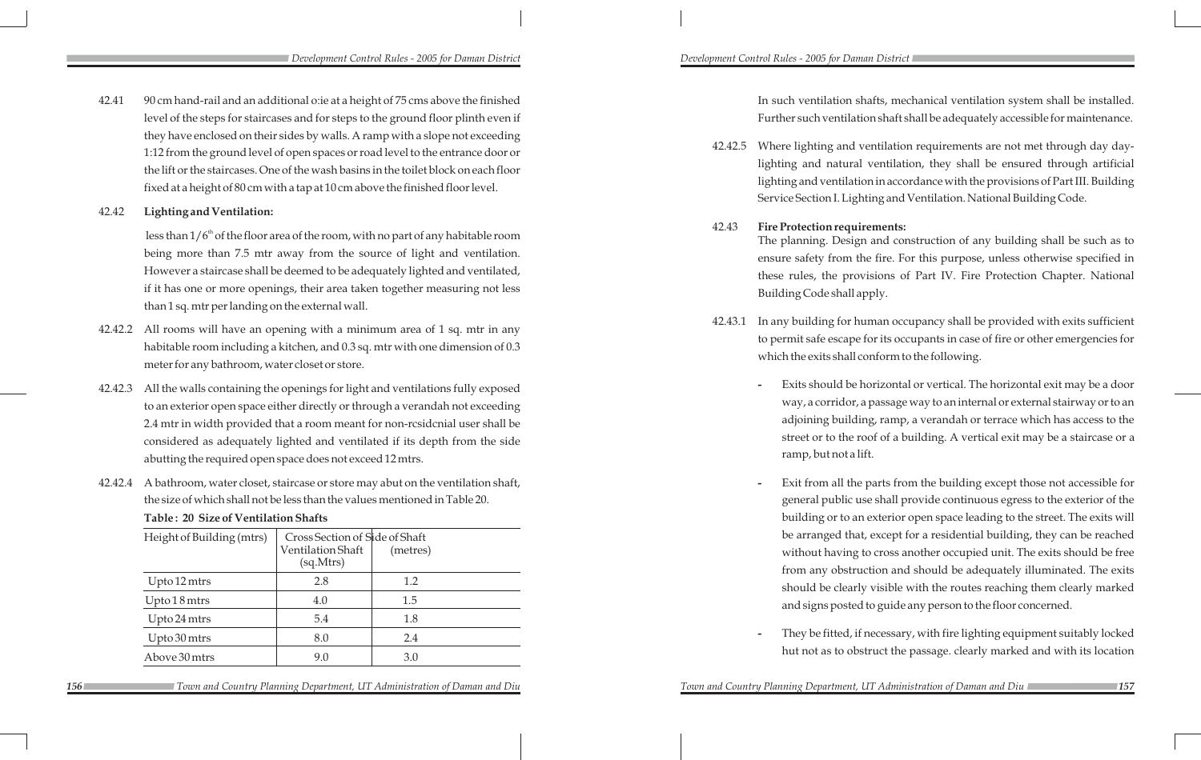42.41 90 cm hand-rail and an additional o:ie at a height of 75 cms above the finished level of the steps for staircases and for steps to the ground floor plinth even if they have enclosed on their sides by walls. A ramp with a slope not exceeding 1:12 from the ground level of open spaces or road level to the entrance door or the lift or the staircases. One of the wash basins in the toilet block on each floor fixed at a height of 80 cm with a tap at 10 cm above the finished floor level.

42.42 **Lighting and Ventilation:**

less than 1/6[th] of the floor area of the room, with no part of any habitable room being more than 7.5 mtr away from the source of light and ventilation. However a staircase shall be deemed to be adequately lighted and ventilated, if it has one or more openings, their area taken together measuring not less than 1 sq. mtr per landing on the external wall.

42.42.2 All rooms will have an opening with a minimum area of 1 sq. mtr in any habitable room including a kitchen, and 0.3 sq. mtr with one dimension of 0.3 meter for any bathroom, water closet or store.

42.42.3 All the walls containing the openings for light and ventilations fully exposed to an exterior open space either directly or through a verandah not exceeding 2.4 mtr in width provided that a room meant for non-rcsidcnial user shall be considered as adequately lighted and ventilated if its depth from the side abutting the required open space does not exceed 12 mtrs.

42.42.4 A bathroom, water closet, staircase or store may abut on the ventilation shaft, the size of which shall not be less than the values mentioned in Table 20.

**Table : 20 Size of Ventilation Shafts**

| Height of Building (mtrs) | Cross Section of Ventilation Shaft (sq.Mtrs) | Side of Shaft (metres) |
|---|---|---|
| Upto 12 mtrs | 2.8 | 1.2 |
| Upto 18 mtrs | 4.0 | 1.5 |
| Upto 24 mtrs | 5.4 | 1.8 |
| Upto 30 mtrs | 8.0 | 2.4 |
| Above 30 mtrs | 9.0 | 3.0 |

In such ventilation shafts, mechanical ventilation system shall be installed. Further such ventilation shaft shall be adequately accessible for maintenance.

42.42.5 Where lighting and ventilation requirements are not met through day day-lighting and natural ventilation, they shall be ensured through artificial lighting and ventilation in accordance with the provisions of Part III. Building Service Section I. Lighting and Ventilation. National Building Code.

42.43 **Fire Protection requirements:**
The planning. Design and construction of any building shall be such as to ensure safety from the fire. For this purpose, unless otherwise specified in these rules, the provisions of Part IV. Fire Protection Chapter. National Building Code shall apply.

42.43.1 In any building for human occupancy shall be provided with exits sufficient to permit safe escape for its occupants in case of fire or other emergencies for which the exits shall conform to the following.

- Exits should be horizontal or vertical. The horizontal exit may be a door way, a corridor, a passage way to an internal or external stairway or to an adjoining building, ramp, a verandah or terrace which has access to the street or to the roof of a building. A vertical exit may be a staircase or a ramp, but not a lift.

- Exit from all the parts from the building except those not accessible for general public use shall provide continuous egress to the exterior of the building or to an exterior open space leading to the street. The exits will be arranged that, except for a residential building, they can be reached without having to cross another occupied unit. The exits should be free from any obstruction and should be adequately illuminated. The exits should be clearly visible with the routes reaching them clearly marked and signs posted to guide any person to the floor concerned.

- They be fitted, if necessary, with fire lighting equipment suitably locked hut not as to obstruct the passage. clearly marked and with its location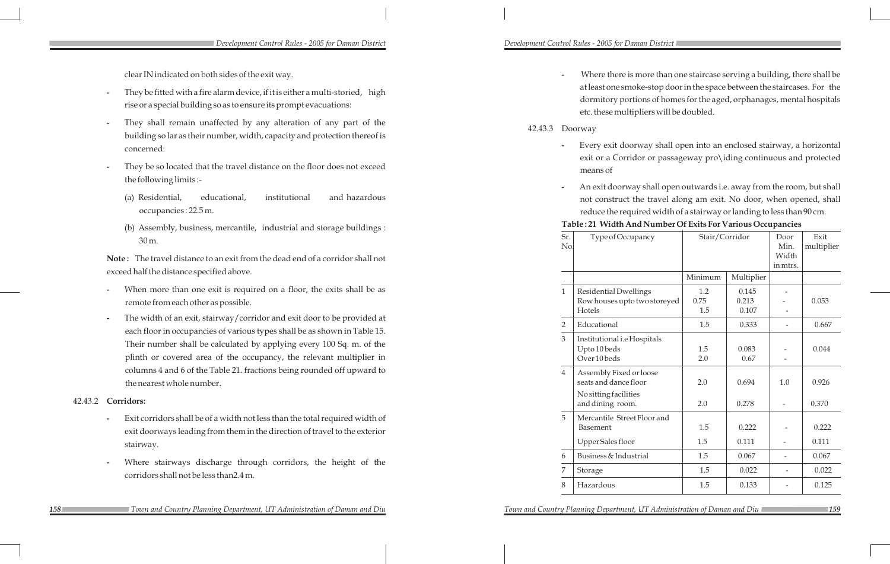clear IN indicated on both sides of the exit way.

- They be fitted with a fire alarm device, if it is either a multi-storied, high rise or a special building so as to ensure its prompt evacuations:
- They shall remain unaffected by any alteration of any part of the building so lar as their number, width, capacity and protection thereof is concerned:
- They be so located that the travel distance on the floor does not exceed the following limits :-
  - (a) Residential, educational, institutional and hazardous occupancies : 22.5 m.
  - (b) Assembly, business, mercantile, industrial and storage buildings : 30 m.

**Note :** The travel distance to an exit from the dead end of a corridor shall not exceed half the distance specified above.

- When more than one exit is required on a floor, the exits shall be as remote from each other as possible.
- The width of an exit, stairway/corridor and exit door to be provided at each floor in occupancies of various types shall be as shown in Table 15. Their number shall be calculated by applying every 100 Sq. m. of the plinth or covered area of the occupancy, the relevant multiplier in columns 4 and 6 of the Table 21. fractions being rounded off upward to the nearest whole number.

42.43.2 **Corridors:**

- Exit corridors shall be of a width not less than the total required width of exit doorways leading from them in the direction of travel to the exterior stairway.
- Where stairways discharge through corridors, the height of the corridors shall not be less than2.4 m.
- Where there is more than one staircase serving a building, there shall be at least one smoke-stop door in the space between the staircases. For the dormitory portions of homes for the aged, orphanages, mental hospitals etc. these multipliers will be doubled.

42.43.3 Doorway

- Every exit doorway shall open into an enclosed stairway, a horizontal exit or a Corridor or passageway pro\iding continuous and protected means of
- An exit doorway shall open outwards i.e. away from the room, but shall not construct the travel along am exit. No door, when opened, shall reduce the required width of a stairway or landing to less than 90 cm.

**Table : 21 Width And Number Of Exits For Various Occupancies**

| Sr. No. | Type of Occupancy | Stair/Corridor | | Door Min. Width in mtrs. | Exit multiplier |
|---|---|---|---|---|---|
| | | Minimum | Multiplier | | |
| 1 | Residential Dwellings<br>Row houses upto two storeyed<br>Hotels | 1.2<br>0.75<br>1.5 | 0.145<br>0.213<br>0.107 | -<br>-<br>- | 0.053 |
| 2 | Educational | 1.5 | 0.333 | - | 0.667 |
| 3 | Institutional i.e Hospitals<br>Upto 10 beds<br>Over 10 beds | 1.5<br>2.0 | 0.083<br>0.67 | -<br>- | 0.044 |
| 4 | Assembly Fixed or loose seats and dance floor | 2.0 | 0.694 | 1.0 | 0.926 |
| | No sitting facilities and dining room. | 2.0 | 0.278 | - | 0.370 |
| 5 | Mercantile Street Floor and Basement | 1.5 | 0.222 | - | 0.222 |
| | Upper Sales floor | 1.5 | 0.111 | - | 0.111 |
| 6 | Business & Industrial | 1.5 | 0.067 | - | 0.067 |
| 7 | Storage | 1.5 | 0.022 | - | 0.022 |
| 8 | Hazardous | 1.5 | 0.133 | - | 0.125 |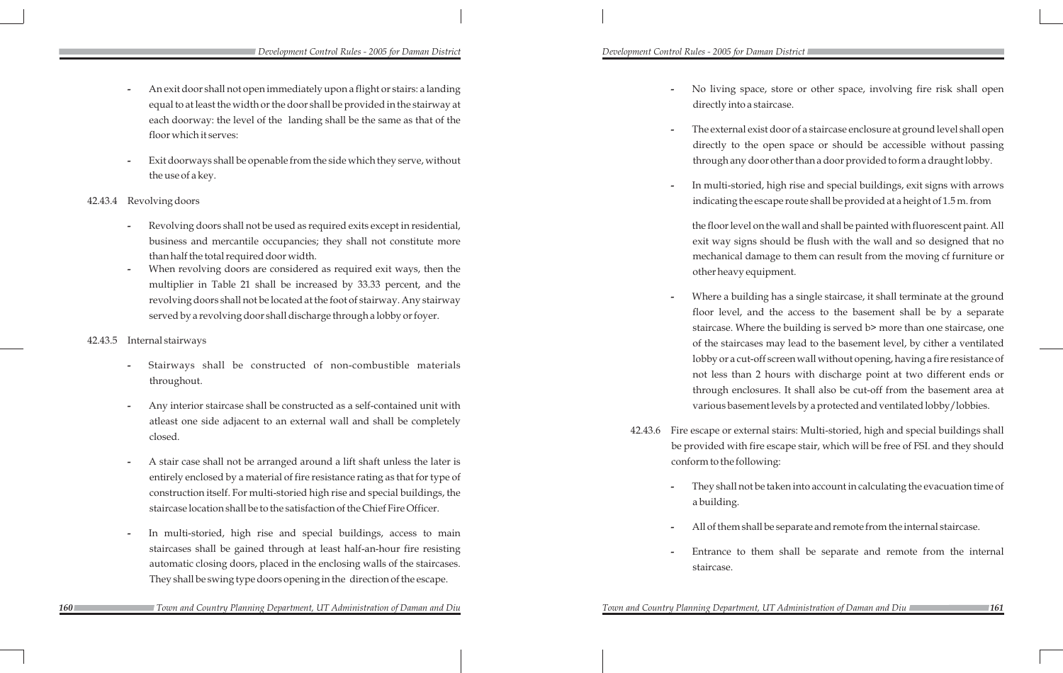- An exit door shall not open immediately upon a flight or stairs: a landing equal to at least the width or the door shall be provided in the stairway at each doorway: the level of the landing shall be the same as that of the floor which it serves:

- Exit doorways shall be openable from the side which they serve, without the use of a key.

42.43.4 Revolving doors

- Revolving doors shall not be used as required exits except in residential, business and mercantile occupancies; they shall not constitute more than half the total required door width.
- When revolving doors are considered as required exit ways, then the multiplier in Table 21 shall be increased by 33.33 percent, and the revolving doors shall not be located at the foot of stairway. Any stairway served by a revolving door shall discharge through a lobby or foyer.

42.43.5 Internal stairways

- Stairways shall be constructed of non-combustible materials throughout.

- Any interior staircase shall be constructed as a self-contained unit with atleast one side adjacent to an external wall and shall be completely closed.

- A stair case shall not be arranged around a lift shaft unless the later is entirely enclosed by a material of fire resistance rating as that for type of construction itself. For multi-storied high rise and special buildings, the staircase location shall be to the satisfaction of the Chief Fire Officer.

- In multi-storied, high rise and special buildings, access to main staircases shall be gained through at least half-an-hour fire resisting automatic closing doors, placed in the enclosing walls of the staircases. They shall be swing type doors opening in the direction of the escape.

- No living space, store or other space, involving fire risk shall open directly into a staircase.

- The external exist door of a staircase enclosure at ground level shall open directly to the open space or should be accessible without passing through any door other than a door provided to form a draught lobby.

- In multi-storied, high rise and special buildings, exit signs with arrows indicating the escape route shall be provided at a height of 1.5 m. from

  the floor level on the wall and shall be painted with fluorescent paint. All exit way signs should be flush with the wall and so designed that no mechanical damage to them can result from the moving cf furniture or other heavy equipment.

- Where a building has a single staircase, it shall terminate at the ground floor level, and the access to the basement shall be by a separate staircase. Where the building is served b> more than one staircase, one of the staircases may lead to the basement level, by cither a ventilated lobby or a cut-off screen wall without opening, having a fire resistance of not less than 2 hours with discharge point at two different ends or through enclosures. It shall also be cut-off from the basement area at various basement levels by a protected and ventilated lobby/lobbies.

42.43.6 Fire escape or external stairs: Multi-storied, high and special buildings shall be provided with fire escape stair, which will be free of FSI. and they should conform to the following:

- They shall not be taken into account in calculating the evacuation time of a building.

- All of them shall be separate and remote from the internal staircase.

- Entrance to them shall be separate and remote from the internal staircase.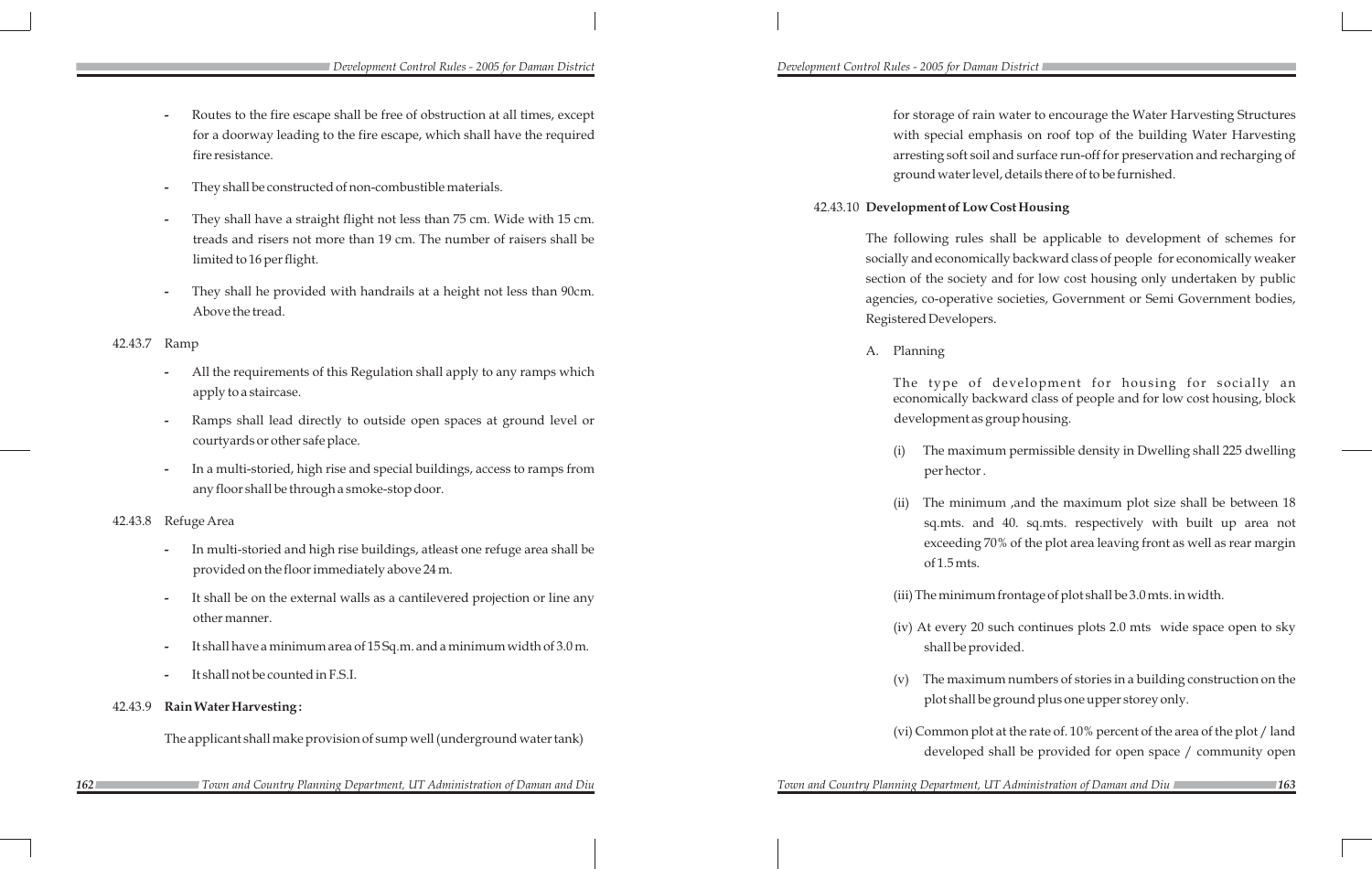- Routes to the fire escape shall be free of obstruction at all times, except for a doorway leading to the fire escape, which shall have the required fire resistance.
- They shall be constructed of non-combustible materials.
- They shall have a straight flight not less than 75 cm. Wide with 15 cm. treads and risers not more than 19 cm. The number of raisers shall be limited to 16 per flight.
- They shall he provided with handrails at a height not less than 90cm. Above the tread.

42.43.7 Ramp

- All the requirements of this Regulation shall apply to any ramps which apply to a staircase.
- Ramps shall lead directly to outside open spaces at ground level or courtyards or other safe place.
- In a multi-storied, high rise and special buildings, access to ramps from any floor shall be through a smoke-stop door.

42.43.8 Refuge Area

- In multi-storied and high rise buildings, atleast one refuge area shall be provided on the floor immediately above 24 m.
- It shall be on the external walls as a cantilevered projection or line any other manner.
- It shall have a minimum area of 15 Sq.m. and a minimum width of 3.0 m.
- It shall not be counted in F.S.I.

42.43.9 **Rain Water Harvesting :**

The applicant shall make provision of sump well (underground water tank) for storage of rain water to encourage the Water Harvesting Structures with special emphasis on roof top of the building Water Harvesting arresting soft soil and surface run-off for preservation and recharging of ground water level, details there of to be furnished.

42.43.10 **Development of Low Cost Housing**

The following rules shall be applicable to development of schemes for socially and economically backward class of people for economically weaker section of the society and for low cost housing only undertaken by public agencies, co-operative societies, Government or Semi Government bodies, Registered Developers.

A. Planning

The type of development for housing for socially an economically backward class of people and for low cost housing, block development as group housing.

(i) The maximum permissible density in Dwelling shall 225 dwelling per hector .

(ii) The minimum ,and the maximum plot size shall be between 18 sq.mts. and 40. sq.mts. respectively with built up area not exceeding 70% of the plot area leaving front as well as rear margin of 1.5 mts.

(iii) The minimum frontage of plot shall be 3.0 mts. in width.

(iv) At every 20 such continues plots 2.0 mts wide space open to sky shall be provided.

(v) The maximum numbers of stories in a building construction on the plot shall be ground plus one upper storey only.

(vi) Common plot at the rate of. 10% percent of the area of the plot / land developed shall be provided for open space / community open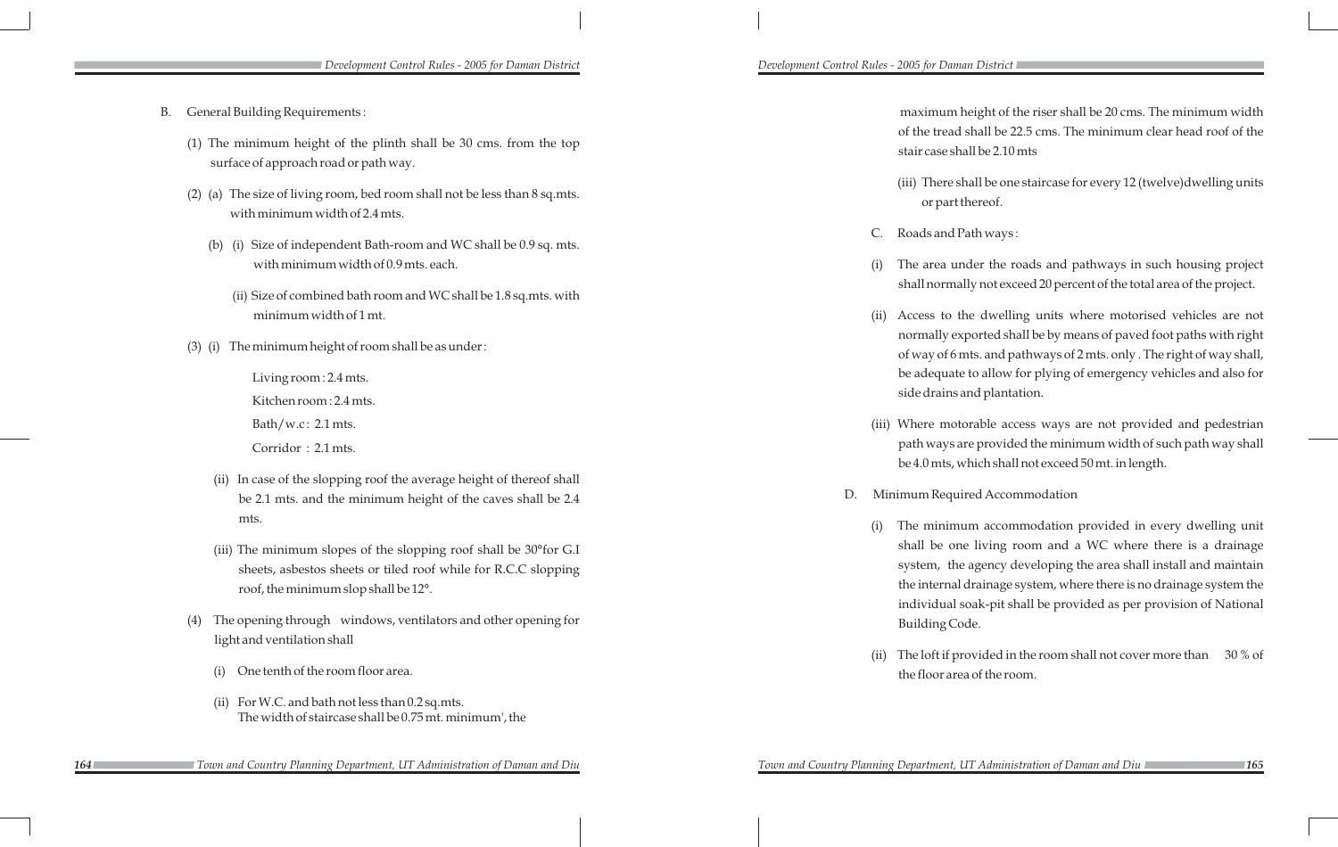B. General Building Requirements :

(1) The minimum height of the plinth shall be 30 cms. from the top surface of approach road or path way.

(2) (a) The size of living room, bed room shall not be less than 8 sq.mts. with minimum width of 2.4 mts.

(b) (i) Size of independent Bath-room and WC shall be 0.9 sq. mts. with minimum width of 0.9 mts. each.

(ii) Size of combined bath room and WC shall be 1.8 sq.mts. with minimum width of 1 mt.

(3) (i) The minimum height of room shall be as under :

Living room : 2.4 mts.

Kitchen room : 2.4 mts.

Bath/w.c : 2.1 mts.

Corridor : 2.1 mts.

(ii) In case of the slopping roof the average height of thereof shall be 2.1 mts. and the minimum height of the caves shall be 2.4 mts.

(iii) The minimum slopes of the slopping roof shall be 30°for G.I sheets, asbestos sheets or tiled roof while for R.C.C slopping roof, the minimum slop shall be 12°.

(4) The opening through windows, ventilators and other opening for light and ventilation shall

(i) One tenth of the room floor area.

(ii) For W.C. and bath not less than 0.2 sq.mts.
The width of staircase shall be 0.75 mt. minimum', the maximum height of the riser shall be 20 cms. The minimum width of the tread shall be 22.5 cms. The minimum clear head roof of the stair case shall be 2.10 mts

(iii) There shall be one staircase for every 12 (twelve)dwelling units or part thereof.

C. Roads and Path ways :

(i) The area under the roads and pathways in such housing project shall normally not exceed 20 percent of the total area of the project.

(ii) Access to the dwelling units where motorised vehicles are not normally exported shall be by means of paved foot paths with right of way of 6 mts. and pathways of 2 mts. only . The right of way shall, be adequate to allow for plying of emergency vehicles and also for side drains and plantation.

(iii) Where motorable access ways are not provided and pedestrian path ways are provided the minimum width of such path way shall be 4.0 mts, which shall not exceed 50 mt. in length.

D. Minimum Required Accommodation

(i) The minimum accommodation provided in every dwelling unit shall be one living room and a WC where there is a drainage system, the agency developing the area shall install and maintain the internal drainage system, where there is no drainage system the individual soak-pit shall be provided as per provision of National Building Code.

(ii) The loft if provided in the room shall not cover more than 30 % of the floor area of the room.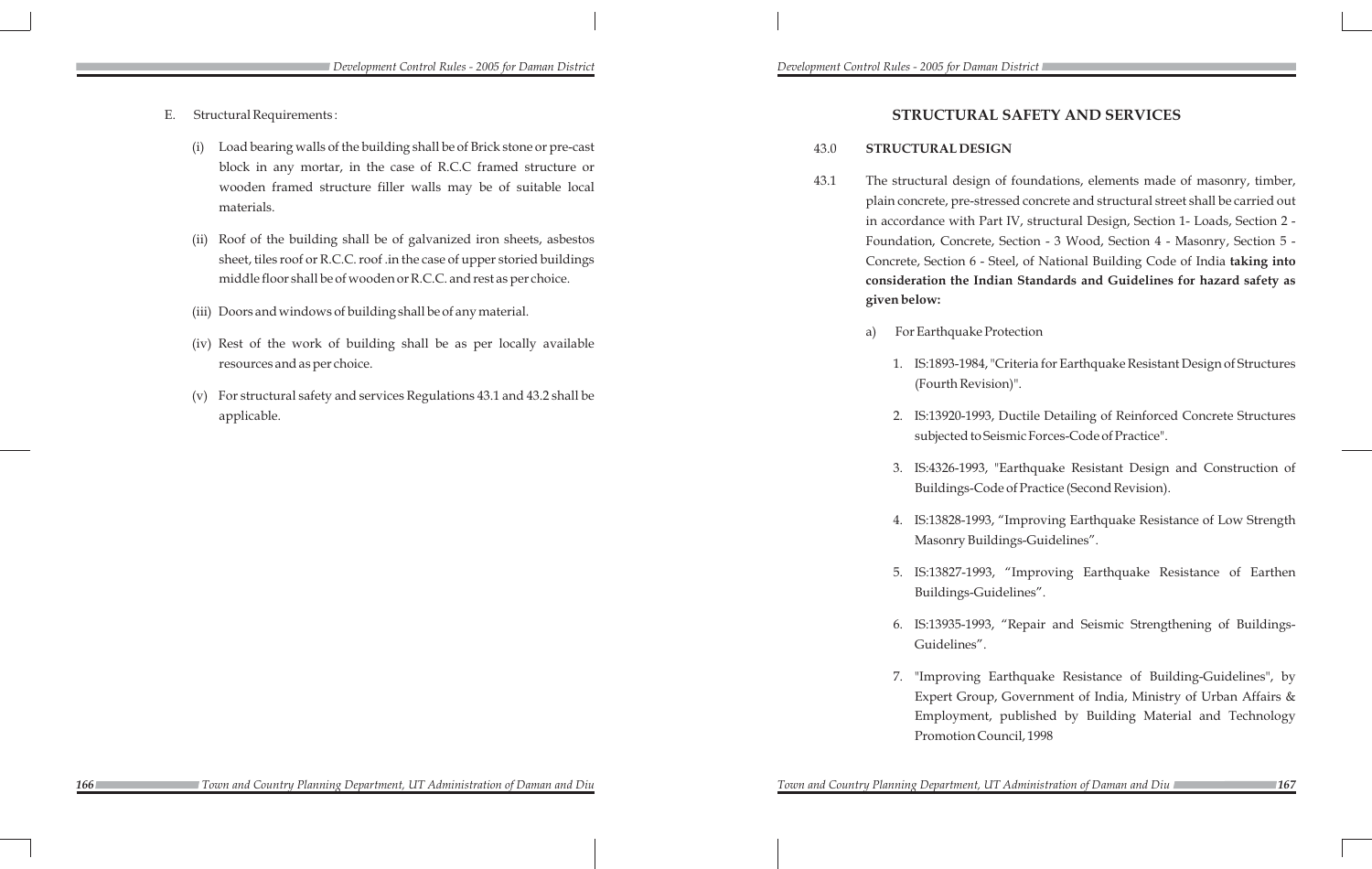E. Structural Requirements :

(i) Load bearing walls of the building shall be of Brick stone or pre-cast block in any mortar, in the case of R.C.C framed structure or wooden framed structure filler walls may be of suitable local materials.

(ii) Roof of the building shall be of galvanized iron sheets, asbestos sheet, tiles roof or R.C.C. roof .in the case of upper storied buildings middle floor shall be of wooden or R.C.C. and rest as per choice.

(iii) Doors and windows of building shall be of any material.

(iv) Rest of the work of building shall be as per locally available resources and as per choice.

(v) For structural safety and services Regulations 43.1 and 43.2 shall be applicable.

## STRUCTURAL SAFETY AND SERVICES

### 43.0 STRUCTURAL DESIGN

43.1 The structural design of foundations, elements made of masonry, timber, plain concrete, pre-stressed concrete and structural street shall be carried out in accordance with Part IV, structural Design, Section 1- Loads, Section 2 - Foundation, Concrete, Section - 3 Wood, Section 4 - Masonry, Section 5 - Concrete, Section 6 - Steel, of National Building Code of India **taking into consideration the Indian Standards and Guidelines for hazard safety as given below:**

a) For Earthquake Protection

1. IS:1893-1984, "Criteria for Earthquake Resistant Design of Structures (Fourth Revision)".
2. IS:13920-1993, Ductile Detailing of Reinforced Concrete Structures subjected to Seismic Forces-Code of Practice".
3. IS:4326-1993, "Earthquake Resistant Design and Construction of Buildings-Code of Practice (Second Revision).
4. IS:13828-1993, "Improving Earthquake Resistance of Low Strength Masonry Buildings-Guidelines".
5. IS:13827-1993, "Improving Earthquake Resistance of Earthen Buildings-Guidelines".
6. IS:13935-1993, "Repair and Seismic Strengthening of Buildings-Guidelines".
7. "Improving Earthquake Resistance of Building-Guidelines", by Expert Group, Government of India, Ministry of Urban Affairs & Employment, published by Building Material and Technology Promotion Council, 1998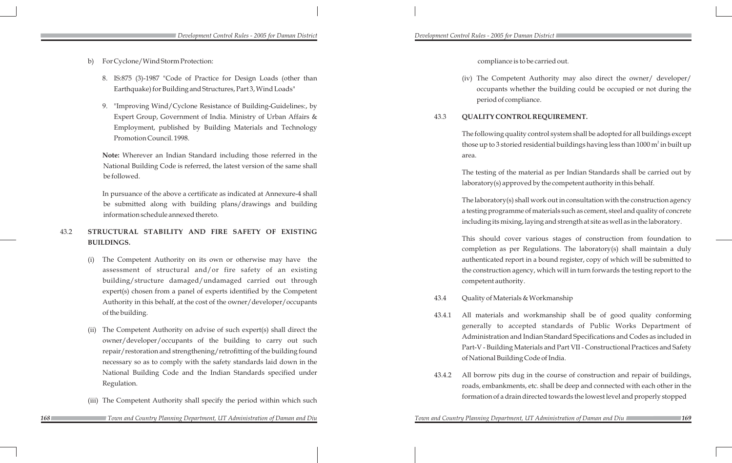b) For Cyclone/Wind Storm Protection:

8. IS:875 (3)-1987 "Code of Practice for Design Loads (other than Earthquake) for Building and Structures, Part 3, Wind Loads"

9. "Improving Wind/Cyclone Resistance of Building-Guidelines:, by Expert Group, Government of India. Ministry of Urban Affairs & Employment, published by Building Materials and Technology Promotion Council. 1998.

**Note:** Wherever an Indian Standard including those referred in the National Building Code is referred, the latest version of the same shall be followed.

In pursuance of the above a certificate as indicated at Annexure-4 shall be submitted along with building plans/drawings and building information schedule annexed thereto.

## 43.2 STRUCTURAL STABILITY AND FIRE SAFETY OF EXISTING BUILDINGS.

(i) The Competent Authority on its own or otherwise may have the assessment of structural and/or fire safety of an existing building/structure damaged/undamaged carried out through expert(s) chosen from a panel of experts identified by the Competent Authority in this behalf, at the cost of the owner/developer/occupants of the building.

(ii) The Competent Authority on advise of such expert(s) shall direct the owner/developer/occupants of the building to carry out such repair/restoration and strengthening/retrofitting of the building found necessary so as to comply with the safety standards laid down in the National Building Code and the Indian Standards specified under Regulation.

(iii) The Competent Authority shall specify the period within which such compliance is to be carried out.

(iv) The Competent Authority may also direct the owner/ developer/ occupants whether the building could be occupied or not during the period of compliance.

## 43.3 QUALITY CONTROL REQUIREMENT.

The following quality control system shall be adopted for all buildings except those up to 3 storied residential buildings having less than 1000 m$^2$ in built up area.

The testing of the material as per Indian Standards shall be carried out by laboratory(s) approved by the competent authority in this behalf.

The laboratory(s) shall work out in consultation with the construction agency a testing programme of materials such as cement, steel and quality of concrete including its mixing, laying and strength at site as well as in the laboratory.

This should cover various stages of construction from foundation to completion as per Regulations. The laboratory(s) shall maintain a duly authenticated report in a bound register, copy of which will be submitted to the construction agency, which will in turn forwards the testing report to the competent authority.

43.4 Quality of Materials & Workmanship

43.4.1 All materials and workmanship shall be of good quality conforming generally to accepted standards of Public Works Department of Administration and Indian Standard Specifications and Codes as included in Part-V - Building Materials and Part VII - Constructional Practices and Safety of National Building Code of India.

43.4.2 All borrow pits dug in the course of construction and repair of buildings, roads, embankments, etc. shall be deep and connected with each other in the formation of a drain directed towards the lowest level and properly stopped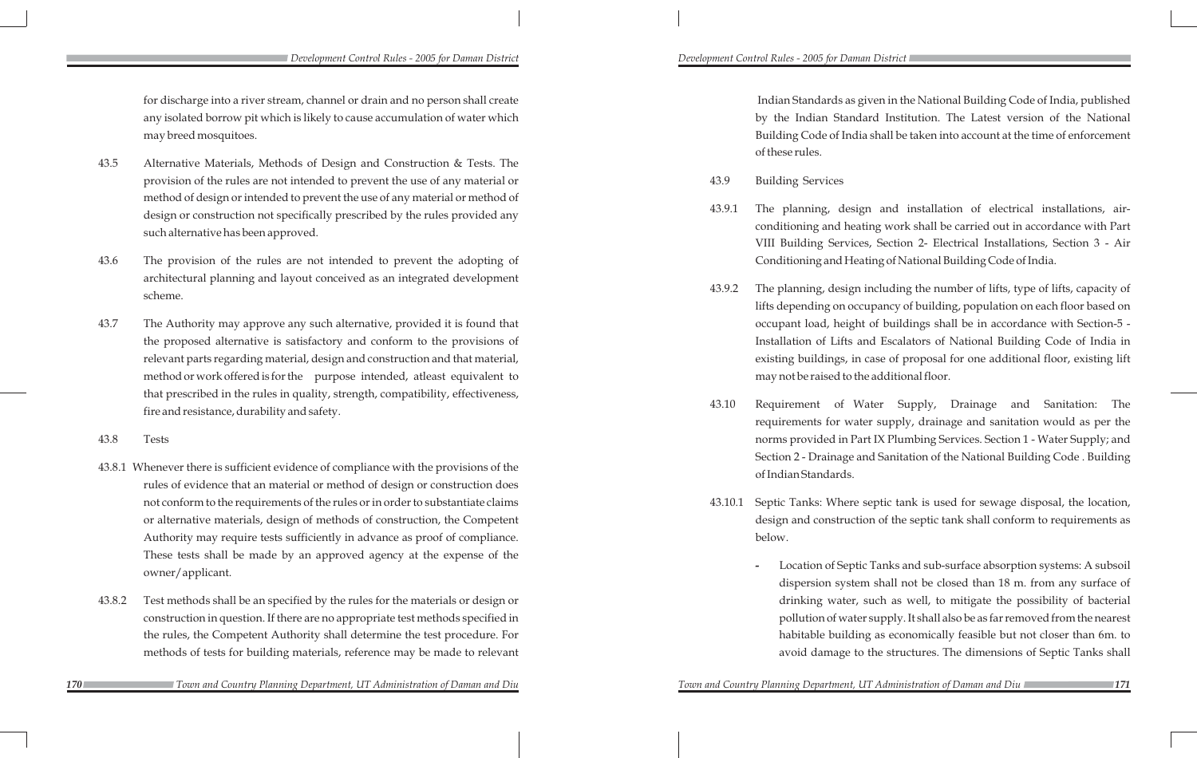for discharge into a river stream, channel or drain and no person shall create any isolated borrow pit which is likely to cause accumulation of water which may breed mosquitoes.

43.5 Alternative Materials, Methods of Design and Construction & Tests. The provision of the rules are not intended to prevent the use of any material or method of design or intended to prevent the use of any material or method of design or construction not specifically prescribed by the rules provided any such alternative has been approved.

43.6 The provision of the rules are not intended to prevent the adopting of architectural planning and layout conceived as an integrated development scheme.

43.7 The Authority may approve any such alternative, provided it is found that the proposed alternative is satisfactory and conform to the provisions of relevant parts regarding material, design and construction and that material, method or work offered is for the purpose intended, atleast equivalent to that prescribed in the rules in quality, strength, compatibility, effectiveness, fire and resistance, durability and safety.

43.8 Tests

43.8.1 Whenever there is sufficient evidence of compliance with the provisions of the rules of evidence that an material or method of design or construction does not conform to the requirements of the rules or in order to substantiate claims or alternative materials, design of methods of construction, the Competent Authority may require tests sufficiently in advance as proof of compliance. These tests shall be made by an approved agency at the expense of the owner/applicant.

43.8.2 Test methods shall be an specified by the rules for the materials or design or construction in question. If there are no appropriate test methods specified in the rules, the Competent Authority shall determine the test procedure. For methods of tests for building materials, reference may be made to relevant Indian Standards as given in the National Building Code of India, published by the Indian Standard Institution. The Latest version of the National Building Code of India shall be taken into account at the time of enforcement of these rules.

43.9 Building Services

43.9.1 The planning, design and installation of electrical installations, air-conditioning and heating work shall be carried out in accordance with Part VIII Building Services, Section 2- Electrical Installations, Section 3 - Air Conditioning and Heating of National Building Code of India.

43.9.2 The planning, design including the number of lifts, type of lifts, capacity of lifts depending on occupancy of building, population on each floor based on occupant load, height of buildings shall be in accordance with Section-5 - Installation of Lifts and Escalators of National Building Code of India in existing buildings, in case of proposal for one additional floor, existing lift may not be raised to the additional floor.

43.10 Requirement of Water Supply, Drainage and Sanitation: The requirements for water supply, drainage and sanitation would as per the norms provided in Part IX Plumbing Services. Section 1 - Water Supply; and Section 2 - Drainage and Sanitation of the National Building Code . Building of Indian Standards.

43.10.1 Septic Tanks: Where septic tank is used for sewage disposal, the location, design and construction of the septic tank shall conform to requirements as below.

- Location of Septic Tanks and sub-surface absorption systems: A subsoil dispersion system shall not be closed than 18 m. from any surface of drinking water, such as well, to mitigate the possibility of bacterial pollution of water supply. It shall also be as far removed from the nearest habitable building as economically feasible but not closer than 6m. to avoid damage to the structures. The dimensions of Septic Tanks shall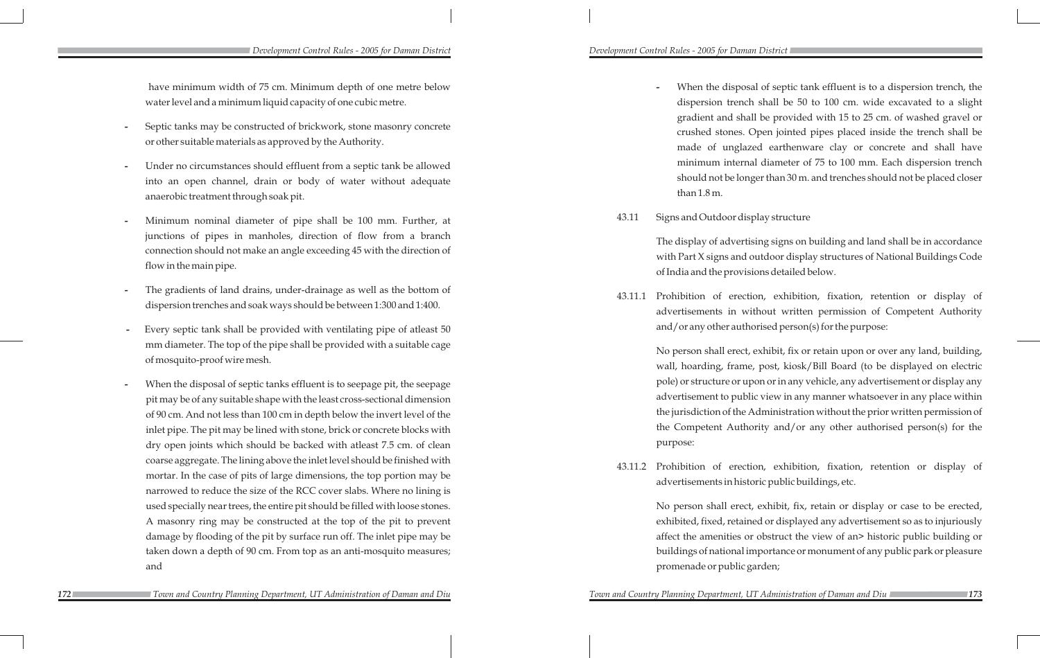have minimum width of 75 cm. Minimum depth of one metre below water level and a minimum liquid capacity of one cubic metre.

- Septic tanks may be constructed of brickwork, stone masonry concrete or other suitable materials as approved by the Authority.

- Under no circumstances should effluent from a septic tank be allowed into an open channel, drain or body of water without adequate anaerobic treatment through soak pit.

- Minimum nominal diameter of pipe shall be 100 mm. Further, at junctions of pipes in manholes, direction of flow from a branch connection should not make an angle exceeding 45 with the direction of flow in the main pipe.

- The gradients of land drains, under-drainage as well as the bottom of dispersion trenches and soak ways should be between 1:300 and 1:400.

- Every septic tank shall be provided with ventilating pipe of atleast 50 mm diameter. The top of the pipe shall be provided with a suitable cage of mosquito-proof wire mesh.

- When the disposal of septic tanks effluent is to seepage pit, the seepage pit may be of any suitable shape with the least cross-sectional dimension of 90 cm. And not less than 100 cm in depth below the invert level of the inlet pipe. The pit may be lined with stone, brick or concrete blocks with dry open joints which should be backed with atleast 7.5 cm. of clean coarse aggregate. The lining above the inlet level should be finished with mortar. In the case of pits of large dimensions, the top portion may be narrowed to reduce the size of the RCC cover slabs. Where no lining is used specially near trees, the entire pit should be filled with loose stones. A masonry ring may be constructed at the top of the pit to prevent damage by flooding of the pit by surface run off. The inlet pipe may be taken down a depth of 90 cm. From top as an anti-mosquito measures; and

- When the disposal of septic tank effluent is to a dispersion trench, the dispersion trench shall be 50 to 100 cm. wide excavated to a slight gradient and shall be provided with 15 to 25 cm. of washed gravel or crushed stones. Open jointed pipes placed inside the trench shall be made of unglazed earthenware clay or concrete and shall have minimum internal diameter of 75 to 100 mm. Each dispersion trench should not be longer than 30 m. and trenches should not be placed closer than 1.8 m.

43.11 Signs and Outdoor display structure

The display of advertising signs on building and land shall be in accordance with Part X signs and outdoor display structures of National Buildings Code of India and the provisions detailed below.

43.11.1 Prohibition of erection, exhibition, fixation, retention or display of advertisements in without written permission of Competent Authority and/or any other authorised person(s) for the purpose:

No person shall erect, exhibit, fix or retain upon or over any land, building, wall, hoarding, frame, post, kiosk/Bill Board (to be displayed on electric pole) or structure or upon or in any vehicle, any advertisement or display any advertisement to public view in any manner whatsoever in any place within the jurisdiction of the Administration without the prior written permission of the Competent Authority and/or any other authorised person(s) for the purpose:

43.11.2 Prohibition of erection, exhibition, fixation, retention or display of advertisements in historic public buildings, etc.

No person shall erect, exhibit, fix, retain or display or case to be erected, exhibited, fixed, retained or displayed any advertisement so as to injuriously affect the amenities or obstruct the view of an> historic public building or buildings of national importance or monument of any public park or pleasure promenade or public garden;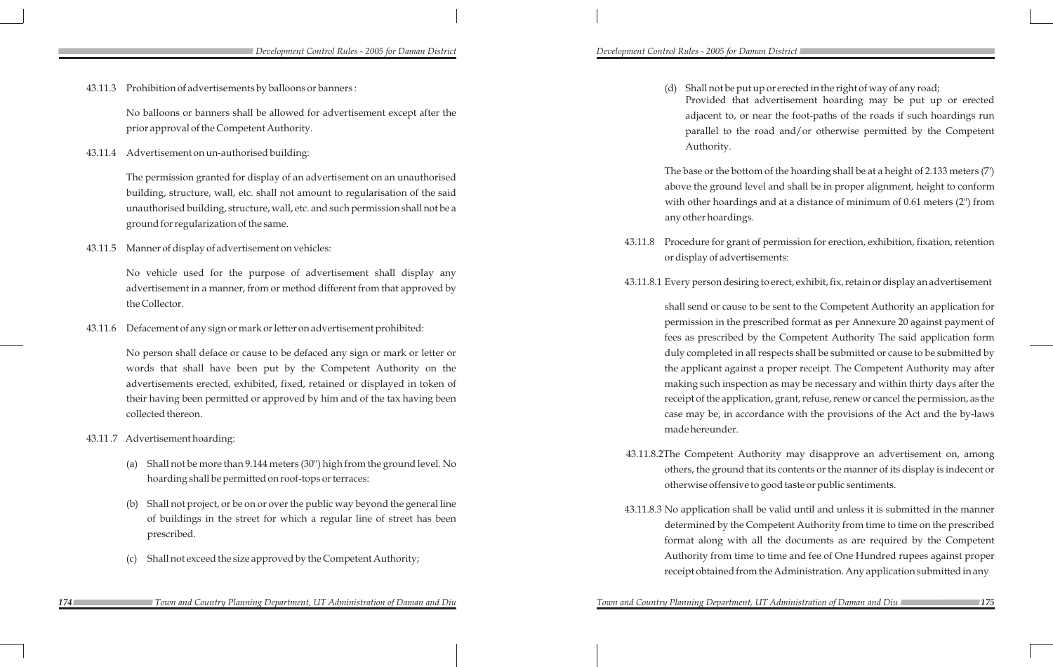43.11.3 Prohibition of advertisements by balloons or banners :

No balloons or banners shall be allowed for advertisement except after the prior approval of the Competent Authority.

43.11.4 Advertisement on un-authorised building:

The permission granted for display of an advertisement on an unauthorised building, structure, wall, etc. shall not amount to regularisation of the said unauthorised building, structure, wall, etc. and such permission shall not be a ground for regularization of the same.

43.11.5 Manner of display of advertisement on vehicles:

No vehicle used for the purpose of advertisement shall display any advertisement in a manner, from or method different from that approved by the Collector.

43.11.6 Defacement of any sign or mark or letter on advertisement prohibited:

No person shall deface or cause to be defaced any sign or mark or letter or words that shall have been put by the Competent Authority on the advertisements erected, exhibited, fixed, retained or displayed in token of their having been permitted or approved by him and of the tax having been collected thereon.

43.11 .7 Advertisement hoarding:

(a) Shall not be more than 9.144 meters (30") high from the ground level. No hoarding shall be permitted on roof-tops or terraces:

(b) Shall not project, or be on or over the public way beyond the general line of buildings in the street for which a regular line of street has been prescribed.

(c) Shall not exceed the size approved by the Competent Authority;

(d) Shall not be put up or erected in the right of way of any road;
Provided that advertisement hoarding may be put up or erected adjacent to, or near the foot-paths of the roads if such hoardings run parallel to the road and/or otherwise permitted by the Competent Authority.

The base or the bottom of the hoarding shall be at a height of 2.133 meters (7') above the ground level and shall be in proper alignment, height to conform with other hoardings and at a distance of minimum of 0.61 meters (2") from any other hoardings.

43.11.8 Procedure for grant of permission for erection, exhibition, fixation, retention or display of advertisements:

43.11.8.1 Every person desiring to erect, exhibit, fix, retain or display an advertisement shall send or cause to be sent to the Competent Authority an application for permission in the prescribed format as per Annexure 20 against payment of fees as prescribed by the Competent Authority The said application form duly completed in all respects shall be submitted or cause to be submitted by the applicant against a proper receipt. The Competent Authority may after making such inspection as may be necessary and within thirty days after the receipt of the application, grant, refuse, renew or cancel the permission, as the case may be, in accordance with the provisions of the Act and the by-laws made hereunder.

43.11.8.2 The Competent Authority may disapprove an advertisement on, among others, the ground that its contents or the manner of its display is indecent or otherwise offensive to good taste or public sentiments.

43.11.8.3 No application shall be valid until and unless it is submitted in the manner determined by the Competent Authority from time to time on the prescribed format along with all the documents as are required by the Competent Authority from time to time and fee of One Hundred rupees against proper receipt obtained from the Administration. Any application submitted in any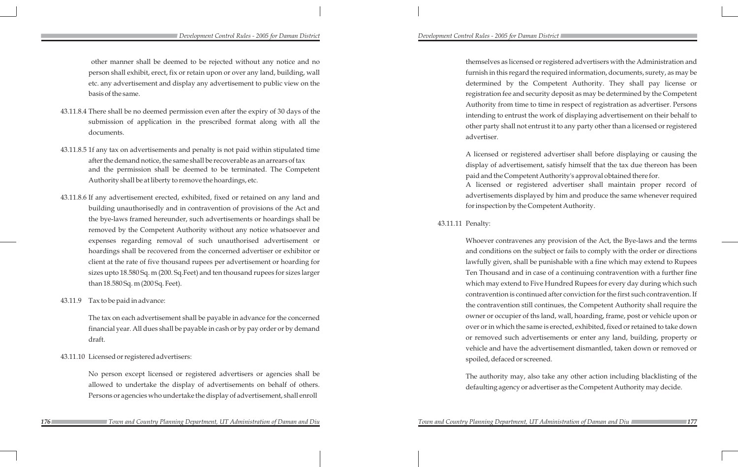other manner shall be deemed to be rejected without any notice and no person shall exhibit, erect, fix or retain upon or over any land, building, wall etc. any advertisement and display any advertisement to public view on the basis of the same.

43.11.8.4 There shall be no deemed permission even after the expiry of 30 days of the submission of application in the prescribed format along with all the documents.

43.11.8.5 1f any tax on advertisements and penalty is not paid within stipulated time after the demand notice, the same shall be recoverable as an arrears of tax and the permission shall be deemed to be terminated. The Competent Authority shall be at liberty to remove the hoardings, etc.

43.11.8.6 If any advertisement erected, exhibited, fixed or retained on any land and building unauthorisedly and in contravention of provisions of the Act and the bye-laws framed hereunder, such advertisements or hoardings shall be removed by the Competent Authority without any notice whatsoever and expenses regarding removal of such unauthorised advertisement or hoardings shall be recovered from the concerned advertiser or exhibitor or client at the rate of five thousand rupees per advertisement or hoarding for sizes upto 18.580 Sq. m (200. Sq.Feet) and ten thousand rupees for sizes larger than 18.580 Sq. m (200 Sq. Feet).

43.11.9 Tax to be paid in advance:

The tax on each advertisement shall be payable in advance for the concerned financial year. All dues shall be payable in cash or by pay order or by demand draft.

43.11.10 Licensed or registered advertisers:

No person except licensed or registered advertisers or agencies shall be allowed to undertake the display of advertisements on behalf of others. Persons or agencies who undertake the display of advertisement, shall enroll themselves as licensed or registered advertisers with the Administration and furnish in this regard the required information, documents, surety, as may be determined by the Competent Authority. They shall pay license or registration fee and security deposit as may be determined by the Competent Authority from time to time in respect of registration as advertiser. Persons intending to entrust the work of displaying advertisement on their behalf to other party shall not entrust it to any party other than a licensed or registered advertiser.

A licensed or registered advertiser shall before displaying or causing the display of advertisement, satisfy himself that the tax due thereon has been paid and the Competent Authority's approval obtained there for.

A licensed or registered advertiser shall maintain proper record of advertisements displayed by him and produce the same whenever required for inspection by the Competent Authority.

43.11.11 Penalty:

Whoever contravenes any provision of the Act, the Bye-laws and the terms and conditions on the subject or fails to comply with the order or directions lawfully given, shall be punishable with a fine which may extend to Rupees Ten Thousand and in case of a continuing contravention with a further fine which may extend to Five Hundred Rupees for every day during which such contravention is continued after conviction for the first such contravention. If the contravention still continues, the Competent Authority shall require the owner or occupier of ths land, wall, hoarding, frame, post or vehicle upon or over or in which the same is erected, exhibited, fixed or retained to take down or removed such advertisements or enter any land, building, property or vehicle and have the advertisement dismantled, taken down or removed or spoiled, defaced or screened.

The authority may, also take any other action including blacklisting of the defaulting agency or advertiser as the Competent Authority may decide.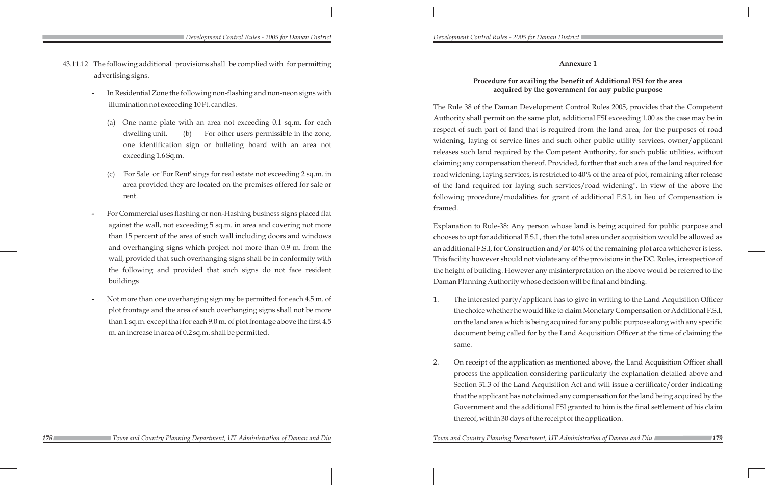43.11.12 The following additional provisions shall be complied with for permitting advertising signs.

- In Residential Zone the following non-flashing and non-neon signs with illumination not exceeding 10 Ft. candles.

  (a) One name plate with an area not exceeding 0.1 sq.m. for each dwelling unit. (b) For other users permissible in the zone, one identification sign or bulleting board with an area not exceeding 1.6 Sq.m.

  (c) 'For Sale' or 'For Rent' sings for real estate not exceeding 2 sq.m. in area provided they are located on the premises offered for sale or rent.

- For Commercial uses flashing or non-Hashing business signs placed flat against the wall, not exceeding 5 sq.m. in area and covering not more than 15 percent of the area of such wall including doors and windows and overhanging signs which project not more than 0.9 m. from the wall, provided that such overhanging signs shall be in conformity with the following and provided that such signs do not face resident buildings

- Not more than one overhanging sign my be permitted for each 4.5 m. of plot frontage and the area of such overhanging signs shall not be more than 1 sq.m. except that for each 9.0 m. of plot frontage above the first 4.5 m. an increase in area of 0.2 sq.m. shall be permitted.

## Annexure 1

### Procedure for availing the benefit of Additional FSI for the area acquired by the government for any public purpose

The Rule 38 of the Daman Development Control Rules 2005, provides that the Competent Authority shall permit on the same plot, additional FSI exceeding 1.00 as the case may be in respect of such part of land that is required from the land area, for the purposes of road widening, laying of service lines and such other public utility services, owner/applicant releases such land required by the Competent Authority, for such public utilities, without claiming any compensation thereof. Provided, further that such area of the land required for road widening, laying services, is restricted to 40% of the area of plot, remaining after release of the land required for laying such services/road widening". In view of the above the following procedure/modalities for grant of additional F.S.I, in lieu of Compensation is framed.

Explanation to Rule-38: Any person whose land is being acquired for public purpose and chooses to opt for additional F.S.I., then the total area under acquisition would be allowed as an additional F.S.I, for Construction and/or 40% of the remaining plot area whichever is less. This facility however should not violate any of the provisions in the DC. Rules, irrespective of the height of building. However any misinterpretation on the above would be referred to the Daman Planning Authority whose decision will be final and binding.

1. The interested party/applicant has to give in writing to the Land Acquisition Officer the choice whether he would like to claim Monetary Compensation or Additional F.S.I, on the land area which is being acquired for any public purpose along with any specific document being called for by the Land Acquisition Officer at the time of claiming the same.

2. On receipt of the application as mentioned above, the Land Acquisition Officer shall process the application considering particularly the explanation detailed above and Section 31.3 of the Land Acquisition Act and will issue a certificate/order indicating that the applicant has not claimed any compensation for the land being acquired by the Government and the additional FSI granted to him is the final settlement of his claim thereof, within 30 days of the receipt of the application.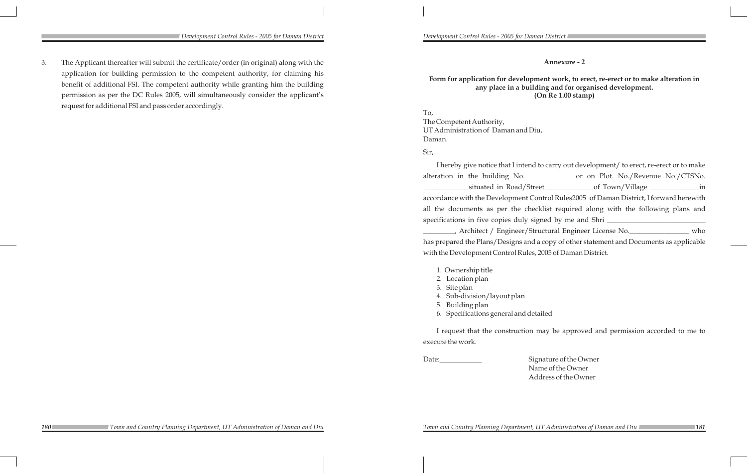3. The Applicant thereafter will submit the certificate/order (in original) along with the application for building permission to the competent authority, for claiming his benefit of additional FSI. The competent authority while granting him the building permission as per the DC Rules 2005, will simultaneously consider the applicant's request for additional FSI and pass order accordingly.

## Annexure - 2

**Form for application for development work, to erect, re-erect or to make alteration in any place in a building and for organised development.**
**(On Re 1.00 stamp)**

To,
The Competent Authority,
UT Administration of Daman and Diu,
Daman.

Sir,

I hereby give notice that I intend to carry out development/ to erect, re-erect or to make alteration in the building No. ___________ or on Plot. No./Revenue No./CTSNo. ____________situated in Road/Street_____________of Town/Village _____________in accordance with the Development Control Rules2005 of Daman District, I forward herewith all the documents as per the checklist required along with the following plans and specifications in five copies duly signed by me and Shri __________________________ _________, Architect / Engineer/Structural Engineer License No.________________ who has prepared the Plans/Designs and a copy of other statement and Documents as applicable with the Development Control Rules, 2005 of Daman District.

1. Ownership title
2. Location plan
3. Site plan
4. Sub-division/layout plan
5. Building plan
6. Specifications general and detailed

I request that the construction may be approved and permission accorded to me to execute the work.

Date:____________

Signature of the Owner
Name of the Owner
Address of the Owner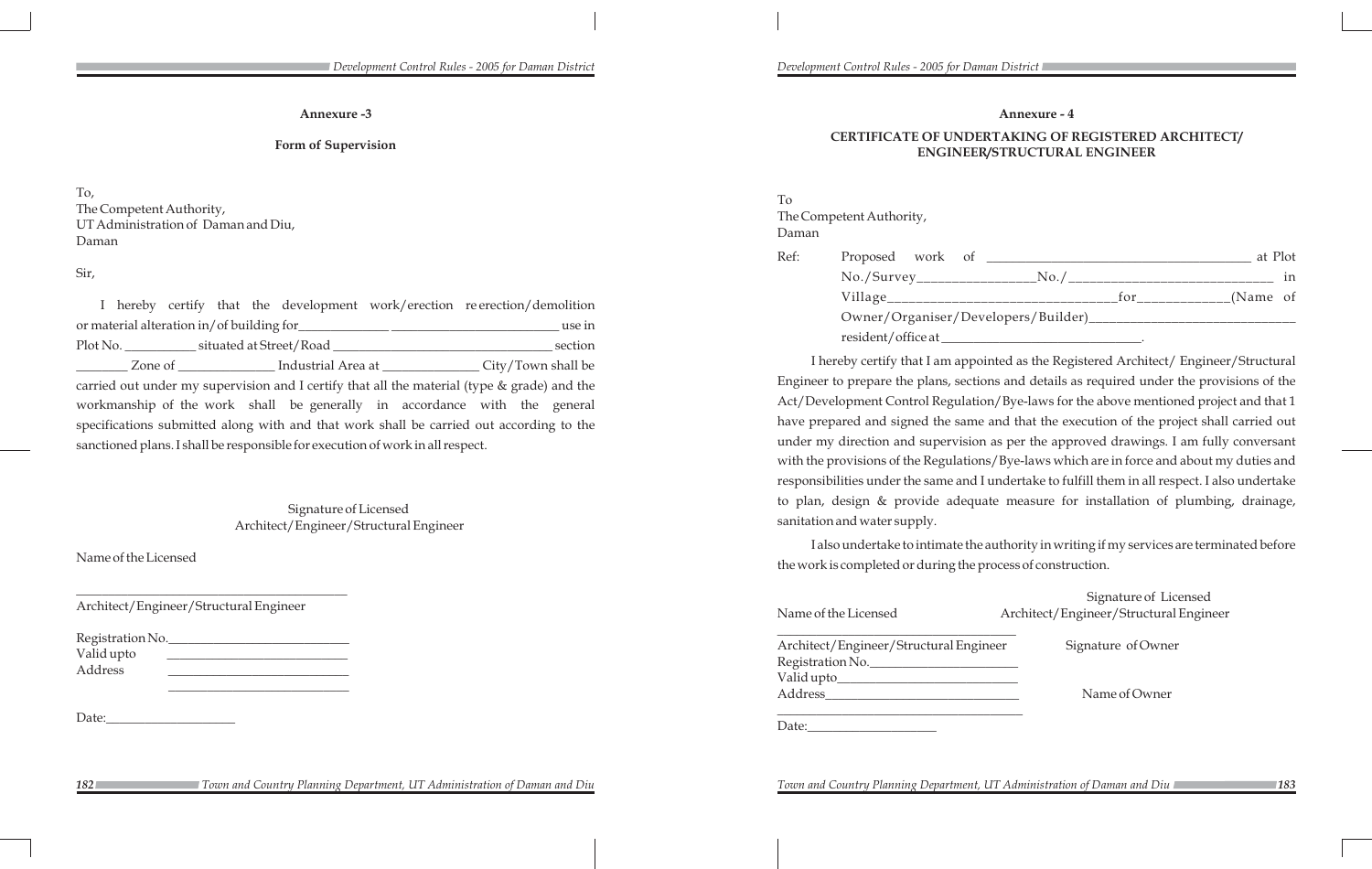## Annexure -3

### Form of Supervision

To,
The Competent Authority,
UT Administration of Daman and Diu,
Daman

Sir,

I hereby certify that the development work/erection re erection/demolition or material alteration in/of building for_____________ ________________________ use in Plot No. __________ situated at Street/Road _______________________________ section ________ Zone of ______________ Industrial Area at ______________ City/Town shall be carried out under my supervision and I certify that all the material (type & grade) and the workmanship of the work shall be generally in accordance with the general specifications submitted along with and that work shall be carried out according to the sanctioned plans. I shall be responsible for execution of work in all respect.

Signature of Licensed
Architect/Engineer/Structural Engineer

Name of the Licensed

_______________________________________
Architect/Engineer/Structural Engineer

Registration No.___________________________
Valid upto ___________________________
Address ___________________________
___________________________

Date:___________________

## Annexure - 4

### CERTIFICATE OF UNDERTAKING OF REGISTERED ARCHITECT/ ENGINEER/STRUCTURAL ENGINEER

To
The Competent Authority,
Daman

Ref: Proposed work of ____________________________________ at Plot No./Survey________________No./____________________________ in Village_______________________________for_____________(Name of Owner/Organiser/Developers/Builder)____________________________ resident/office at _____________________________.

I hereby certify that I am appointed as the Registered Architect/ Engineer/Structural Engineer to prepare the plans, sections and details as required under the provisions of the Act/Development Control Regulation/Bye-laws for the above mentioned project and that 1 have prepared and signed the same and that the execution of the project shall carried out under my direction and supervision as per the approved drawings. I am fully conversant with the provisions of the Regulations/Bye-laws which are in force and about my duties and responsibilities under the same and I undertake to fulfill them in all respect. I also undertake to plan, design & provide adequate measure for installation of plumbing, drainage, sanitation and water supply.

I also undertake to intimate the authority in writing if my services are terminated before the work is completed or during the process of construction.

Signature of Licensed
Architect/Engineer/Structural Engineer

Name of the Licensed

___________________________________
Architect/Engineer/Structural Engineer
Registration No._____________________
Valid upto__________________________
Address____________________________
___________________________________
Date:___________________

Signature of Owner

Name of Owner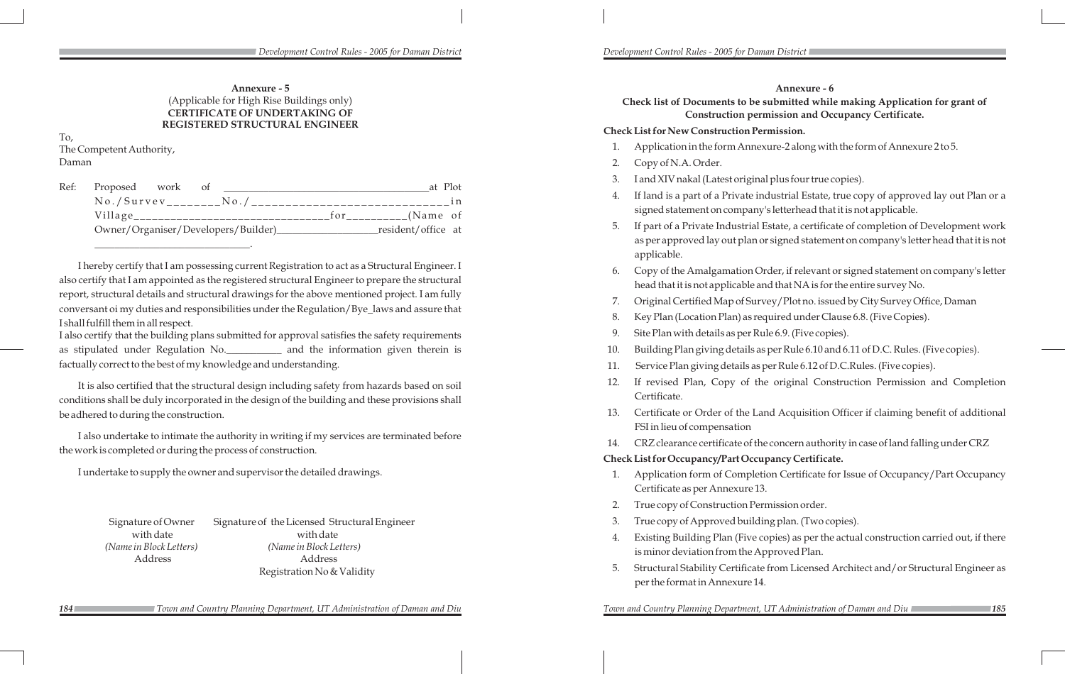## Annexure - 5

(Applicable for High Rise Buildings only)

**CERTIFICATE OF UNDERTAKING OF REGISTERED STRUCTURAL ENGINEER**

To,
The Competent Authority,
Daman

Ref: Proposed work of ______________________________________at Plot No./Survev________No./______________________________in Village________________________________for__________(Name of Owner/Organiser/Developers/Builder)____________________resident/office at ______________________________.

I hereby certify that I am possessing current Registration to act as a Structural Engineer. I also certify that I am appointed as the registered structural Engineer to prepare the structural report, structural details and structural drawings for the above mentioned project. I am fully conversant oi my duties and responsibilities under the Regulation/Bye_laws and assure that I shall fulfill them in all respect.

I also certify that the building plans submitted for approval satisfies the safety requirements as stipulated under Regulation No.___________ and the information given therein is factually correct to the best of my knowledge and understanding.

It is also certified that the structural design including safety from hazards based on soil conditions shall be duly incorporated in the design of the building and these provisions shall be adhered to during the construction.

I also undertake to intimate the authority in writing if my services are terminated before the work is completed or during the process of construction.

I undertake to supply the owner and supervisor the detailed drawings.

| Signature of Owner with date *(Name in Block Letters)* Address | Signature of the Licensed Structural Engineer with date *(Name in Block Letters)* Address Registration No & Validity |
|---|---|

## Annexure - 6

**Check list of Documents to be submitted while making Application for grant of Construction permission and Occupancy Certificate.**

**Check List for New Construction Permission.**

1. Application in the form Annexure-2 along with the form of Annexure 2 to 5.
2. Copy of N.A. Order.
3. I and XIV nakal (Latest original plus four true copies).
4. If land is a part of a Private industrial Estate, true copy of approved lay out Plan or a signed statement on company's letterhead that it is not applicable.
5. If part of a Private Industrial Estate, a certificate of completion of Development work as per approved lay out plan or signed statement on company's letter head that it is not applicable.
6. Copy of the Amalgamation Order, if relevant or signed statement on company's letter head that it is not applicable and that NA is for the entire survey No.
7. Original Certified Map of Survey/Plot no. issued by City Survey Office, Daman
8. Key Plan (Location Plan) as required under Clause 6.8. (Five Copies).
9. Site Plan with details as per Rule 6.9. (Five copies).
10. Building Plan giving details as per Rule 6.10 and 6.11 of D.C. Rules. (Five copies).
11. Service Plan giving details as per Rule 6.12 of D.C.Rules. (Five copies).
12. If revised Plan, Copy of the original Construction Permission and Completion Certificate.
13. Certificate or Order of the Land Acquisition Officer if claiming benefit of additional FSI in lieu of compensation
14. CRZ clearance certificate of the concern authority in case of land falling under CRZ

**Check List for Occupancy/Part Occupancy Certificate.**

1. Application form of Completion Certificate for Issue of Occupancy/Part Occupancy Certificate as per Annexure 13.
2. True copy of Construction Permission order.
3. True copy of Approved building plan. (Two copies).
4. Existing Building Plan (Five copies) as per the actual construction carried out, if there is minor deviation from the Approved Plan.
5. Structural Stability Certificate from Licensed Architect and/or Structural Engineer as per the format in Annexure 14.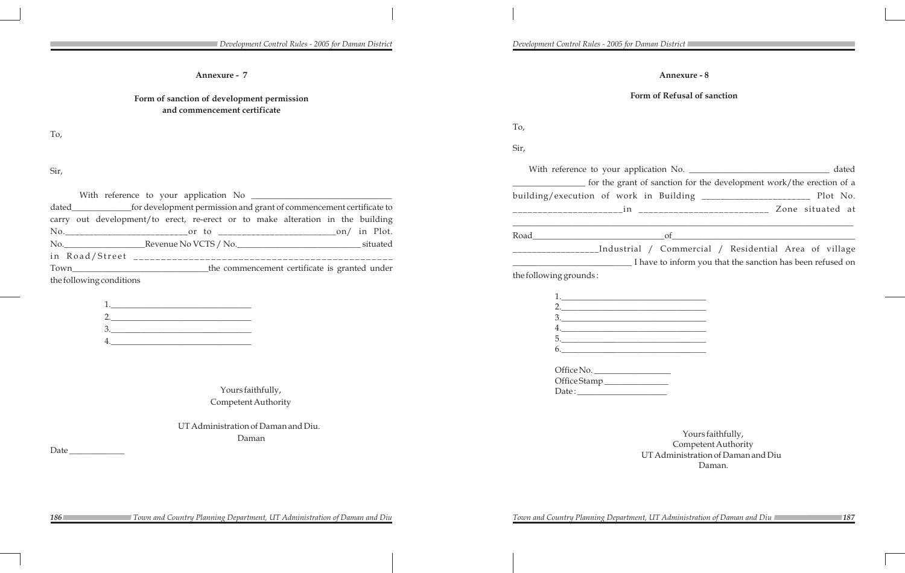## Annexure - 7

### Form of sanction of development permission and commencement certificate

To,

Sir,

With reference to your application No ________________________________ dated______________for development permission and grant of commencement certificate to carry out development/to erect, re-erect or to make alteration in the building No.__________________________or to _________________________on/ in Plot. No.___________________Revenue No VCTS / No.____________________________ situated in Road/Street _______________________________________________ Town________________________________the commencement certificate is granted under the following conditions

1.________________________________
2.________________________________
3.________________________________
4.________________________________

Yours faithfully,
Competent Authority

UT Administration of Daman and Diu.
Daman

Date _____________

## Annexure - 8

### Form of Refusal of sanction

To,

Sir,

With reference to your application No. _______________________________ dated ________________ for the grant of sanction for the development work/the erection of a building/execution of work in Building ______________________ Plot No. ______________________in __________________________ Zone situated at ______________________________________________________________________ Road_____________________________of________________________________________ _________________Industrial / Commercial / Residential Area of village __________________________ I have to inform you that the sanction has been refused on the following grounds :

1.__________________________________
2.__________________________________
3.__________________________________
4.__________________________________
5.__________________________________
6.__________________________________

Office No. __________________
Office Stamp _______________
Date : _____________________

Yours faithfully,
Competent Authority
UT Administration of Daman and Diu
Daman.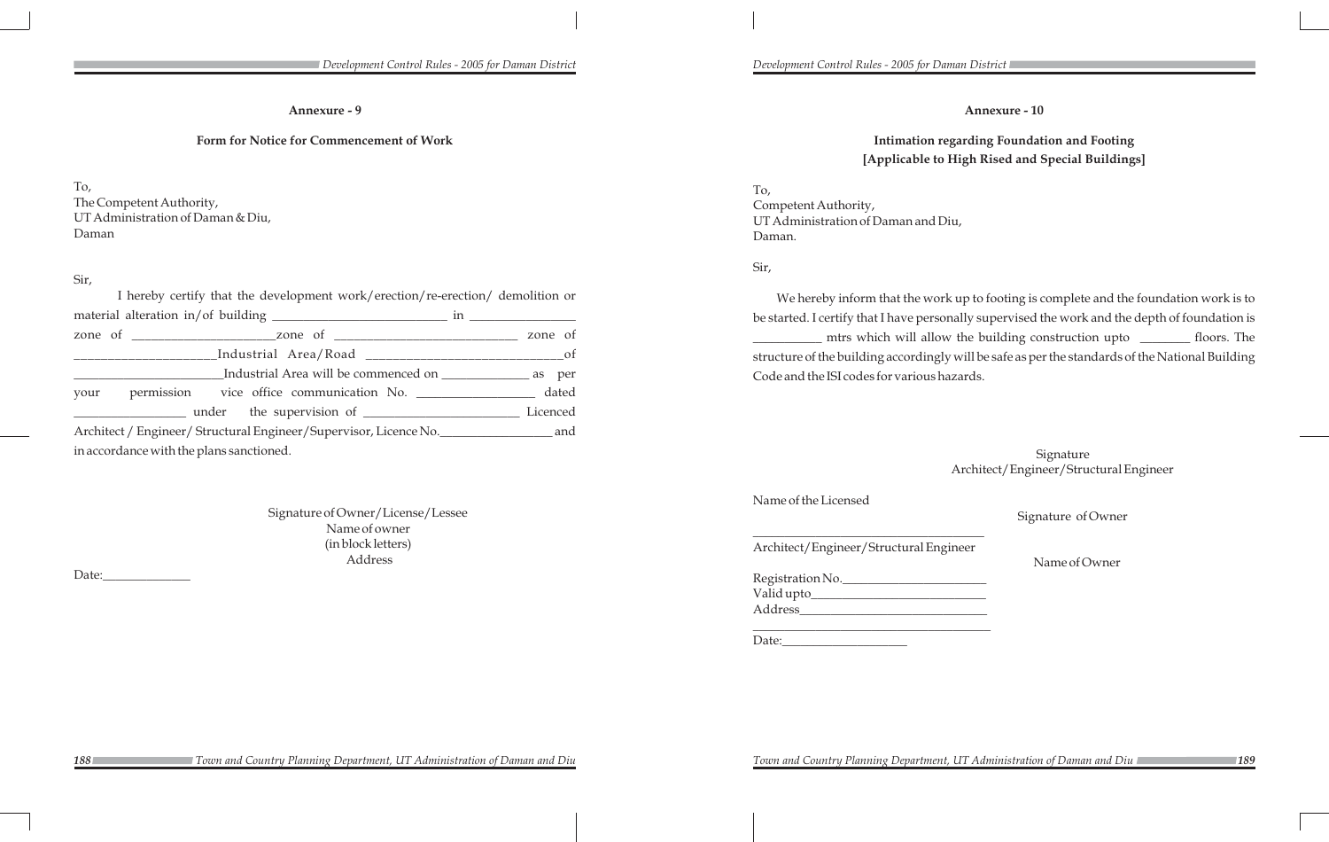## Annexure - 9

### Form for Notice for Commencement of Work

To,
The Competent Authority,
UT Administration of Daman & Diu,
Daman

Sir,

I hereby certify that the development work/erection/re-erection/ demolition or material alteration in/of building __________________________ in ________________ zone of ______________________zone of ____________________________ zone of ______________________Industrial Area/Road ______________________________of ________________________Industrial Area will be commenced on ______________ as per your permission vice office communication No. __________________ dated __________________ under the supervision of ________________________ Licenced Architect / Engineer/ Structural Engineer/Supervisor, Licence No.__________________ and in accordance with the plans sanctioned.

Signature of Owner/License/Lessee
Name of owner
(in block letters)
Address

Date:______________

## Annexure - 10

### Intimation regarding Foundation and Footing [Applicable to High Rised and Special Buildings]

To,
Competent Authority,
UT Administration of Daman and Diu,
Daman.

Sir,

We hereby inform that the work up to footing is complete and the foundation work is to be started. I certify that I have personally supervised the work and the depth of foundation is ___________ mtrs which will allow the building construction upto ________ floors. The structure of the building accordingly will be safe as per the standards of the National Building Code and the ISI codes for various hazards.

Signature
Architect/Engineer/Structural Engineer

Name of the Licensed
___________________________________
Architect/Engineer/Structural Engineer

Signature of Owner

Name of Owner

Registration No.______________________
Valid upto___________________________
Address_____________________________
___________________________________
Date:____________________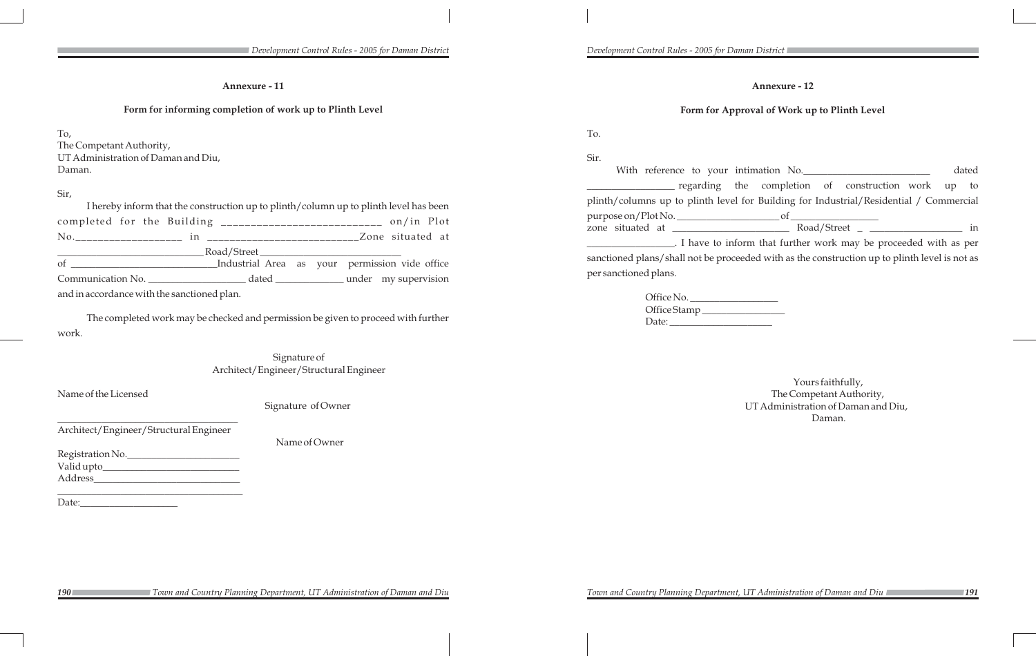## Annexure - 11

### Form for informing completion of work up to Plinth Level

To,
The Competant Authority,
UT Administration of Daman and Diu,
Daman.

Sir,

I hereby inform that the construction up to plinth/column up to plinth level has been completed for the Building ___________________________ on/in Plot No.___________________ in ___________________________Zone situated at _____________________________ Road/Street ____________________________ of _____________________________Industrial Area as your permission vide office Communication No. ___________________ dated _____________ under my supervision and in accordance with the sanctioned plan.

The completed work may be checked and permission be given to proceed with further work.

Signature of
Architect/Engineer/Structural Engineer

Name of the Licensed

_____________________________________
Architect/Engineer/Structural Engineer

Registration No.______________________
Valid upto___________________________
Address_____________________________
_____________________________________
Date:____________________

Signature of Owner

Name of Owner

## Annexure - 12

### Form for Approval of Work up to Plinth Level

To.

Sir.

With reference to your intimation No.________________________ dated _________________ regarding the completion of construction work up to plinth/columns up to plinth level for Building for Industrial/Residential / Commercial purpose on/Plot No. ____________________ of _________________ zone situated at ______________________ Road/Street _ _________________ in _________________. I have to inform that further work may be proceeded with as per sanctioned plans/shall not be proceeded with as the construction up to plinth level is not as per sanctioned plans.

Office No. _________________
Office Stamp ________________
Date: _____________________

Yours faithfully,
The Competant Authority,
UT Administration of Daman and Diu,
Daman.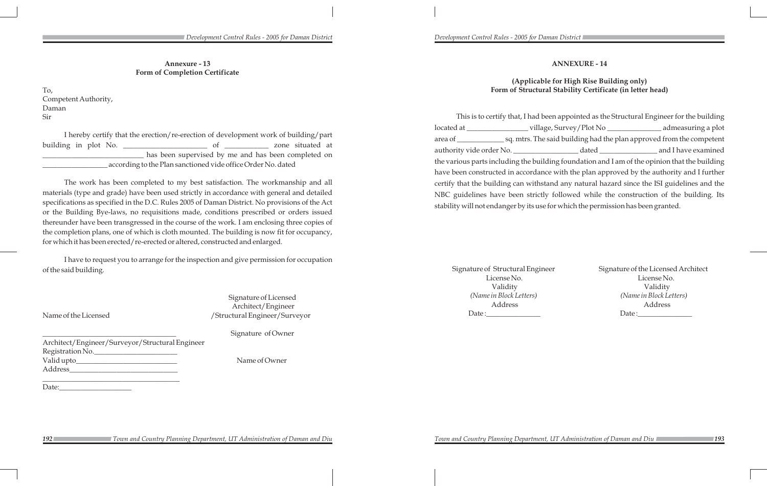## Annexure - 13
### Form of Completion Certificate

To,
Competent Authority,
Daman
Sir

I hereby certify that the erection/re-erection of development work of building/part building in plot No. ______________________ of ___________ zone situated at ___________________________ has been supervised by me and has been completed on _________________ according to the Plan sanctioned vide office Order No. dated

The work has been completed to my best satisfaction. The workmanship and all materials (type and grade) have been used strictly in accordance with general and detailed specifications as specified in the D.C. Rules 2005 of Daman District. No provisions of the Act or the Building Bye-laws, no requisitions made, conditions prescribed or orders issued thereunder have been transgressed in the course of the work. I am enclosing three copies of the completion plans, one of which is cloth mounted. The building is now fit for occupancy, for which it has been erected/re-erected or altered, constructed and enlarged.

I have to request you to arrange for the inspection and give permission for occupation of the said building.

Signature of Licensed Architect/Engineer /Structural Engineer/Surveyor

Name of the Licensed

____________________________________
Architect/Engineer/Surveyor/Structural Engineer
Registration No.______________________
Valid upto____________________________
Address______________________________
____________________________________
Date:____________________

Signature of Owner

Name of Owner

## ANNEXURE - 14

### (Applicable for High Rise Building only)
### Form of Structural Stability Certificate (in letter head)

This is to certify that, I had been appointed as the Structural Engineer for the building located at ________________ village, Survey/Plot No ______________ admeasuring a plot area of ____________ sq. mtrs. The said building had the plan approved from the competent authority vide order No. _________________ dated _______________ and I have examined the various parts including the building foundation and I am of the opinion that the building have been constructed in accordance with the plan approved by the authority and I further certify that the building can withstand any natural hazard since the ISI guidelines and the NBC guidelines have been strictly followed while the construction of the building. Its stability will not endanger by its use for which the permission has been granted.

| Signature of Structural Engineer | Signature of the Licensed Architect |
|---|---|
| License No. | License No. |
| Validity | Validity |
| *(Name in Block Letters)* | *(Name in Block Letters)* |
| Address | Address |
| Date :_______________ | Date :_______________ |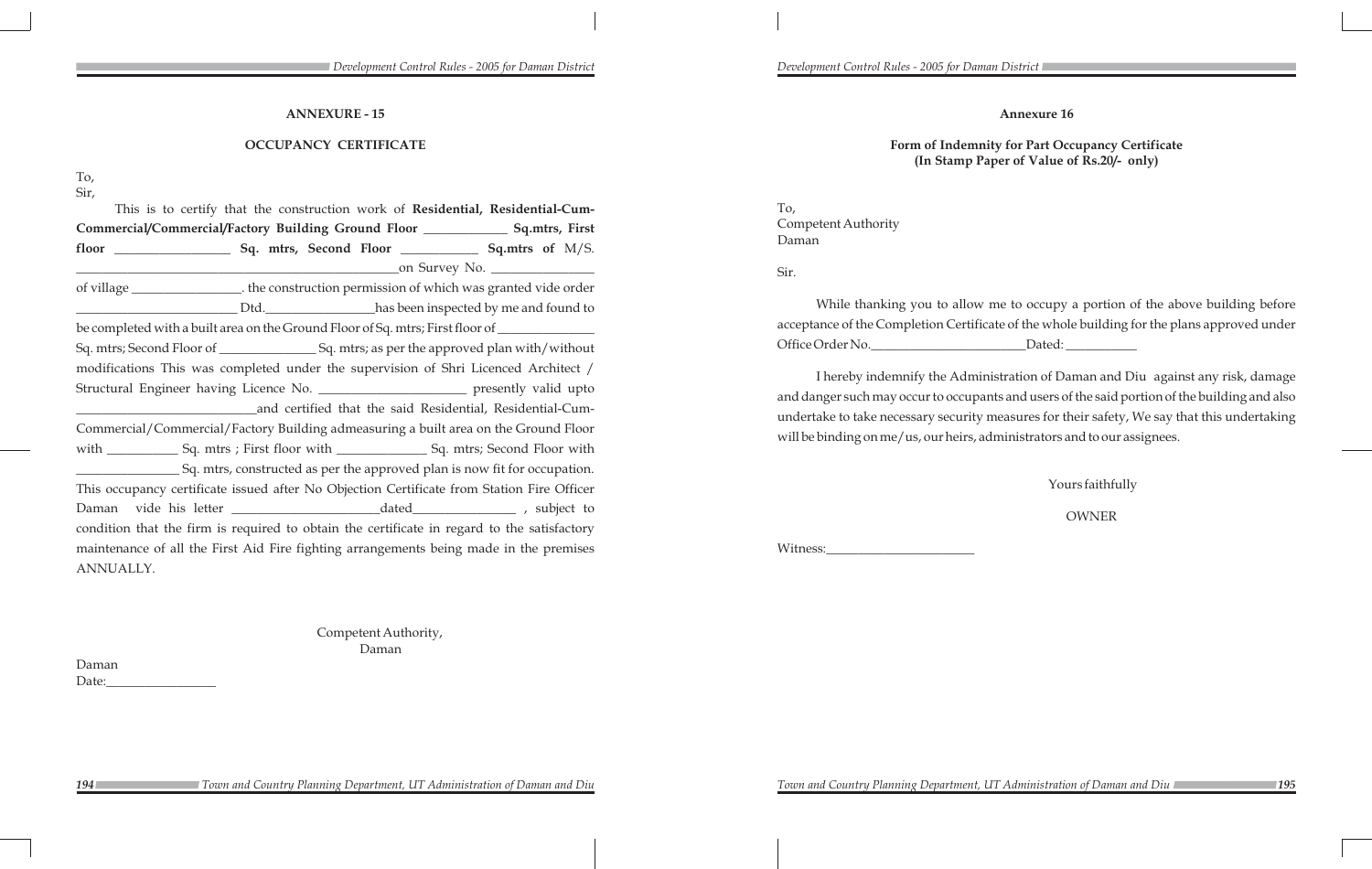## ANNEXURE - 15

## OCCUPANCY CERTIFICATE

To,

Sir,

This is to certify that the construction work of **Residential, Residential-Cum-Commercial/Commercial/Factory Building Ground Floor ____________ Sq.mtrs, First floor ________________ Sq. mtrs, Second Floor ___________ Sq.mtrs of** M/S. ______________________________________________on Survey No. _______________ of village ________________. the construction permission of which was granted vide order ________________________ Dtd.________________has been inspected by me and found to be completed with a built area on the Ground Floor of Sq. mtrs; First floor of ______________ Sq. mtrs; Second Floor of ______________ Sq. mtrs; as per the approved plan with/without modifications This was completed under the supervision of Shri Licenced Architect / Structural Engineer having Licence No. ______________________ presently valid upto ___________________________and certified that the said Residential, Residential-Cum-Commercial/Commercial/Factory Building admeasuring a built area on the Ground Floor with __________ Sq. mtrs ; First floor with _____________ Sq. mtrs; Second Floor with _______________ Sq. mtrs, constructed as per the approved plan is now fit for occupation. This occupancy certificate issued after No Objection Certificate from Station Fire Officer Daman vide his letter ______________________dated_______________ , subject to condition that the firm is required to obtain the certificate in regard to the satisfactory maintenance of all the First Aid Fire fighting arrangements being made in the premises ANNUALLY.

Competent Authority,
Daman

Daman

Date:________________

## Annexure 16

## Form of Indemnity for Part Occupancy Certificate (In Stamp Paper of Value of Rs.20/- only)

To,

Competent Authority

Daman

Sir.

While thanking you to allow me to occupy a portion of the above building before acceptance of the Completion Certificate of the whole building for the plans approved under Office Order No.______________________Dated: __________

I hereby indemnify the Administration of Daman and Diu against any risk, damage and danger such may occur to occupants and users of the said portion of the building and also undertake to take necessary security measures for their safety, We say that this undertaking will be binding on me/us, our heirs, administrators and to our assignees.

Yours faithfully

OWNER

Witness:______________________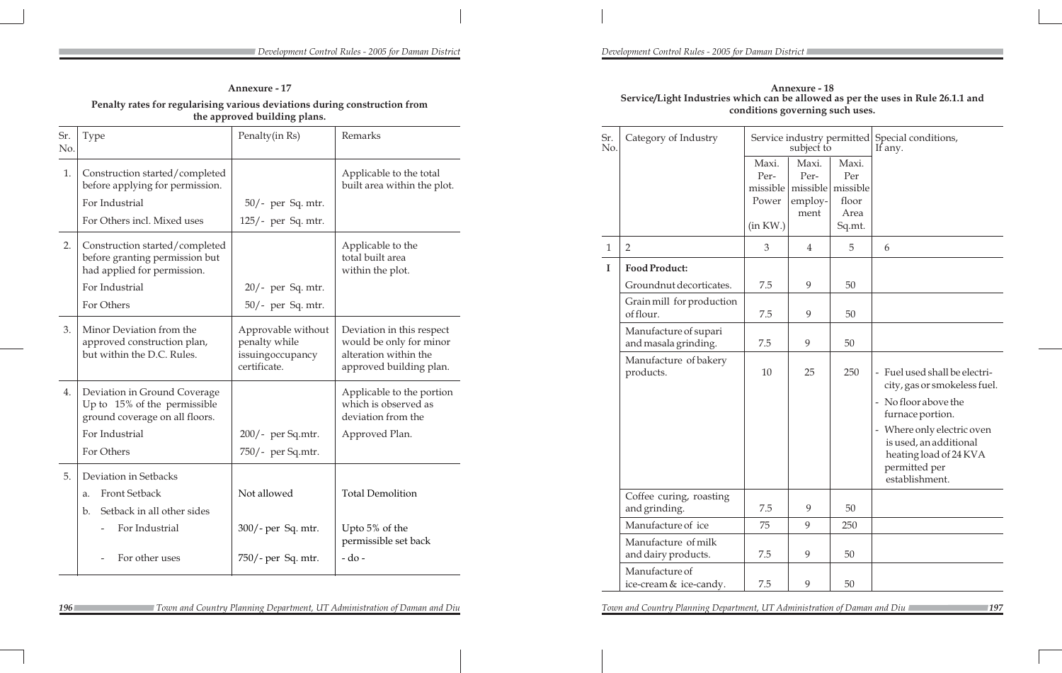## Annexure - 17

**Penalty rates for regularising various deviations during construction from the approved building plans.**

| Sr. No. | Type | Penalty(in Rs) | Remarks |
|---|---|---|---|
| 1. | Construction started/completed before applying for permission. | | Applicable to the total built area within the plot. |
| | For Industrial | 50/- per Sq. mtr. | |
| | For Others incl. Mixed uses | 125/- per Sq. mtr. | |
| 2. | Construction started/completed before granting permission but had applied for permission. | | Applicable to the total built area within the plot. |
| | For Industrial | 20/- per Sq. mtr. | |
| | For Others | 50/- per Sq. mtr. | |
| 3. | Minor Deviation from the approved construction plan, but within the D.C. Rules. | Approvable without penalty while issuingoccupancy certificate. | Deviation in this respect would be only for minor alteration within the approved building plan. |
| 4. | Deviation in Ground Coverage Up to 15% of the permissible ground coverage on all floors. | | Applicable to the portion which is observed as deviation from the Approved Plan. |
| | For Industrial | 200/- per Sq.mtr. | |
| | For Others | 750/- per Sq.mtr. | |
| 5. | Deviation in Setbacks | | |
| | a. Front Setback | Not allowed | Total Demolition |
| | b. Setback in all other sides | | |
| | - For Industrial | 300/- per Sq. mtr. | Upto 5% of the permissible set back |
| | - For other uses | 750/- per Sq. mtr. | - do - |

## Annexure - 18

**Service/Light Industries which can be allowed as per the uses in Rule 26.1.1 and conditions governing such uses.**

| Sr. No. | Category of Industry | Service industry permitted subject to | | | Special conditions, If any. |
|---|---|---|---|---|---|
| | | Maxi. Per-missible Power (in KW.) | Maxi. Per-missible employ-ment | Maxi. Per missible floor Area Sq.mt. | |
| 1 | 2 | 3 | 4 | 5 | 6 |
| **I** | **Food Product:** | | | | |
| | Groundnut decorticates. | 7.5 | 9 | 50 | |
| | Grain mill for production of flour. | 7.5 | 9 | 50 | |
| | Manufacture of supari and masala grinding. | 7.5 | 9 | 50 | |
| | Manufacture of bakery products. | 10 | 25 | 250 | - Fuel used shall be electricity, gas or smokeless fuel. - No floor above the furnace portion. - Where only electric oven is used, an additional heating load of 24 KVA permitted per establishment. |
| | Coffee curing, roasting and grinding. | 7.5 | 9 | 50 | |
| | Manufacture of ice | 75 | 9 | 250 | |
| | Manufacture of milk and dairy products. | 7.5 | 9 | 50 | |
| | Manufacture of ice-cream & ice-candy. | 7.5 | 9 | 50 | |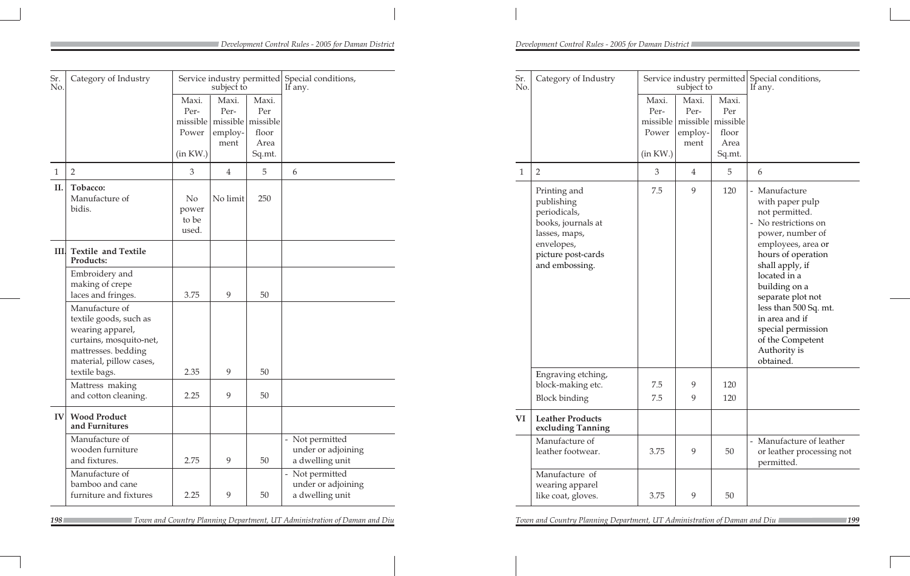| Sr. No. | Category of Industry | Service industry permitted subject to | | | Special conditions, If any. |
|---|---|---|---|---|---|
| | | Maxi. Per-missible Power (in KW.) | Maxi. Per-missible employ-ment | Maxi. Per missible floor Area Sq.mt. | |
| 1 | 2 | 3 | 4 | 5 | 6 |
| **II.** | **Tobacco:** Manufacture of bidis. | No power to be used. | No limit | 250 | |
| **III.** | **Textile and Textile Products:** | | | | |
| | Embroidery and making of crepe laces and fringes. | 3.75 | 9 | 50 | |
| | Manufacture of textile goods, such as wearing apparel, curtains, mosquito-net, mattresses. bedding material, pillow cases, textile bags. | 2.35 | 9 | 50 | |
| | Mattress making and cotton cleaning. | 2.25 | 9 | 50 | |
| **IV** | **Wood Product and Furnitures** | | | | |
| | Manufacture of wooden furniture and fixtures. | 2.75 | 9 | 50 | - Not permitted under or adjoining a dwelling unit |
| | Manufacture of bamboo and cane furniture and fixtures | 2.25 | 9 | 50 | - Not permitted under or adjoining a dwelling unit |

| Sr. No. | Category of Industry | Service industry permitted subject to | | | Special conditions, If any. |
|---|---|---|---|---|---|
| | | Maxi. Per-missible Power (in KW.) | Maxi. Per-missible employ-ment | Maxi. Per missible floor Area Sq.mt. | |
| 1 | 2 | 3 | 4 | 5 | 6 |
| | Printing and publishing periodicals, books, journals at lasses, maps, envelopes, picture post-cards and embossing. | 7.5 | 9 | 120 | - Manufacture with paper pulp not permitted. - No restrictions on power, number of employees, area or hours of operation shall apply, if located in a building on a separate plot not less than 500 Sq. mt. in area and if special permission of the Competent Authority is obtained. |
| | Engraving etching, block-making etc. | 7.5 | 9 | 120 | |
| | Block binding | 7.5 | 9 | 120 | |
| **VI** | **Leather Products excluding Tanning** | | | | |
| | Manufacture of leather footwear. | 3.75 | 9 | 50 | - Manufacture of leather or leather processing not permitted. |
| | Manufacture of wearing apparel like coat, gloves. | 3.75 | 9 | 50 | |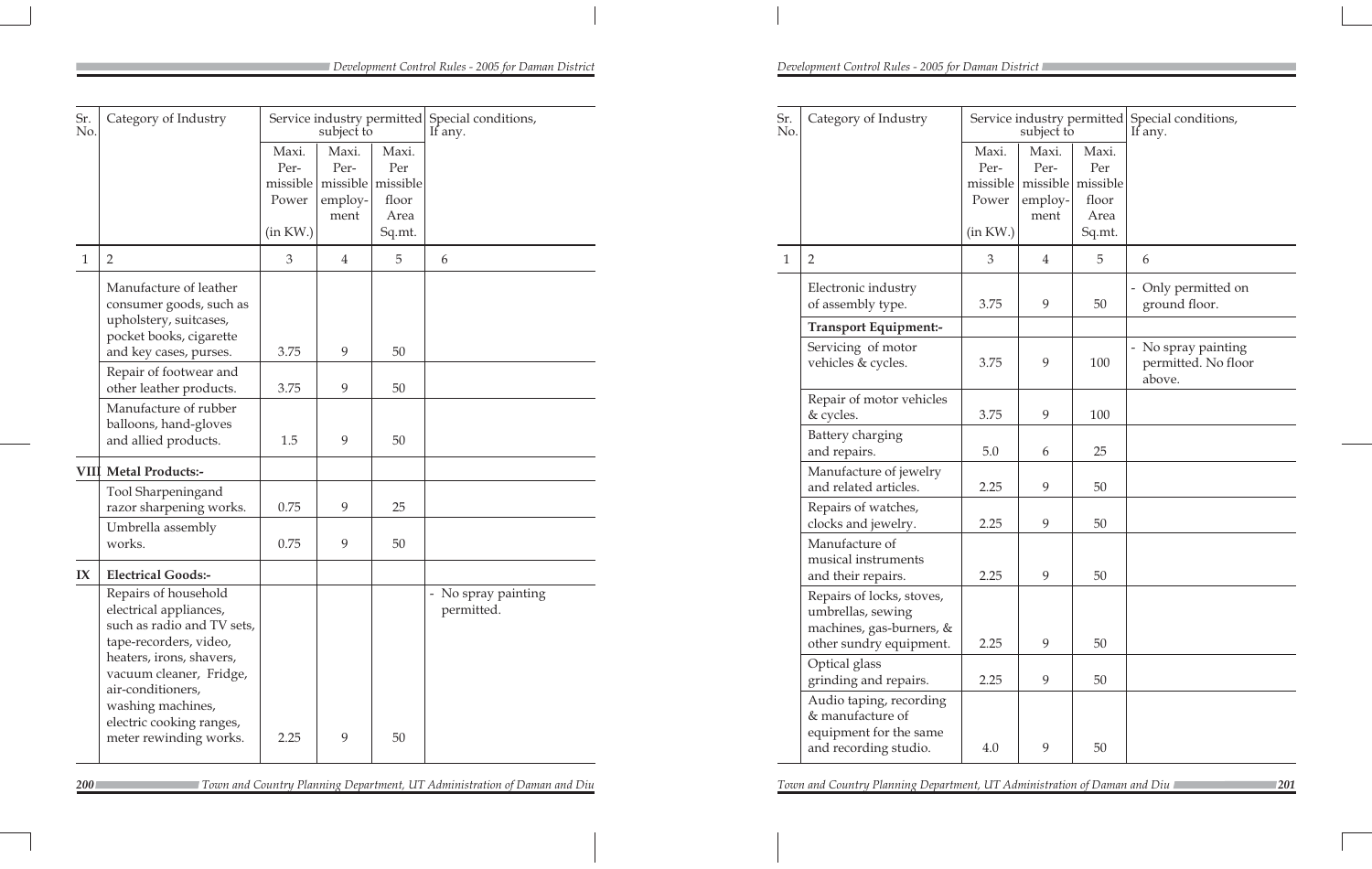| Sr. No. | Category of Industry | Service industry permitted subject to | | | Special conditions, If any. |
|---|---|---|---|---|---|
| | | Maxi. Per-missible Power (in KW.) | Maxi. Per-missible employ-ment | Maxi. Per missible floor Area Sq.mt. | |
| 1 | 2 | 3 | 4 | 5 | 6 |
| | Manufacture of leather consumer goods, such as upholstery, suitcases, pocket books, cigarette and key cases, purses. | 3.75 | 9 | 50 | |
| | Repair of footwear and other leather products. | 3.75 | 9 | 50 | |
| | Manufacture of rubber balloons, hand-gloves and allied products. | 1.5 | 9 | 50 | |
| VIII | **Metal Products:-** | | | | |
| | Tool Sharpeningand razor sharpening works. | 0.75 | 9 | 25 | |
| | Umbrella assembly works. | 0.75 | 9 | 50 | |
| IX | **Electrical Goods:-** | | | | |
| | Repairs of household electrical appliances, such as radio and TV sets, tape-recorders, video, heaters, irons, shavers, vacuum cleaner, Fridge, air-conditioners, washing machines, electric cooking ranges, meter rewinding works. | 2.25 | 9 | 50 | - No spray painting permitted. |
| | Electronic industry of assembly type. | 3.75 | 9 | 50 | - Only permitted on ground floor. |
| | **Transport Equipment:-** | | | | |
| | Servicing of motor vehicles & cycles. | 3.75 | 9 | 100 | - No spray painting permitted. No floor above. |
| | Repair of motor vehicles & cycles. | 3.75 | 9 | 100 | |
| | Battery charging and repairs. | 5.0 | 6 | 25 | |
| | Manufacture of jewelry and related articles. | 2.25 | 9 | 50 | |
| | Repairs of watches, clocks and jewelry. | 2.25 | 9 | 50 | |
| | Manufacture of musical instruments and their repairs. | 2.25 | 9 | 50 | |
| | Repairs of locks, stoves, umbrellas, sewing machines, gas-burners, & other sundry equipment. | 2.25 | 9 | 50 | |
| | Optical glass grinding and repairs. | 2.25 | 9 | 50 | |
| | Audio taping, recording & manufacture of equipment for the same and recording studio. | 4.0 | 9 | 50 | |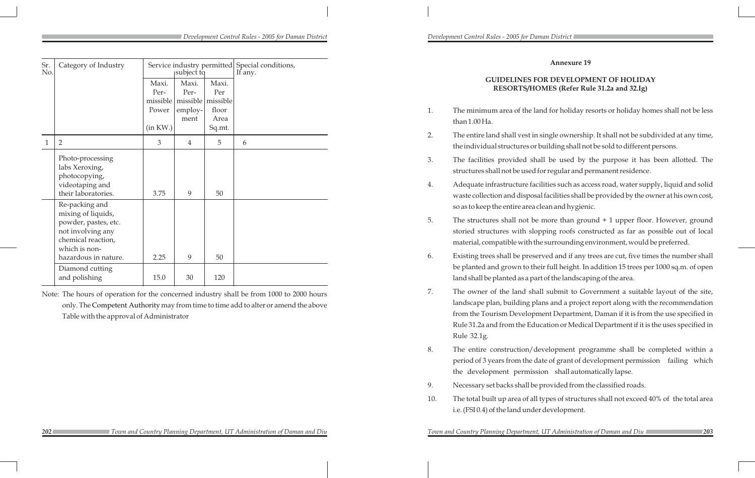| Sr. No. | Category of Industry | Service industry permitted subject to | | | Special conditions, If any. |
|---|---|---|---|---|---|
| | | Maxi. Per-missible Power (in KW.) | Maxi. Per-missible employ-ment | Maxi. Per missible floor Area Sq.mt. | |
| 1 | 2 | 3 | 4 | 5 | 6 |
| | Photo-processing labs Xeroxing, photocopying, videotaping and their laboratories. | 3.75 | 9 | 50 | |
| | Re-packing and mixing of liquids, powder, pastes, etc. not involving any chemical reaction, which is non-hazardous in nature. | 2.25 | 9 | 50 | |
| | Diamond cutting and polishing | 15.0 | 30 | 120 | |

Note: The hours of operation for the concerned industry shall be from 1000 to 2000 hours only. The Competent Authority may from time to time add to alter or amend the above Table with the approval of Administrator

## Annexure 19

### GUIDELINES FOR DEVELOPMENT OF HOLIDAY RESORTS/HOMES (Refer Rule 31.2a and 32.Ig)

1. The minimum area of the land for holiday resorts or holiday homes shall not be less than 1.00 Ha.
2. The entire land shall vest in single ownership. It shall not be subdivided at any time, the individual structures or building shall not be sold to different persons.
3. The facilities provided shall be used by the purpose it has been allotted. The structures shall not be used for regular and permanent residence.
4. Adequate infrastructure facilities such as access road, water supply, liquid and solid waste collection and disposal facilities shall be provided by the owner at his own cost, so as to keep the entire area clean and hygienic.
5. The structures shall not be more than ground + 1 upper floor. However, ground storied structures with slopping roofs constructed as far as possible out of local material, compatible with the surrounding environment, would be preferred.
6. Existing trees shall be preserved and if any trees are cut, five times the number shall be planted and grown to their full height. In addition 15 trees per 1000 sq.m. of open land shall be planted as a part of the landscaping of the area.
7. The owner of the land shall submit to Government a suitable layout of the site, landscape plan, building plans and a project report along with the recommendation from the Tourism Development Department, Daman if it is from the use specified in Rule 31.2a and from the Education or Medical Department if it is the uses specified in Rule 32.1g.
8. The entire construction/development programme shall be completed within a period of 3 years from the date of grant of development permission failing which the development permission shall automatically lapse.
9. Necessary set backs shall be provided from the classified roads.
10. The total built up area of all types of structures shall not exceed 40% of the total area i.e. (FSI 0.4) of the land under development.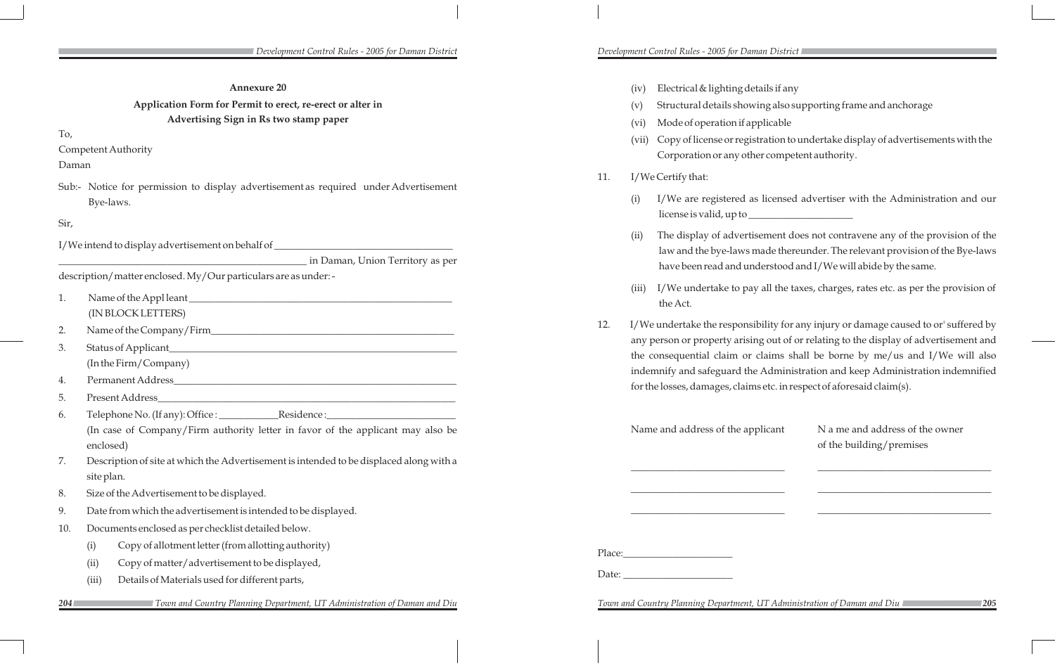## Annexure 20

### Application Form for Permit to erect, re-erect or alter in Advertising Sign in Rs two stamp paper

To,

Competent Authority

Daman

Sub:- Notice for permission to display advertisement as required under Advertisement Bye-laws.

Sir,

I/We intend to display advertisement on behalf of ___________________________________ ______________________________________________ in Daman, Union Territory as per description/matter enclosed. My/Our particulars are as under: -

1. Name of the Appl leant ___________________________________________________ (IN BLOCK LETTERS)
2. Name of the Company/Firm_______________________________________________
3. Status of Applicant_________________________________________________________ (In the Firm/Company)
4. Permanent Address________________________________________________________
5. Present Address___________________________________________________________
6. Telephone No. (If any): Office : ____________Residence :__________________________ (In case of Company/Firm authority letter in favor of the applicant may also be enclosed)
7. Description of site at which the Advertisement is intended to be displaced along with a site plan.
8. Size of the Advertisement to be displayed.
9. Date from which the advertisement is intended to be displayed.
10. Documents enclosed as per checklist detailed below.
    - (i) Copy of allotment letter (from allotting authority)
    - (ii) Copy of matter/advertisement to be displayed,
    - (iii) Details of Materials used for different parts,
    - (iv) Electrical & lighting details if any
    - (v) Structural details showing also supporting frame and anchorage
    - (vi) Mode of operation if applicable
    - (vii) Copy of license or registration to undertake display of advertisements with the Corporation or any other competent authority.
11. I/We Certify that:
    - (i) I/We are registered as licensed advertiser with the Administration and our license is valid, up to ____________________
    - (ii) The display of advertisement does not contravene any of the provision of the law and the bye-laws made thereunder. The relevant provision of the Bye-laws have been read and understood and I/We will abide by the same.
    - (iii) I/We undertake to pay all the taxes, charges, rates etc. as per the provision of the Act.
12. I/We undertake the responsibility for any injury or damage caused to or' suffered by any person or property arising out of or relating to the display of advertisement and the consequential claim or claims shall be borne by me/us and I/We will also indemnify and safeguard the Administration and keep Administration indemnified for the losses, damages, claims etc. in respect of aforesaid claim(s).

| Name and address of the applicant | N a me and address of the owner of the building/premises |
|---|---|
| ______________________________ | ______________________________ |
| ______________________________ | ______________________________ |
| ______________________________ | ______________________________ |

Place:_____________________

Date: _____________________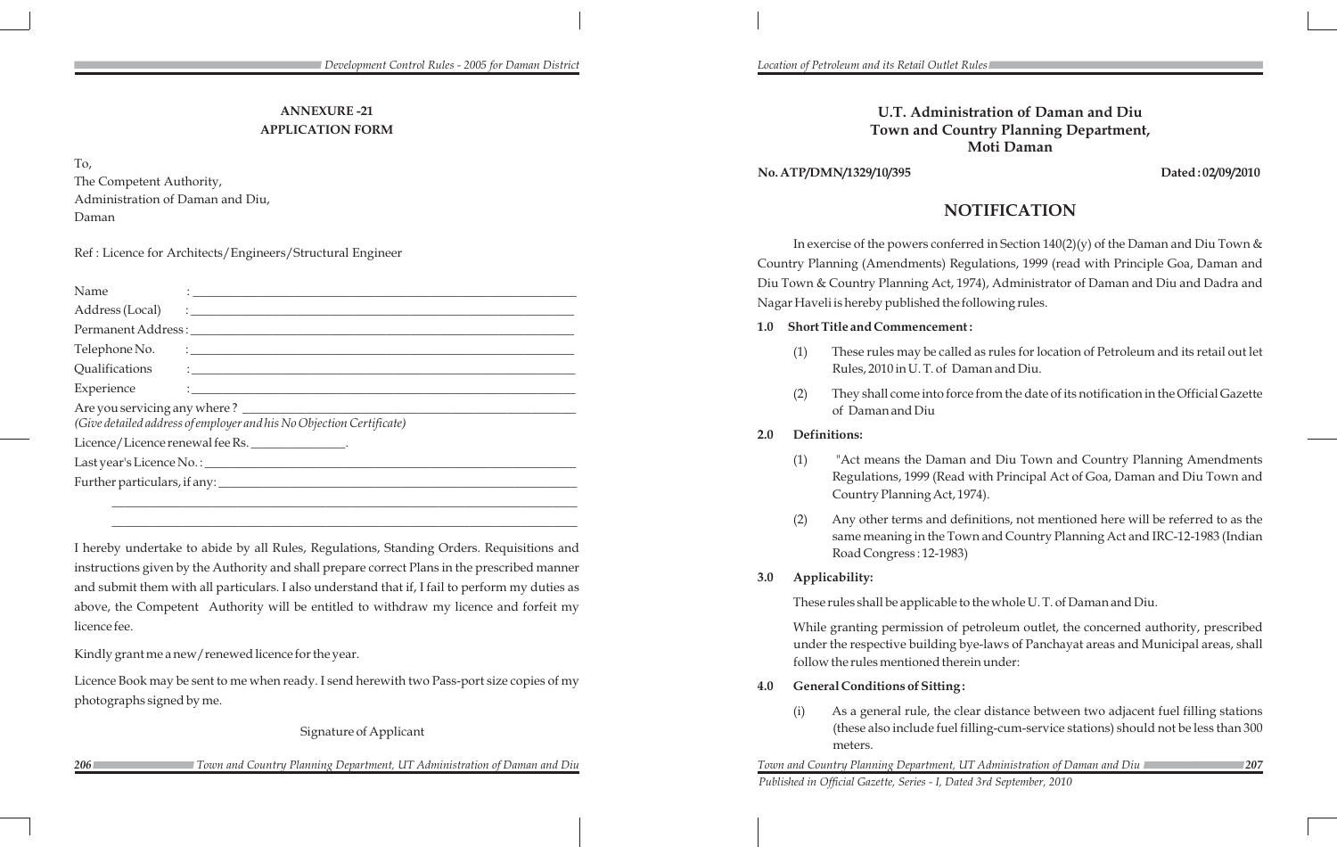## ANNEXURE -21
## APPLICATION FORM

To,
The Competent Authority,
Administration of Daman and Diu,
Daman

Ref : Licence for Architects/Engineers/Structural Engineer

Name : ____________________________________________

Address (Local) : ____________________________________________

Permanent Address : ____________________________________________

Telephone No. : ____________________________________________

Qualifications : ____________________________________________

Experience : ____________________________________________

Are you servicing any where ? ____________________________________________

*(Give detailed address of employer and his No Objection Certificate)*

Licence/Licence renewal fee Rs. _______________.

Last year's Licence No. : ____________________________________________

Further particulars, if any: ____________________________________________

____________________________________________

____________________________________________

I hereby undertake to abide by all Rules, Regulations, Standing Orders. Requisitions and instructions given by the Authority and shall prepare correct Plans in the prescribed manner and submit them with all particulars. I also understand that if, I fail to perform my duties as above, the Competent Authority will be entitled to withdraw my licence and forfeit my licence fee.

Kindly grant me a new/renewed licence for the year.

Licence Book may be sent to me when ready. I send herewith two Pass-port size copies of my photographs signed by me.

Signature of Applicant

## U.T. Administration of Daman and Diu
## Town and Country Planning Department,
## Moti Daman

**No. ATP/DMN/1329/10/395** **Dated : 02/09/2010**

## NOTIFICATION

In exercise of the powers conferred in Section 140(2)(y) of the Daman and Diu Town & Country Planning (Amendments) Regulations, 1999 (read with Principle Goa, Daman and Diu Town & Country Planning Act, 1974), Administrator of Daman and Diu and Dadra and Nagar Haveli is hereby published the following rules.

**1.0 Short Title and Commencement :**

(1) These rules may be called as rules for location of Petroleum and its retail out let Rules, 2010 in U. T. of Daman and Diu.

(2) They shall come into force from the date of its notification in the Official Gazette of Daman and Diu

**2.0 Definitions:**

(1) "Act means the Daman and Diu Town and Country Planning Amendments Regulations, 1999 (Read with Principal Act of Goa, Daman and Diu Town and Country Planning Act, 1974).

(2) Any other terms and definitions, not mentioned here will be referred to as the same meaning in the Town and Country Planning Act and IRC-12-1983 (Indian Road Congress : 12-1983)

**3.0 Applicability:**

These rules shall be applicable to the whole U. T. of Daman and Diu.

While granting permission of petroleum outlet, the concerned authority, prescribed under the respective building bye-laws of Panchayat areas and Municipal areas, shall follow the rules mentioned therein under:

**4.0 General Conditions of Sitting :**

(i) As a general rule, the clear distance between two adjacent fuel filling stations (these also include fuel filling-cum-service stations) should not be less than 300 meters.

*Published in Official Gazette, Series - I, Dated 3rd September, 2010*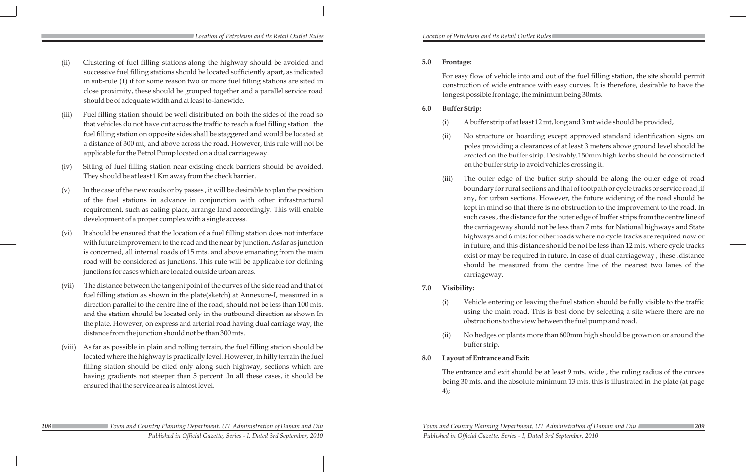(ii) Clustering of fuel filling stations along the highway should be avoided and successive fuel filling stations should be located sufficiently apart, as indicated in sub-rule (1) if for some reason two or more fuel filling stations are sited in close proximity, these should be grouped together and a parallel service road should be of adequate width and at least to-lanewide.

(iii) Fuel filling station should be well distributed on both the sides of the road so that vehicles do not have cut across the traffic to reach a fuel filling station . the fuel filling station on opposite sides shall be staggered and would be located at a distance of 300 mt, and above across the road. However, this rule will not be applicable for the Petrol Pump located on a dual carriageway.

(iv) Sitting of fuel filling station near existing check barriers should be avoided. They should be at least 1 Km away from the check barrier.

(v) In the case of the new roads or by passes , it will be desirable to plan the position of the fuel stations in advance in conjunction with other infrastructural requirement, such as eating place, arrange land accordingly. This will enable development of a proper complex with a single access.

(vi) It should be ensured that the location of a fuel filling station does not interface with future improvement to the road and the near by junction. As far as junction is concerned, all internal roads of 15 mts. and above emanating from the main road will be considered as junctions. This rule will be applicable for defining junctions for cases which are located outside urban areas.

(vii) The distance between the tangent point of the curves of the side road and that of fuel filling station as shown in the plate(sketch) at Annexure-I, measured in a direction parallel to the centre line of the road, should not be less than 100 mts. and the station should be located only in the outbound direction as shown In the plate. However, on express and arterial road having dual carriage way, the distance from the junction should not be than 300 mts.

(viii) As far as possible in plain and rolling terrain, the fuel filling station should be located where the highway is practically level. However, in hilly terrain the fuel filling station should be cited only along such highway, sections which are having gradients not steeper than 5 percent .In all these cases, it should be ensured that the service area is almost level.

**5.0 Frontage:**

For easy flow of vehicle into and out of the fuel filling station, the site should permit construction of wide entrance with easy curves. It is therefore, desirable to have the longest possible frontage, the minimum being 30mts.

**6.0 Buffer Strip:**

(i) A buffer strip of at least 12 mt, long and 3 mt wide should be provided,

(ii) No structure or hoarding except approved standard identification signs on poles providing a clearances of at least 3 meters above ground level should be erected on the buffer strip. Desirably,150mm high kerbs should be constructed on the buffer strip to avoid vehicles crossing it.

(iii) The outer edge of the buffer strip should be along the outer edge of road boundary for rural sections and that of footpath or cycle tracks or service road ,if any, for urban sections. However, the future widening of the road should be kept in mind so that there is no obstruction to the improvement to the road. In such cases , the distance for the outer edge of buffer strips from the centre line of the carriageway should not be less than 7 mts. for National highways and State highways and 6 mts; for other roads where no cycle tracks are required now or in future, and this distance should be not be less than 12 mts. where cycle tracks exist or may be required in future. In case of dual carriageway , these .distance should be measured from the centre line of the nearest two lanes of the carriageway.

**7.0 Visibility:**

(i) Vehicle entering or leaving the fuel station should be fully visible to the traffic using the main road. This is best done by selecting a site where there are no obstructions to the view between the fuel pump and road.

(ii) No hedges or plants more than 600mm high should be grown on or around the buffer strip.

**8.0 Layout of Entrance and Exit:**

The entrance and exit should be at least 9 mts. wide , the ruling radius of the curves being 30 mts. and the absolute minimum 13 mts. this is illustrated in the plate (at page 4);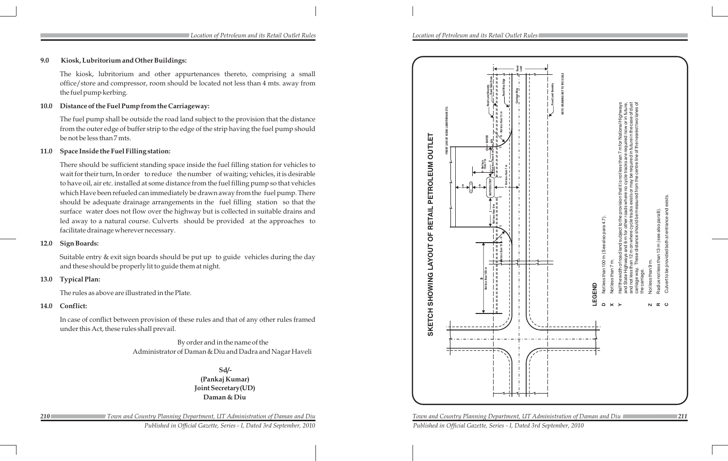## 9.0 Kiosk, Lubritorium and Other Buildings:

The kiosk, lubritorium and other appurtenances thereto, comprising a small office/store and compressor, room should be located not less than 4 mts. away from the fuel pump kerbing.

## 10.0 Distance of the Fuel Pump from the Carriageway:

The fuel pump shall be outside the road land subject to the provision that the distance from the outer edge of buffer strip to the edge of the strip having the fuel pump should be not be less than 7 mts.

## 11.0 Space Inside the Fuel Filling station:

There should be sufficient standing space inside the fuel filling station for vehicles to wait for their turn, In order to reduce the number of waiting; vehicles, it is desirable to have oil, air etc. installed at some distance from the fuel filling pump so that vehicles which Have been refueled can immediately be drawn away from the fuel pump. There should be adequate drainage arrangements in the fuel filling station so that the surface water does not flow over the highway but is collected in suitable drains and led away to a natural course. Culverts should be provided at the approaches to facilitate drainage wherever necessary.

## 12.0 Sign Boards:

Suitable entry & exit sign boards should be put up to guide vehicles during the day and these should be properly lit to guide them at night.

## 13.0 Typical Plan:

The rules as above are illustrated in the Plate.

## 14.0 Conflict:

In case of conflict between provision of these rules and that of any other rules framed under this Act, these rules shall prevail.

By order and in the name of the
Administrator of Daman & Diu and Dadra and Nagar Haveli

**Sd/-**
**(Pankaj Kumar)**
**Joint Secretary(UD)**
**Daman & Diu**

## SKETCH SHOWING LAYOUT OF RETAIL PETROLEUM OUTLET

FRONT LINE OF KIOSK, LUBRITORIUM ETC.

Road Land Boundry — Road Side Drain — Road Way Edge — Carriage Way — Road Land — Road Land Boundry

NOTE: DRAWING NOT TO THE SCALE

BUFFER STRIP — WATER — 4 m — 4 m — Not less than 7 m — Not less than 9 m — Not less than 13 m — Not less than 100 m

**LEGEND**

- **D** Not less than 100 m (See also para 4.7).
- **X** Not less than 7 m.
- **Y** Half the width of road land subject to the provision that it is not less than 7 m for National Highways and State Highways and 6 m for other roads where no cycle tracks are required now or in future, and not less than 12 m where cycle tracks exists or may be required in future in the case of dust carriage way. These distance should be measured from the centre line of the nearest two lanes of the carriage.
- **Z** Not less than 9 m.
- **R** Radius not less than 13 m (see also para 8).
- **C** Culvert to be provided both at entrance and exists.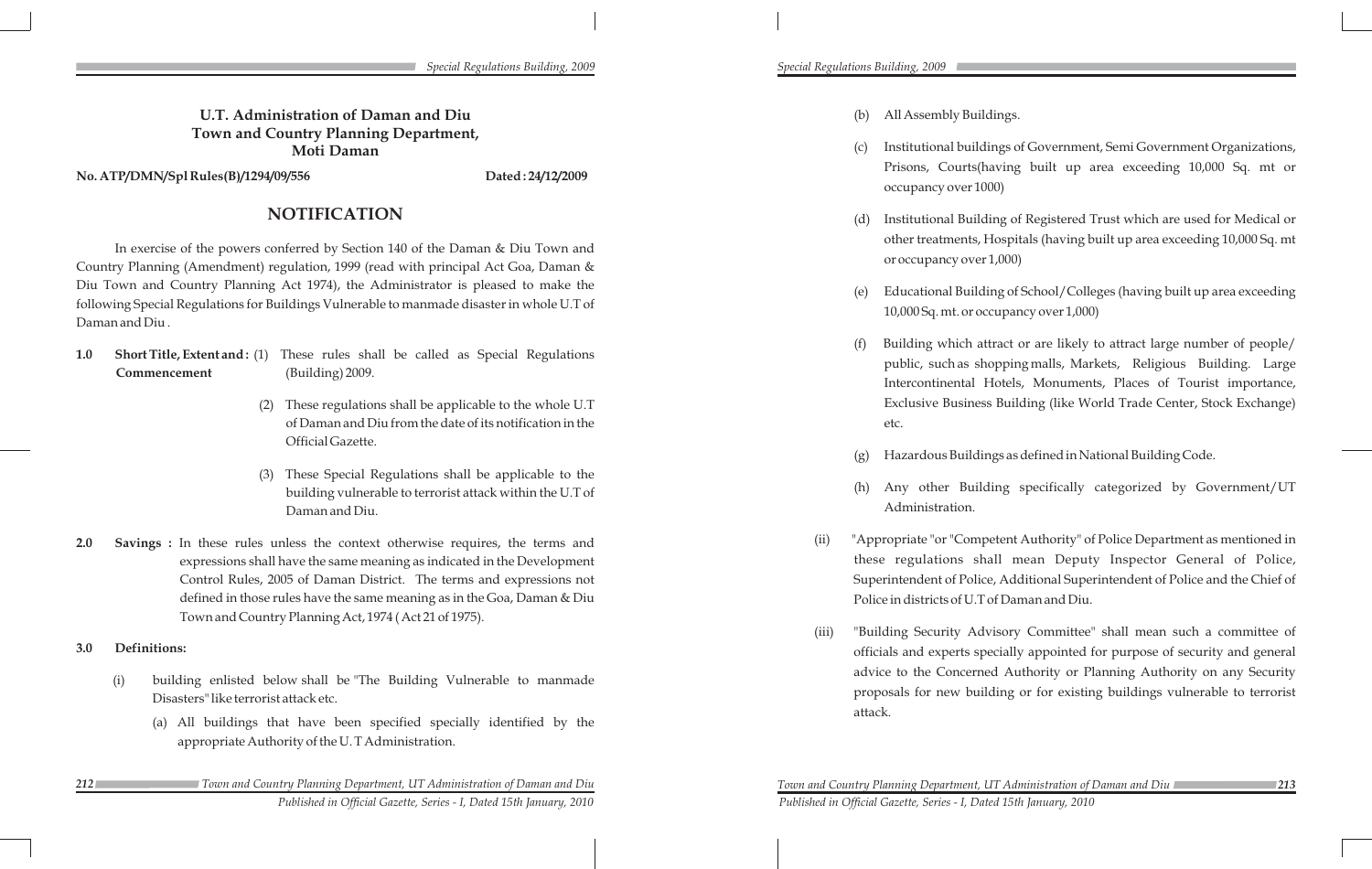**U.T. Administration of Daman and Diu**
**Town and Country Planning Department,**
**Moti Daman**

**No. ATP/DMN/Spl Rules(B)/1294/09/556** **Dated : 24/12/2009**

## NOTIFICATION

In exercise of the powers conferred by Section 140 of the Daman & Diu Town and Country Planning (Amendment) regulation, 1999 (read with principal Act Goa, Daman & Diu Town and Country Planning Act 1974), the Administrator is pleased to make the following Special Regulations for Buildings Vulnerable to manmade disaster in whole U.T of Daman and Diu .

**1.0 Short Title, Extent and : Commencement**

(1) These rules shall be called as Special Regulations (Building) 2009.

(2) These regulations shall be applicable to the whole U.T of Daman and Diu from the date of its notification in the Official Gazette.

(3) These Special Regulations shall be applicable to the building vulnerable to terrorist attack within the U.T of Daman and Diu.

**2.0 Savings :** In these rules unless the context otherwise requires, the terms and expressions shall have the same meaning as indicated in the Development Control Rules, 2005 of Daman District. The terms and expressions not defined in those rules have the same meaning as in the Goa, Daman & Diu Town and Country Planning Act, 1974 ( Act 21 of 1975).

**3.0 Definitions:**

(i) building enlisted below shall be "The Building Vulnerable to manmade Disasters" like terrorist attack etc.

(a) All buildings that have been specified specially identified by the appropriate Authority of the U. T Administration.

(b) All Assembly Buildings.

(c) Institutional buildings of Government, Semi Government Organizations, Prisons, Courts(having built up area exceeding 10,000 Sq. mt or occupancy over 1000)

(d) Institutional Building of Registered Trust which are used for Medical or other treatments, Hospitals (having built up area exceeding 10,000 Sq. mt or occupancy over 1,000)

(e) Educational Building of School/Colleges (having built up area exceeding 10,000 Sq. mt. or occupancy over 1,000)

(f) Building which attract or are likely to attract large number of people/ public, such as shopping malls, Markets, Religious Building. Large Intercontinental Hotels, Monuments, Places of Tourist importance, Exclusive Business Building (like World Trade Center, Stock Exchange) etc.

(g) Hazardous Buildings as defined in National Building Code.

(h) Any other Building specifically categorized by Government/UT Administration.

(ii) "Appropriate "or "Competent Authority" of Police Department as mentioned in these regulations shall mean Deputy Inspector General of Police, Superintendent of Police, Additional Superintendent of Police and the Chief of Police in districts of U.T of Daman and Diu.

(iii) "Building Security Advisory Committee" shall mean such a committee of officials and experts specially appointed for purpose of security and general advice to the Concerned Authority or Planning Authority on any Security proposals for new building or for existing buildings vulnerable to terrorist attack.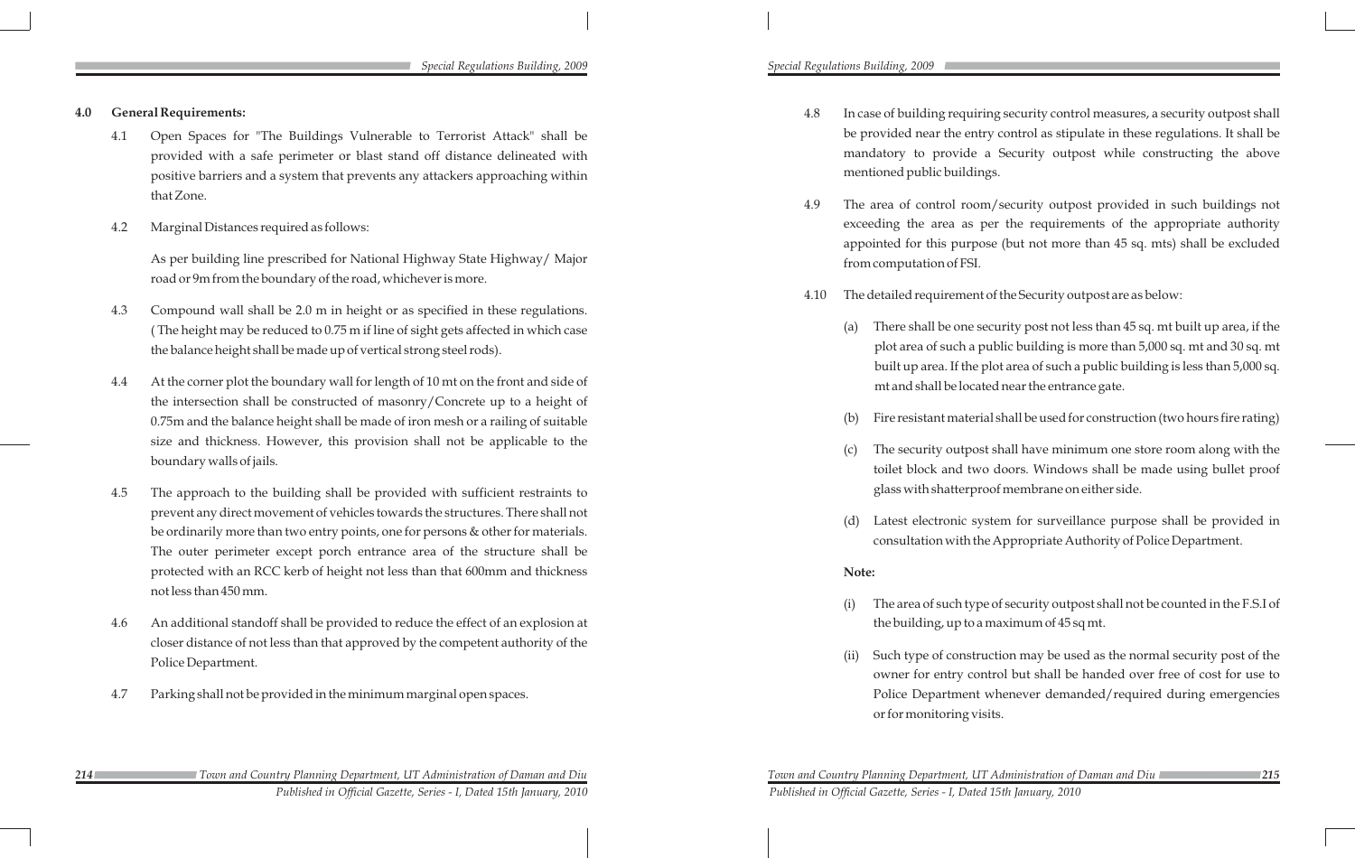## 4.0 General Requirements:

4.1 Open Spaces for "The Buildings Vulnerable to Terrorist Attack" shall be provided with a safe perimeter or blast stand off distance delineated with positive barriers and a system that prevents any attackers approaching within that Zone.

4.2 Marginal Distances required as follows:

As per building line prescribed for National Highway State Highway/ Major road or 9m from the boundary of the road, whichever is more.

4.3 Compound wall shall be 2.0 m in height or as specified in these regulations. ( The height may be reduced to 0.75 m if line of sight gets affected in which case the balance height shall be made up of vertical strong steel rods).

4.4 At the corner plot the boundary wall for length of 10 mt on the front and side of the intersection shall be constructed of masonry/Concrete up to a height of 0.75m and the balance height shall be made of iron mesh or a railing of suitable size and thickness. However, this provision shall not be applicable to the boundary walls of jails.

4.5 The approach to the building shall be provided with sufficient restraints to prevent any direct movement of vehicles towards the structures. There shall not be ordinarily more than two entry points, one for persons & other for materials. The outer perimeter except porch entrance area of the structure shall be protected with an RCC kerb of height not less than that 600mm and thickness not less than 450 mm.

4.6 An additional standoff shall be provided to reduce the effect of an explosion at closer distance of not less than that approved by the competent authority of the Police Department.

4.7 Parking shall not be provided in the minimum marginal open spaces.

4.8 In case of building requiring security control measures, a security outpost shall be provided near the entry control as stipulate in these regulations. It shall be mandatory to provide a Security outpost while constructing the above mentioned public buildings.

4.9 The area of control room/security outpost provided in such buildings not exceeding the area as per the requirements of the appropriate authority appointed for this purpose (but not more than 45 sq. mts) shall be excluded from computation of FSI.

4.10 The detailed requirement of the Security outpost are as below:

(a) There shall be one security post not less than 45 sq. mt built up area, if the plot area of such a public building is more than 5,000 sq. mt and 30 sq. mt built up area. If the plot area of such a public building is less than 5,000 sq. mt and shall be located near the entrance gate.

(b) Fire resistant material shall be used for construction (two hours fire rating)

(c) The security outpost shall have minimum one store room along with the toilet block and two doors. Windows shall be made using bullet proof glass with shatterproof membrane on either side.

(d) Latest electronic system for surveillance purpose shall be provided in consultation with the Appropriate Authority of Police Department.

**Note:**

(i) The area of such type of security outpost shall not be counted in the F.S.I of the building, up to a maximum of 45 sq mt.

(ii) Such type of construction may be used as the normal security post of the owner for entry control but shall be handed over free of cost for use to Police Department whenever demanded/required during emergencies or for monitoring visits.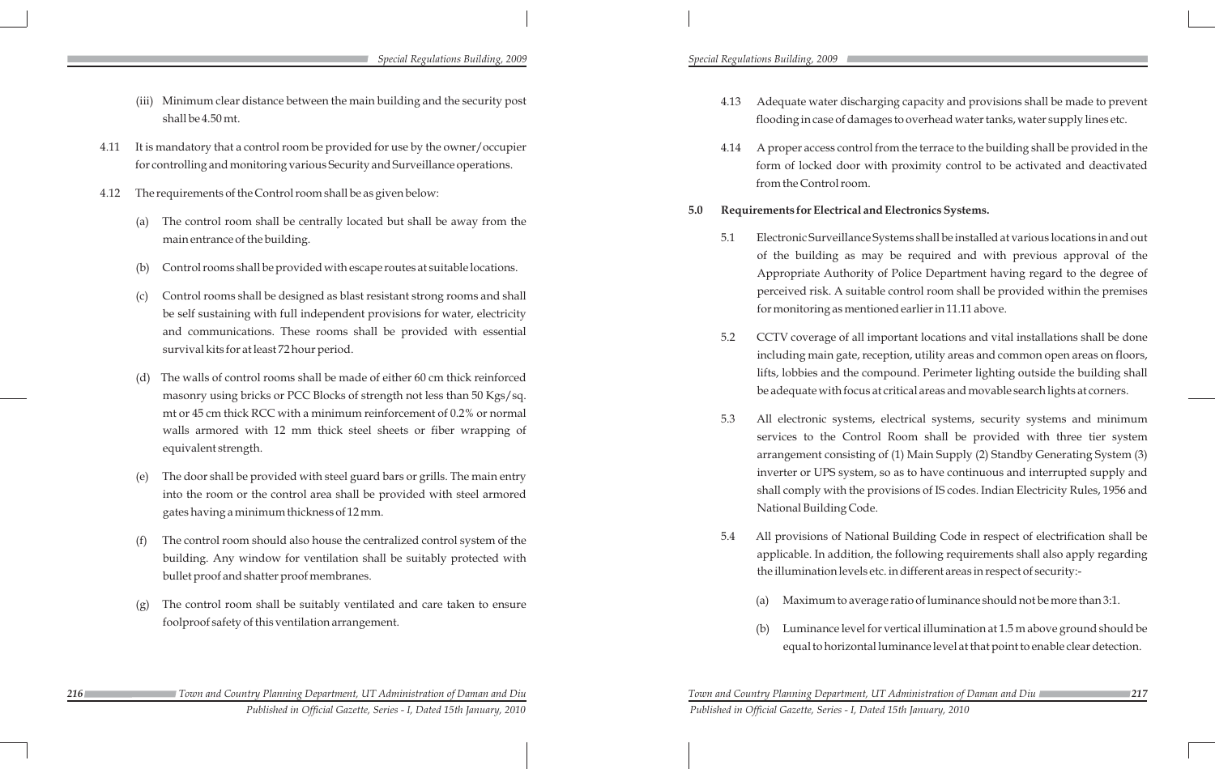(iii) Minimum clear distance between the main building and the security post shall be 4.50 mt.

4.11 It is mandatory that a control room be provided for use by the owner/occupier for controlling and monitoring various Security and Surveillance operations.

4.12 The requirements of the Control room shall be as given below:

(a) The control room shall be centrally located but shall be away from the main entrance of the building.

(b) Control rooms shall be provided with escape routes at suitable locations.

(c) Control rooms shall be designed as blast resistant strong rooms and shall be self sustaining with full independent provisions for water, electricity and communications. These rooms shall be provided with essential survival kits for at least 72 hour period.

(d) The walls of control rooms shall be made of either 60 cm thick reinforced masonry using bricks or PCC Blocks of strength not less than 50 Kgs/sq. mt or 45 cm thick RCC with a minimum reinforcement of 0.2% or normal walls armored with 12 mm thick steel sheets or fiber wrapping of equivalent strength.

(e) The door shall be provided with steel guard bars or grills. The main entry into the room or the control area shall be provided with steel armored gates having a minimum thickness of 12 mm.

(f) The control room should also house the centralized control system of the building. Any window for ventilation shall be suitably protected with bullet proof and shatter proof membranes.

(g) The control room shall be suitably ventilated and care taken to ensure foolproof safety of this ventilation arrangement.

4.13 Adequate water discharging capacity and provisions shall be made to prevent flooding in case of damages to overhead water tanks, water supply lines etc.

4.14 A proper access control from the terrace to the building shall be provided in the form of locked door with proximity control to be activated and deactivated from the Control room.

**5.0 Requirements for Electrical and Electronics Systems.**

5.1 Electronic Surveillance Systems shall be installed at various locations in and out of the building as may be required and with previous approval of the Appropriate Authority of Police Department having regard to the degree of perceived risk. A suitable control room shall be provided within the premises for monitoring as mentioned earlier in 11.11 above.

5.2 CCTV coverage of all important locations and vital installations shall be done including main gate, reception, utility areas and common open areas on floors, lifts, lobbies and the compound. Perimeter lighting outside the building shall be adequate with focus at critical areas and movable search lights at corners.

5.3 All electronic systems, electrical systems, security systems and minimum services to the Control Room shall be provided with three tier system arrangement consisting of (1) Main Supply (2) Standby Generating System (3) inverter or UPS system, so as to have continuous and interrupted supply and shall comply with the provisions of IS codes. Indian Electricity Rules, 1956 and National Building Code.

5.4 All provisions of National Building Code in respect of electrification shall be applicable. In addition, the following requirements shall also apply regarding the illumination levels etc. in different areas in respect of security:-

(a) Maximum to average ratio of luminance should not be more than 3:1.

(b) Luminance level for vertical illumination at 1.5 m above ground should be equal to horizontal luminance level at that point to enable clear detection.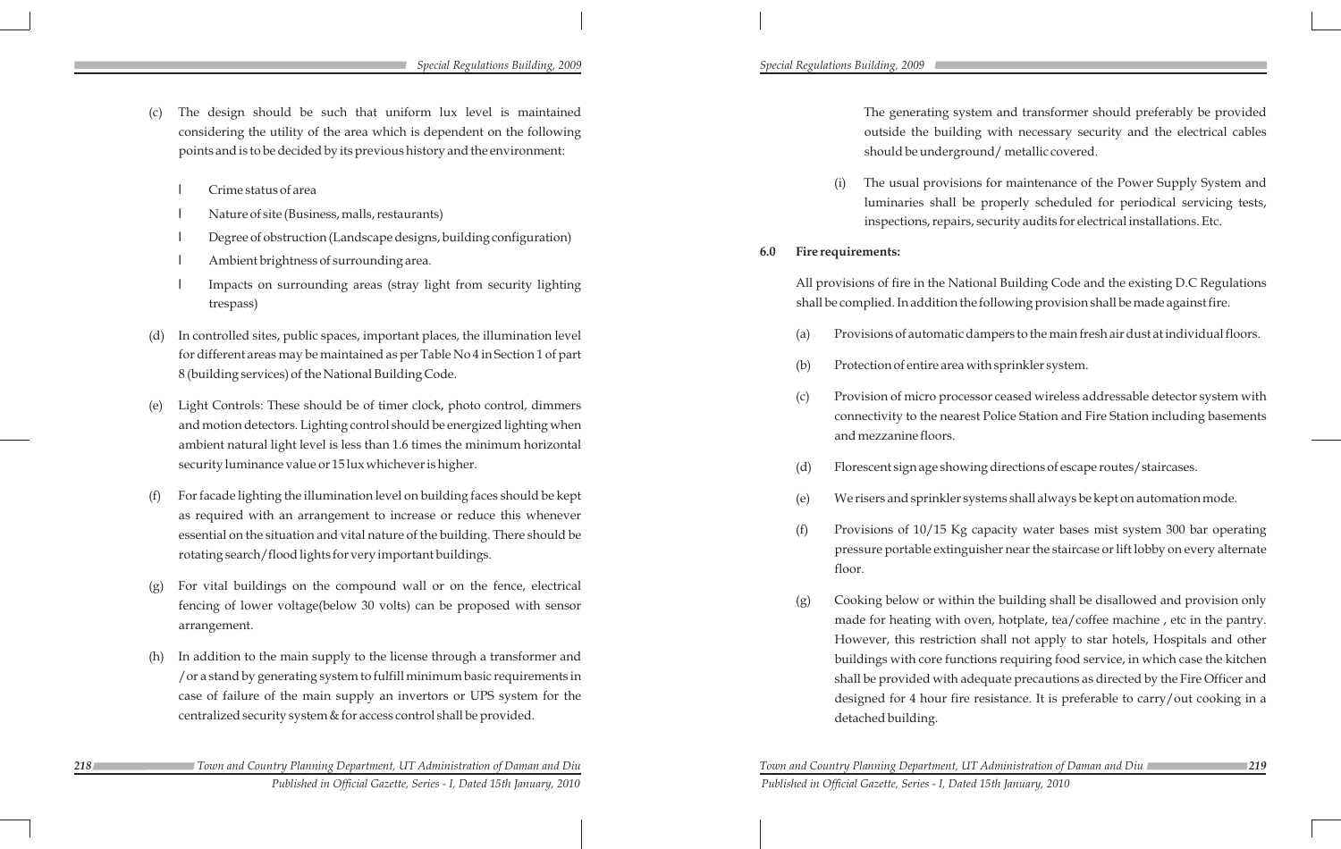(c) The design should be such that uniform lux level is maintained considering the utility of the area which is dependent on the following points and is to be decided by its previous history and the environment:

- Crime status of area
- Nature of site (Business, malls, restaurants)
- Degree of obstruction (Landscape designs, building configuration)
- Ambient brightness of surrounding area.
- Impacts on surrounding areas (stray light from security lighting trespass)

(d) In controlled sites, public spaces, important places, the illumination level for different areas may be maintained as per Table No 4 in Section 1 of part 8 (building services) of the National Building Code.

(e) Light Controls: These should be of timer clock, photo control, dimmers and motion detectors. Lighting control should be energized lighting when ambient natural light level is less than 1.6 times the minimum horizontal security luminance value or 15 lux whichever is higher.

(f) For facade lighting the illumination level on building faces should be kept as required with an arrangement to increase or reduce this whenever essential on the situation and vital nature of the building. There should be rotating search/flood lights for very important buildings.

(g) For vital buildings on the compound wall or on the fence, electrical fencing of lower voltage(below 30 volts) can be proposed with sensor arrangement.

(h) In addition to the main supply to the license through a transformer and /or a stand by generating system to fulfill minimum basic requirements in case of failure of the main supply an invertors or UPS system for the centralized security system & for access control shall be provided.

The generating system and transformer should preferably be provided outside the building with necessary security and the electrical cables should be underground/ metallic covered.

(i) The usual provisions for maintenance of the Power Supply System and luminaries shall be properly scheduled for periodical servicing tests, inspections, repairs, security audits for electrical installations. Etc.

**6.0 Fire requirements:**

All provisions of fire in the National Building Code and the existing D.C Regulations shall be complied. In addition the following provision shall be made against fire.

(a) Provisions of automatic dampers to the main fresh air dust at individual floors.

(b) Protection of entire area with sprinkler system.

(c) Provision of micro processor ceased wireless addressable detector system with connectivity to the nearest Police Station and Fire Station including basements and mezzanine floors.

(d) Florescent sign age showing directions of escape routes/staircases.

(e) We risers and sprinkler systems shall always be kept on automation mode.

(f) Provisions of 10/15 Kg capacity water bases mist system 300 bar operating pressure portable extinguisher near the staircase or lift lobby on every alternate floor.

(g) Cooking below or within the building shall be disallowed and provision only made for heating with oven, hotplate, tea/coffee machine , etc in the pantry. However, this restriction shall not apply to star hotels, Hospitals and other buildings with core functions requiring food service, in which case the kitchen shall be provided with adequate precautions as directed by the Fire Officer and designed for 4 hour fire resistance. It is preferable to carry/out cooking in a detached building.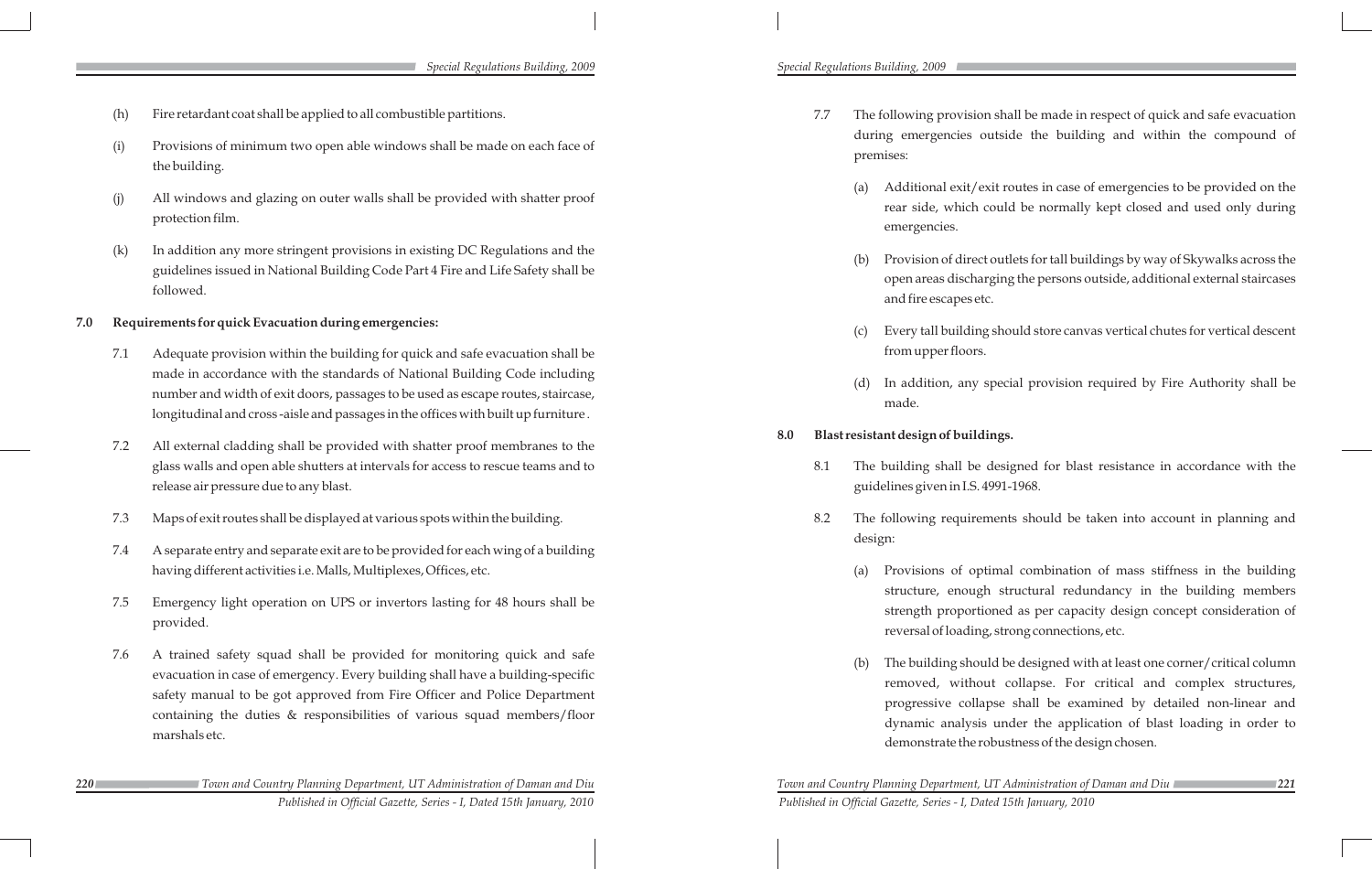(h) Fire retardant coat shall be applied to all combustible partitions.

(i) Provisions of minimum two open able windows shall be made on each face of the building.

(j) All windows and glazing on outer walls shall be provided with shatter proof protection film.

(k) In addition any more stringent provisions in existing DC Regulations and the guidelines issued in National Building Code Part 4 Fire and Life Safety shall be followed.

**7.0 Requirements for quick Evacuation during emergencies:**

7.1 Adequate provision within the building for quick and safe evacuation shall be made in accordance with the standards of National Building Code including number and width of exit doors, passages to be used as escape routes, staircase, longitudinal and cross -aisle and passages in the offices with built up furniture .

7.2 All external cladding shall be provided with shatter proof membranes to the glass walls and open able shutters at intervals for access to rescue teams and to release air pressure due to any blast.

7.3 Maps of exit routes shall be displayed at various spots within the building.

7.4 A separate entry and separate exit are to be provided for each wing of a building having different activities i.e. Malls, Multiplexes, Offices, etc.

7.5 Emergency light operation on UPS or invertors lasting for 48 hours shall be provided.

7.6 A trained safety squad shall be provided for monitoring quick and safe evacuation in case of emergency. Every building shall have a building-specific safety manual to be got approved from Fire Officer and Police Department containing the duties & responsibilities of various squad members/floor marshals etc.

7.7 The following provision shall be made in respect of quick and safe evacuation during emergencies outside the building and within the compound of premises:

(a) Additional exit/exit routes in case of emergencies to be provided on the rear side, which could be normally kept closed and used only during emergencies.

(b) Provision of direct outlets for tall buildings by way of Skywalks across the open areas discharging the persons outside, additional external staircases and fire escapes etc.

(c) Every tall building should store canvas vertical chutes for vertical descent from upper floors.

(d) In addition, any special provision required by Fire Authority shall be made.

**8.0 Blast resistant design of buildings.**

8.1 The building shall be designed for blast resistance in accordance with the guidelines given in I.S. 4991-1968.

8.2 The following requirements should be taken into account in planning and design:

(a) Provisions of optimal combination of mass stiffness in the building structure, enough structural redundancy in the building members strength proportioned as per capacity design concept consideration of reversal of loading, strong connections, etc.

(b) The building should be designed with at least one corner/critical column removed, without collapse. For critical and complex structures, progressive collapse shall be examined by detailed non-linear and dynamic analysis under the application of blast loading in order to demonstrate the robustness of the design chosen.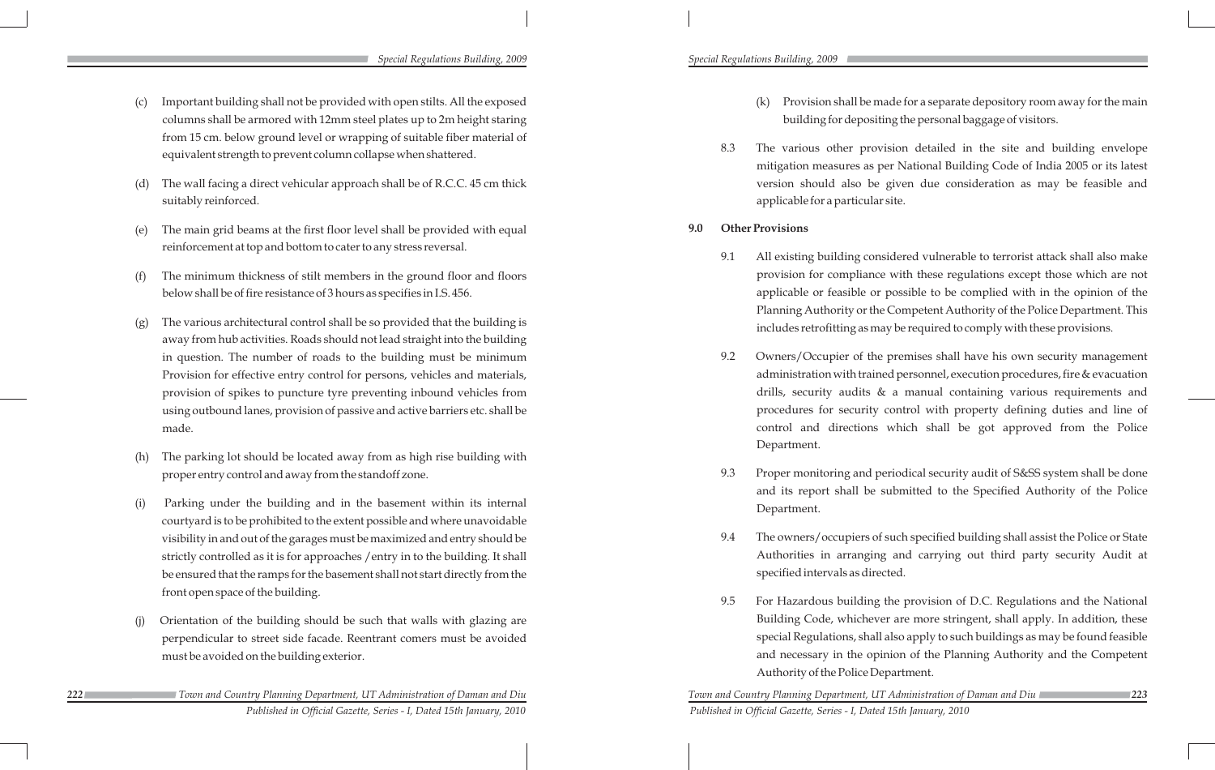(c) Important building shall not be provided with open stilts. All the exposed columns shall be armored with 12mm steel plates up to 2m height staring from 15 cm. below ground level or wrapping of suitable fiber material of equivalent strength to prevent column collapse when shattered.

(d) The wall facing a direct vehicular approach shall be of R.C.C. 45 cm thick suitably reinforced.

(e) The main grid beams at the first floor level shall be provided with equal reinforcement at top and bottom to cater to any stress reversal.

(f) The minimum thickness of stilt members in the ground floor and floors below shall be of fire resistance of 3 hours as specifies in I.S. 456.

(g) The various architectural control shall be so provided that the building is away from hub activities. Roads should not lead straight into the building in question. The number of roads to the building must be minimum Provision for effective entry control for persons, vehicles and materials, provision of spikes to puncture tyre preventing inbound vehicles from using outbound lanes, provision of passive and active barriers etc. shall be made.

(h) The parking lot should be located away from as high rise building with proper entry control and away from the standoff zone.

(i) Parking under the building and in the basement within its internal courtyard is to be prohibited to the extent possible and where unavoidable visibility in and out of the garages must be maximized and entry should be strictly controlled as it is for approaches /entry in to the building. It shall be ensured that the ramps for the basement shall not start directly from the front open space of the building.

(j) Orientation of the building should be such that walls with glazing are perpendicular to street side facade. Reentrant comers must be avoided on the building exterior.

(k) Provision shall be made for a separate depository room away for the main building for depositing the personal baggage of visitors.

8.3 The various other provision detailed in the site and building envelope mitigation measures as per National Building Code of India 2005 or its latest version should also be given due consideration as may be feasible and applicable for a particular site.

## 9.0 Other Provisions

9.1 All existing building considered vulnerable to terrorist attack shall also make provision for compliance with these regulations except those which are not applicable or feasible or possible to be complied with in the opinion of the Planning Authority or the Competent Authority of the Police Department. This includes retrofitting as may be required to comply with these provisions.

9.2 Owners/Occupier of the premises shall have his own security management administration with trained personnel, execution procedures, fire & evacuation drills, security audits & a manual containing various requirements and procedures for security control with property defining duties and line of control and directions which shall be got approved from the Police Department.

9.3 Proper monitoring and periodical security audit of S&SS system shall be done and its report shall be submitted to the Specified Authority of the Police Department.

9.4 The owners/occupiers of such specified building shall assist the Police or State Authorities in arranging and carrying out third party security Audit at specified intervals as directed.

9.5 For Hazardous building the provision of D.C. Regulations and the National Building Code, whichever are more stringent, shall apply. In addition, these special Regulations, shall also apply to such buildings as may be found feasible and necessary in the opinion of the Planning Authority and the Competent Authority of the Police Department.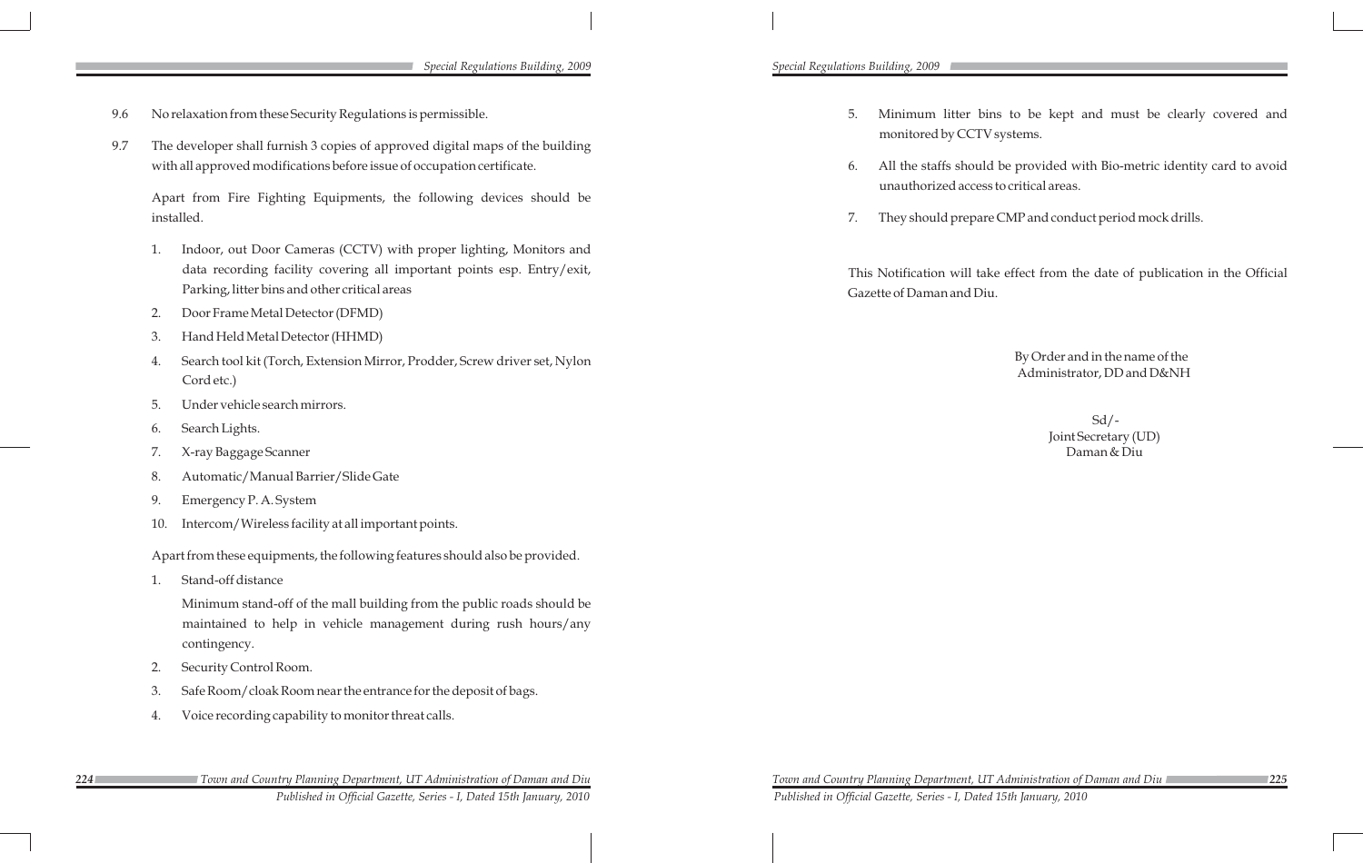9.6 No relaxation from these Security Regulations is permissible.

9.7 The developer shall furnish 3 copies of approved digital maps of the building with all approved modifications before issue of occupation certificate.

Apart from Fire Fighting Equipments, the following devices should be installed.

1. Indoor, out Door Cameras (CCTV) with proper lighting, Monitors and data recording facility covering all important points esp. Entry/exit, Parking, litter bins and other critical areas
2. Door Frame Metal Detector (DFMD)
3. Hand Held Metal Detector (HHMD)
4. Search tool kit (Torch, Extension Mirror, Prodder, Screw driver set, Nylon Cord etc.)
5. Under vehicle search mirrors.
6. Search Lights.
7. X-ray Baggage Scanner
8. Automatic/Manual Barrier/Slide Gate
9. Emergency P. A. System
10. Intercom/Wireless facility at all important points.

Apart from these equipments, the following features should also be provided.

1. Stand-off distance

   Minimum stand-off of the mall building from the public roads should be maintained to help in vehicle management during rush hours/any contingency.
2. Security Control Room.
3. Safe Room/cloak Room near the entrance for the deposit of bags.
4. Voice recording capability to monitor threat calls.
5. Minimum litter bins to be kept and must be clearly covered and monitored by CCTV systems.
6. All the staffs should be provided with Bio-metric identity card to avoid unauthorized access to critical areas.
7. They should prepare CMP and conduct period mock drills.

This Notification will take effect from the date of publication in the Official Gazette of Daman and Diu.

By Order and in the name of the
Administrator, DD and D&NH

Sd/-
Joint Secretary (UD)
Daman & Diu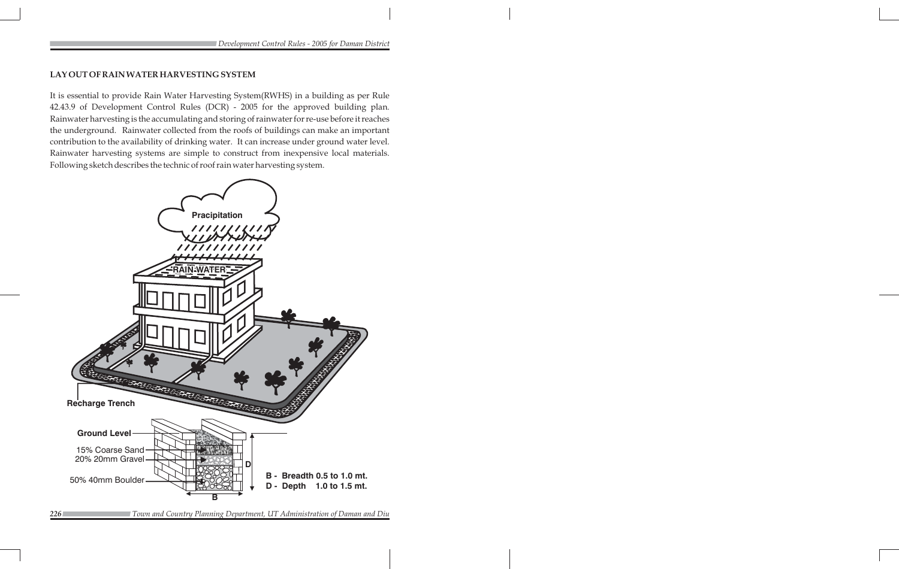## LAY OUT OF RAIN WATER HARVESTING SYSTEM

It is essential to provide Rain Water Harvesting System(RWHS) in a building as per Rule 42.43.9 of Development Control Rules (DCR) - 2005 for the approved building plan. Rainwater harvesting is the accumulating and storing of rainwater for re-use before it reaches the underground. Rainwater collected from the roofs of buildings can make an important contribution to the availability of drinking water. It can increase under ground water level. Rainwater harvesting systems are simple to construct from inexpensive local materials. Following sketch describes the technic of roof rain water harvesting system.

Pracipitation

RAIN WATER

Recharge Trench

Ground Level

15% Coarse Sand

20% 20mm Gravel

50% 40mm Boulder

D

B

B - Breadth 0.5 to 1.0 mt.

D - Depth 1.0 to 1.5 mt.